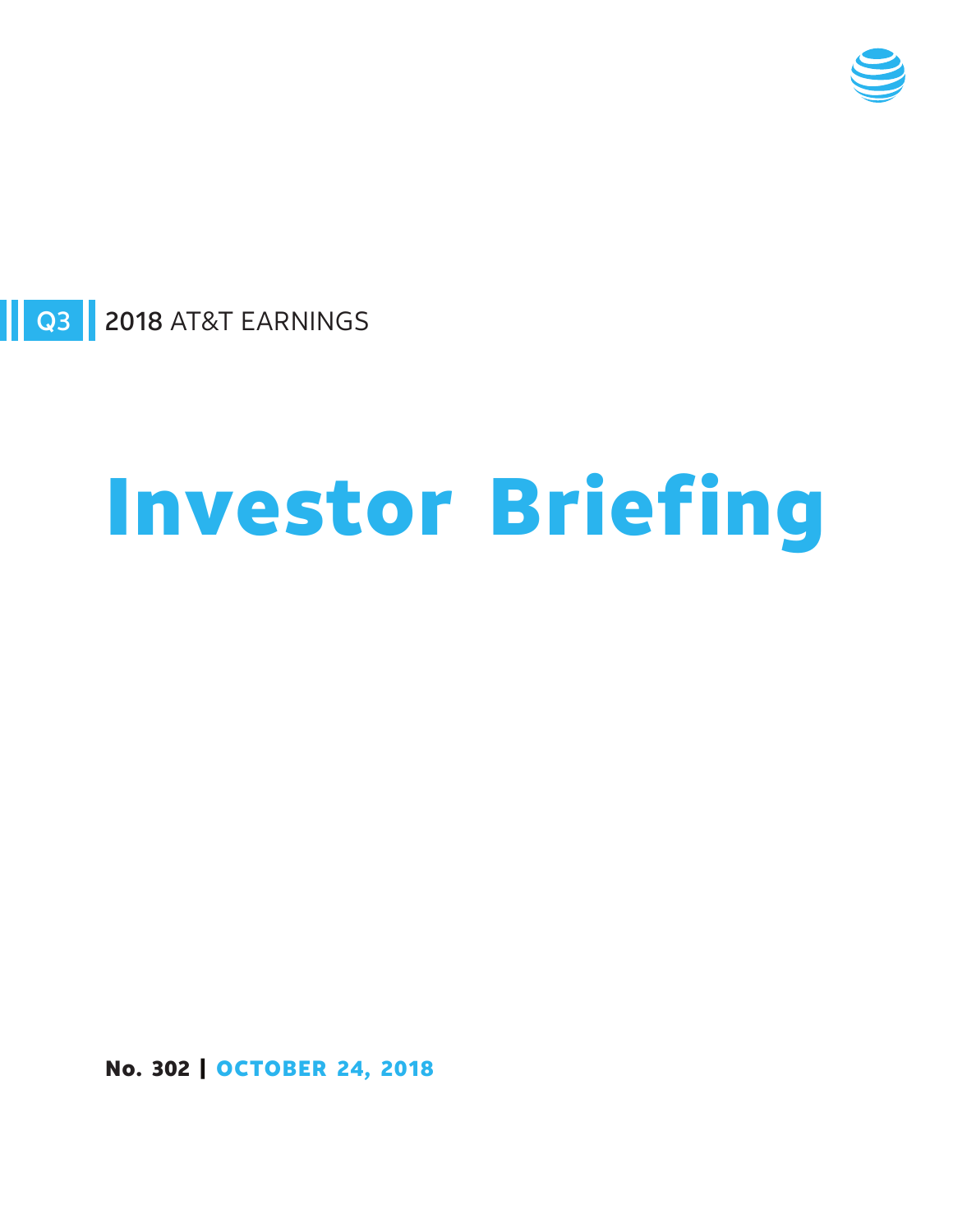Q3 2018 AT&T EARNINGS

# Investor Briefing

**No. 302 | OCTOBER 24, 2018**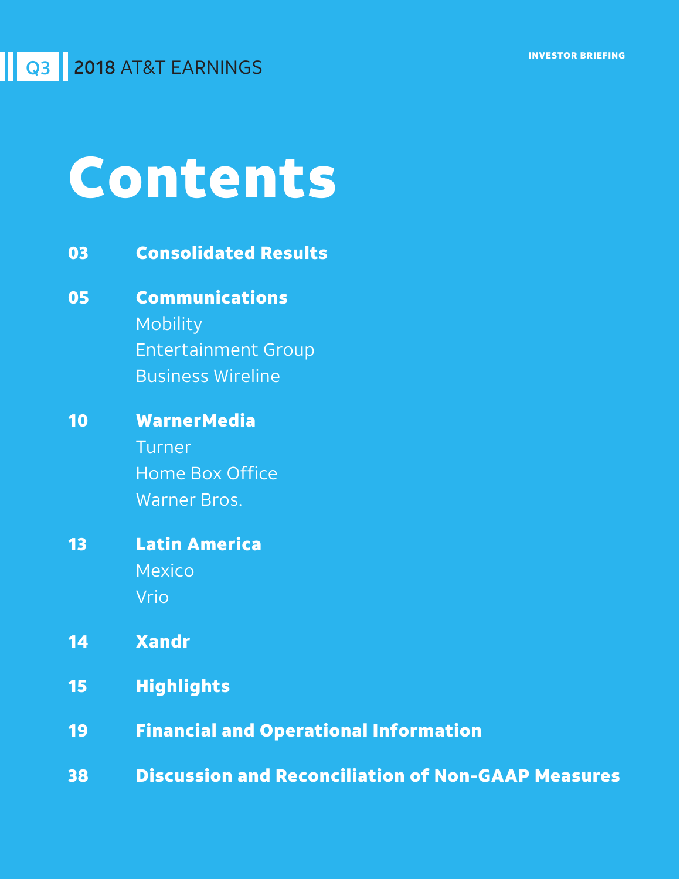# Contents

**03** **Consolidated Results**

**05** **Communications**
- Mobility
- Entertainment Group
- Business Wireline

**10** **WarnerMedia**
- Turner
- Home Box Office
- Warner Bros.

**13** **Latin America**
- Mexico
- Vrio

**14** **Xandr**

**15** **Highlights**

**19** **Financial and Operational Information**

**38** **Discussion and Reconciliation of Non-GAAP Measures**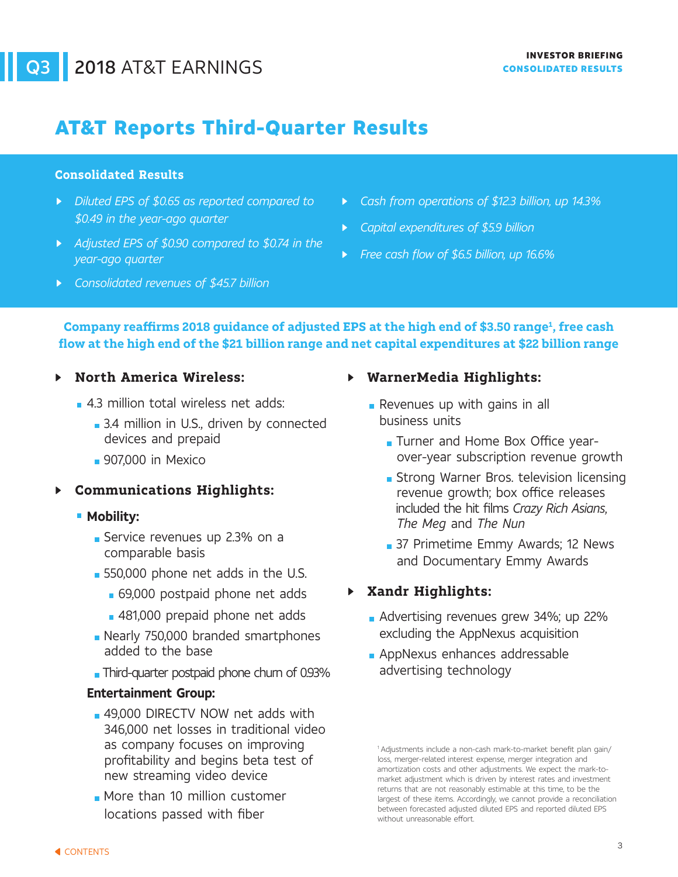# AT&T Reports Third-Quarter Results

## Consolidated Results

- *Diluted EPS of $0.65 as reported compared to $0.49 in the year-ago quarter*
- *Adjusted EPS of $0.90 compared to $0.74 in the year-ago quarter*
- *Consolidated revenues of $45.7 billion*
- *Cash from operations of $12.3 billion, up 14.3%*
- *Capital expenditures of $5.9 billion*
- *Free cash flow of $6.5 billion, up 16.6%*

**Company reaffirms 2018 guidance of adjusted EPS at the high end of $3.50 range[1], free cash flow at the high end of the $21 billion range and net capital expenditures at $22 billion range**

### North America Wireless:

- 4.3 million total wireless net adds:
  - 3.4 million in U.S., driven by connected devices and prepaid
  - 907,000 in Mexico

### Communications Highlights:

- **Mobility:**
  - Service revenues up 2.3% on a comparable basis
  - 550,000 phone net adds in the U.S.
    - 69,000 postpaid phone net adds
    - 481,000 prepaid phone net adds
  - Nearly 750,000 branded smartphones added to the base
  - Third-quarter postpaid phone churn of 0.93%

**Entertainment Group:**

- 49,000 DIRECTV NOW net adds with 346,000 net losses in traditional video as company focuses on improving profitability and begins beta test of new streaming video device
- More than 10 million customer locations passed with fiber

### WarnerMedia Highlights:

- Revenues up with gains in all business units
  - Turner and Home Box Office year-over-year subscription revenue growth
  - Strong Warner Bros. television licensing revenue growth; box office releases included the hit films *Crazy Rich Asians*, *The Meg* and *The Nun*
  - 37 Primetime Emmy Awards; 12 News and Documentary Emmy Awards

### Xandr Highlights:

- Advertising revenues grew 34%; up 22% excluding the AppNexus acquisition
- AppNexus enhances addressable advertising technology

[1] Adjustments include a non-cash mark-to-market benefit plan gain/loss, merger-related interest expense, merger integration and amortization costs and other adjustments. We expect the mark-to-market adjustment which is driven by interest rates and investment returns that are not reasonably estimable at this time, to be the largest of these items. Accordingly, we cannot provide a reconciliation between forecasted adjusted diluted EPS and reported diluted EPS without unreasonable effort.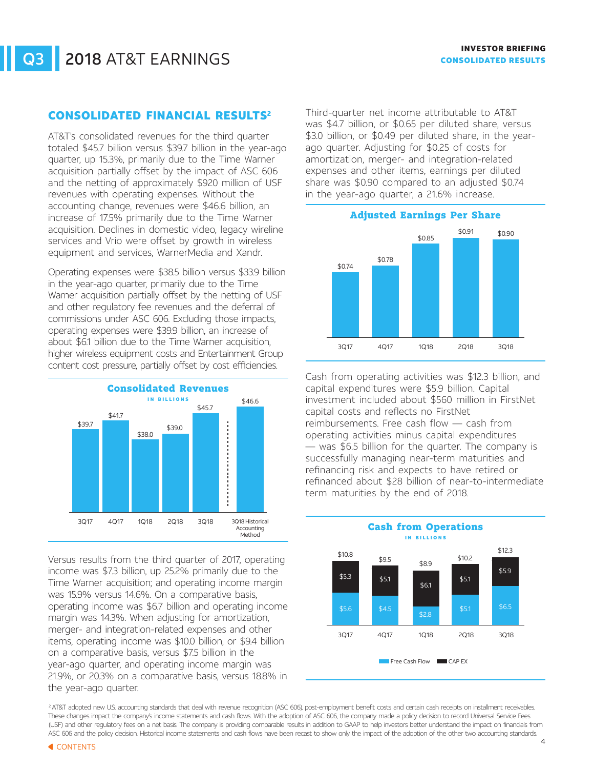## CONSOLIDATED FINANCIAL RESULTS[2]

AT&T's consolidated revenues for the third quarter totaled $45.7 billion versus $39.7 billion in the year-ago quarter, up 15.3%, primarily due to the Time Warner acquisition partially offset by the impact of ASC 606 and the netting of approximately $920 million of USF revenues with operating expenses. Without the accounting change, revenues were $46.6 billion, an increase of 17.5% primarily due to the Time Warner acquisition. Declines in domestic video, legacy wireline services and Vrio were offset by growth in wireless equipment and services, WarnerMedia and Xandr.

Operating expenses were $38.5 billion versus $33.9 billion in the year-ago quarter, primarily due to the Time Warner acquisition partially offset by the netting of USF and other regulatory fee revenues and the deferral of commissions under ASC 606. Excluding those impacts, operating expenses were $39.9 billion, an increase of about $6.1 billion due to the Time Warner acquisition, higher wireless equipment costs and Entertainment Group content cost pressure, partially offset by cost efficiencies.

**Consolidated Revenues**
IN BILLIONS

| 3Q17 | 4Q17 | 1Q18 | 2Q18 | 3Q18 | 3Q18 Historical Accounting Method |
|---|---|---|---|---|---|
| $39.7 | $41.7 | $38.0 | $39.0 | $45.7 | $46.6 |

Versus results from the third quarter of 2017, operating income was $7.3 billion, up 25.2% primarily due to the Time Warner acquisition; and operating income margin was 15.9% versus 14.6%. On a comparative basis, operating income was $6.7 billion and operating income margin was 14.3%. When adjusting for amortization, merger- and integration-related expenses and other items, operating income was $10.0 billion, or $9.4 billion on a comparative basis, versus $7.5 billion in the year-ago quarter, and operating income margin was 21.9%, or 20.3% on a comparative basis, versus 18.8% in the year-ago quarter.

Third-quarter net income attributable to AT&T was $4.7 billion, or $0.65 per diluted share, versus $3.0 billion, or $0.49 per diluted share, in the year-ago quarter. Adjusting for $0.25 of costs for amortization, merger- and integration-related expenses and other items, earnings per diluted share was $0.90 compared to an adjusted $0.74 in the year-ago quarter, a 21.6% increase.

**Adjusted Earnings Per Share**

| 3Q17 | 4Q17 | 1Q18 | 2Q18 | 3Q18 |
|---|---|---|---|---|
| $0.74 | $0.78 | $0.85 | $0.91 | $0.90 |

Cash from operating activities was $12.3 billion, and capital expenditures were $5.9 billion. Capital investment included about $560 million in FirstNet capital costs and reflects no FirstNet reimbursements. Free cash flow — cash from operating activities minus capital expenditures — was $6.5 billion for the quarter. The company is successfully managing near-term maturities and refinancing risk and expects to have retired or refinanced about $28 billion of near-to-intermediate term maturities by the end of 2018.

**Cash from Operations**
IN BILLIONS

| | 3Q17 | 4Q17 | 1Q18 | 2Q18 | 3Q18 |
|---|---|---|---|---|---|
| Free Cash Flow | $5.6 | $4.5 | $2.8 | $5.1 | $6.5 |
| CAP EX | $5.3 | $5.1 | $6.1 | $5.1 | $5.9 |
| Total | $10.8 | $9.5 | $8.9 | $10.2 | $12.3 |

[2] AT&T adopted new U.S. accounting standards that deal with revenue recognition (ASC 606), post-employment benefit costs and certain cash receipts on installment receivables. These changes impact the company's income statements and cash flows. With the adoption of ASC 606, the company made a policy decision to record Universal Service Fees (USF) and other regulatory fees on a net basis. The company is providing comparable results in addition to GAAP to help investors better understand the impact on financials from ASC 606 and the policy decision. Historical income statements and cash flows have been recast to show only the impact of the adoption of the other two accounting standards.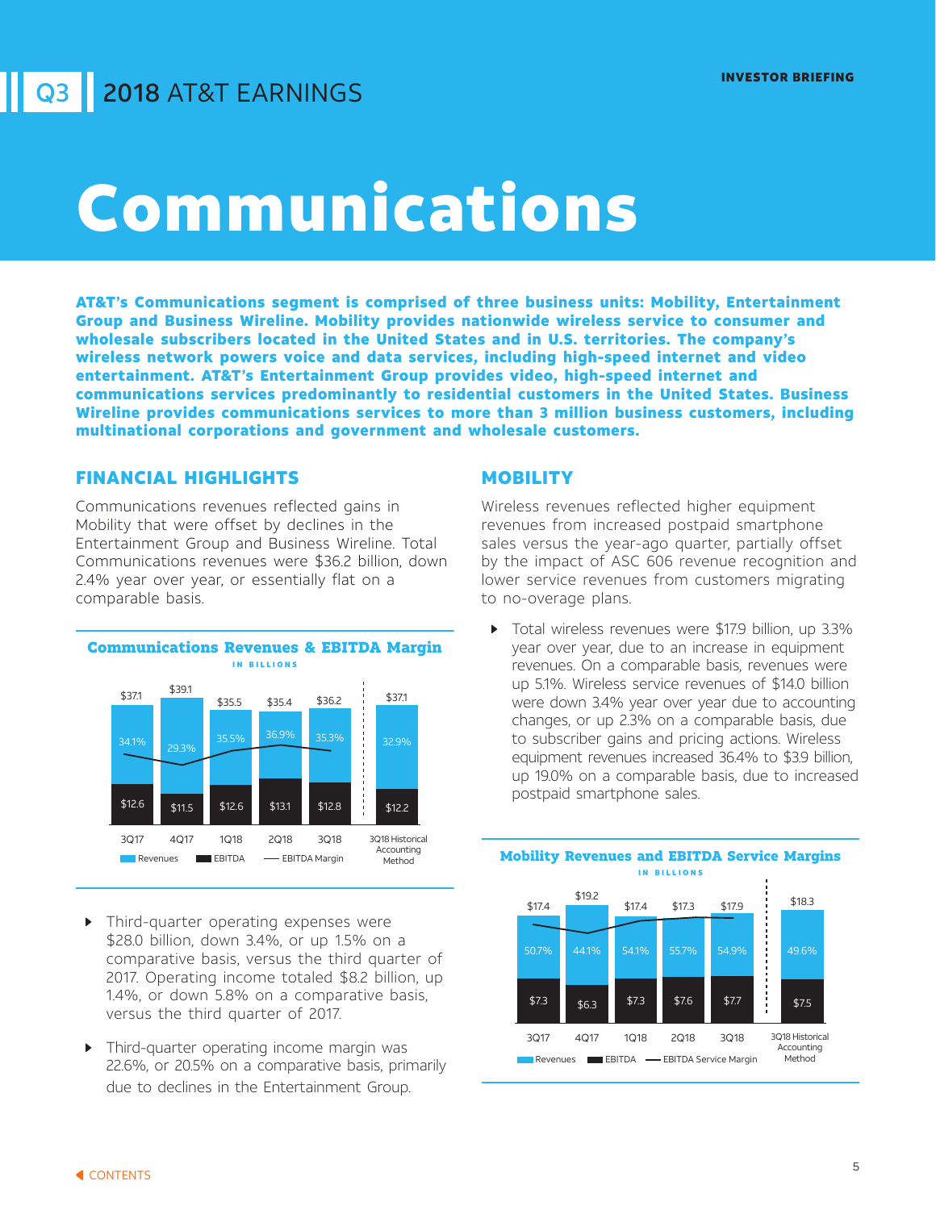# Communications

**AT&T's Communications segment is comprised of three business units: Mobility, Entertainment Group and Business Wireline. Mobility provides nationwide wireless service to consumer and wholesale subscribers located in the United States and in U.S. territories. The company's wireless network powers voice and data services, including high-speed internet and video entertainment. AT&T's Entertainment Group provides video, high-speed internet and communications services predominantly to residential customers in the United States. Business Wireline provides communications services to more than 3 million business customers, including multinational corporations and government and wholesale customers.**

## FINANCIAL HIGHLIGHTS

Communications revenues reflected gains in Mobility that were offset by declines in the Entertainment Group and Business Wireline. Total Communications revenues were $36.2 billion, down 2.4% year over year, or essentially flat on a comparable basis.

**Communications Revenues & EBITDA Margin**

IN BILLIONS

| | 3Q17 | 4Q17 | 1Q18 | 2Q18 | 3Q18 | 3Q18 Historical Accounting Method |
|---|---|---|---|---|---|---|
| Revenues | $37.1 | $39.1 | $35.5 | $35.4 | $36.2 | $37.1 |
| EBITDA | $12.6 | $11.5 | $12.6 | $13.1 | $12.8 | $12.2 |
| EBITDA Margin | 34.1% | 29.3% | 35.5% | 36.9% | 35.3% | 32.9% |

- Third-quarter operating expenses were $28.0 billion, down 3.4%, or up 1.5% on a comparative basis, versus the third quarter of 2017. Operating income totaled $8.2 billion, up 1.4%, or down 5.8% on a comparative basis, versus the third quarter of 2017.
- Third-quarter operating income margin was 22.6%, or 20.5% on a comparative basis, primarily due to declines in the Entertainment Group.

## MOBILITY

Wireless revenues reflected higher equipment revenues from increased postpaid smartphone sales versus the year-ago quarter, partially offset by the impact of ASC 606 revenue recognition and lower service revenues from customers migrating to no-overage plans.

- Total wireless revenues were $17.9 billion, up 3.3% year over year, due to an increase in equipment revenues. On a comparable basis, revenues were up 5.1%. Wireless service revenues of $14.0 billion were down 3.4% year over year due to accounting changes, or up 2.3% on a comparable basis, due to subscriber gains and pricing actions. Wireless equipment revenues increased 36.4% to $3.9 billion, up 19.0% on a comparable basis, due to increased postpaid smartphone sales.

**Mobility Revenues and EBITDA Service Margins**

IN BILLIONS

| | 3Q17 | 4Q17 | 1Q18 | 2Q18 | 3Q18 | 3Q18 Historical Accounting Method |
|---|---|---|---|---|---|---|
| Revenues | $17.4 | $19.2 | $17.4 | $17.3 | $17.9 | $18.3 |
| EBITDA | $7.3 | $6.3 | $7.3 | $7.6 | $7.7 | $7.5 |
| EBITDA Service Margin | 50.7% | 44.1% | 54.1% | 55.7% | 54.9% | 49.6% |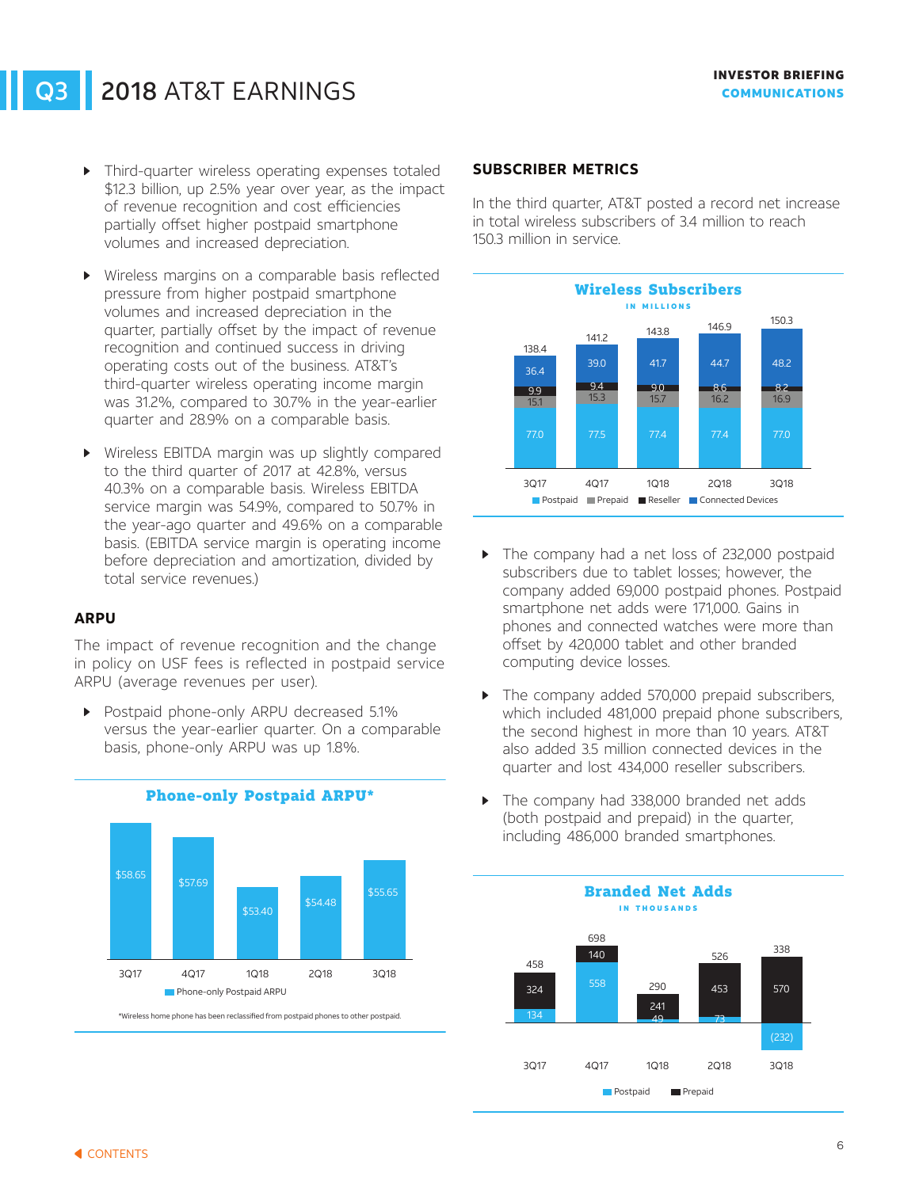# Q3 2018 AT&T EARNINGS

INVESTOR BRIEFING
COMMUNICATIONS

- Third-quarter wireless operating expenses totaled $12.3 billion, up 2.5% year over year, as the impact of revenue recognition and cost efficiencies partially offset higher postpaid smartphone volumes and increased depreciation.
- Wireless margins on a comparable basis reflected pressure from higher postpaid smartphone volumes and increased depreciation in the quarter, partially offset by the impact of revenue recognition and continued success in driving operating costs out of the business. AT&T's third-quarter wireless operating income margin was 31.2%, compared to 30.7% in the year-earlier quarter and 28.9% on a comparable basis.
- Wireless EBITDA margin was up slightly compared to the third quarter of 2017 at 42.8%, versus 40.3% on a comparable basis. Wireless EBITDA service margin was 54.9%, compared to 50.7% in the year-ago quarter and 49.6% on a comparable basis. (EBITDA service margin is operating income before depreciation and amortization, divided by total service revenues.)

## ARPU

The impact of revenue recognition and the change in policy on USF fees is reflected in postpaid service ARPU (average revenues per user).

- Postpaid phone-only ARPU decreased 5.1% versus the year-earlier quarter. On a comparable basis, phone-only ARPU was up 1.8%.

**Phone-only Postpaid ARPU***

| | 3Q17 | 4Q17 | 1Q18 | 2Q18 | 3Q18 |
|---|---|---|---|---|---|
| Phone-only Postpaid ARPU | $58.65 | $57.69 | $53.40 | $54.48 | $55.65 |

*Wireless home phone has been reclassified from postpaid phones to other postpaid.

## SUBSCRIBER METRICS

In the third quarter, AT&T posted a record net increase in total wireless subscribers of 3.4 million to reach 150.3 million in service.

**Wireless Subscribers**
IN MILLIONS

| | 3Q17 | 4Q17 | 1Q18 | 2Q18 | 3Q18 |
|---|---|---|---|---|---|
| Postpaid | 77.0 | 77.5 | 77.4 | 77.4 | 77.0 |
| Prepaid | 15.1 | 15.3 | 15.7 | 16.2 | 16.9 |
| Reseller | 9.9 | 9.4 | 9.0 | 8.6 | 8.2 |
| Connected Devices | 36.4 | 39.0 | 41.7 | 44.7 | 48.2 |
| Total | 138.4 | 141.2 | 143.8 | 146.9 | 150.3 |

- The company had a net loss of 232,000 postpaid subscribers due to tablet losses; however, the company added 69,000 postpaid phones. Postpaid smartphone net adds were 171,000. Gains in phones and connected watches were more than offset by 420,000 tablet and other branded computing device losses.
- The company added 570,000 prepaid subscribers, which included 481,000 prepaid phone subscribers, the second highest in more than 10 years. AT&T also added 3.5 million connected devices in the quarter and lost 434,000 reseller subscribers.
- The company had 338,000 branded net adds (both postpaid and prepaid) in the quarter, including 486,000 branded smartphones.

**Branded Net Adds**
IN THOUSANDS

| | 3Q17 | 4Q17 | 1Q18 | 2Q18 | 3Q18 |
|---|---|---|---|---|---|
| Postpaid | 134 | 558 | 49 | 73 | (232) |
| Prepaid | 324 | 140 | 241 | 453 | 570 |
| Total | 458 | 698 | 290 | 526 | 338 |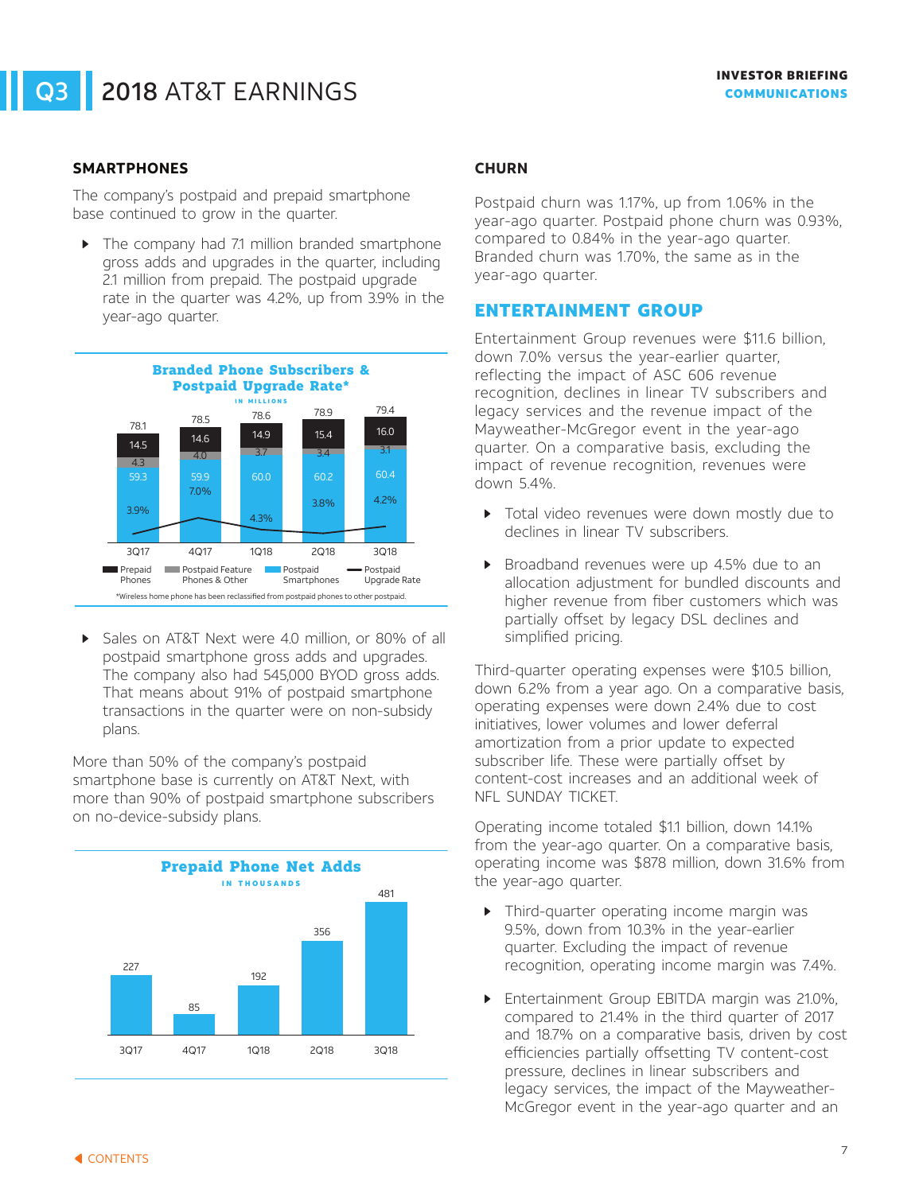## SMARTPHONES

The company's postpaid and prepaid smartphone base continued to grow in the quarter.

- The company had 7.1 million branded smartphone gross adds and upgrades in the quarter, including 2.1 million from prepaid. The postpaid upgrade rate in the quarter was 4.2%, up from 3.9% in the year-ago quarter.

**Branded Phone Subscribers & Postpaid Upgrade Rate***

IN MILLIONS

| | 3Q17 | 4Q17 | 1Q18 | 2Q18 | 3Q18 |
|---|---|---|---|---|---|
| Prepaid Phones | 14.5 | 14.6 | 14.9 | 15.4 | 16.0 |
| Postpaid Feature Phones & Other | 4.3 | 4.0 | 3.7 | 3.4 | 3.1 |
| Postpaid Smartphones | 59.3 | 59.9 | 60.0 | 60.2 | 60.4 |
| Total | 78.1 | 78.5 | 78.6 | 78.9 | 79.4 |
| Postpaid Upgrade Rate | 3.9% | 7.0% | 4.3% | 3.8% | 4.2% |

*Wireless home phone has been reclassified from postpaid phones to other postpaid.

- Sales on AT&T Next were 4.0 million, or 80% of all postpaid smartphone gross adds and upgrades. The company also had 545,000 BYOD gross adds. That means about 91% of postpaid smartphone transactions in the quarter were on non-subsidy plans.

More than 50% of the company's postpaid smartphone base is currently on AT&T Next, with more than 90% of postpaid smartphone subscribers on no-device-subsidy plans.

**Prepaid Phone Net Adds**

IN THOUSANDS

| 3Q17 | 4Q17 | 1Q18 | 2Q18 | 3Q18 |
|---|---|---|---|---|
| 227 | 85 | 192 | 356 | 481 |

## CHURN

Postpaid churn was 1.17%, up from 1.06% in the year-ago quarter. Postpaid phone churn was 0.93%, compared to 0.84% in the year-ago quarter. Branded churn was 1.70%, the same as in the year-ago quarter.

## ENTERTAINMENT GROUP

Entertainment Group revenues were $11.6 billion, down 7.0% versus the year-earlier quarter, reflecting the impact of ASC 606 revenue recognition, declines in linear TV subscribers and legacy services and the revenue impact of the Mayweather-McGregor event in the year-ago quarter. On a comparative basis, excluding the impact of revenue recognition, revenues were down 5.4%.

- Total video revenues were down mostly due to declines in linear TV subscribers.
- Broadband revenues were up 4.5% due to an allocation adjustment for bundled discounts and higher revenue from fiber customers which was partially offset by legacy DSL declines and simplified pricing.

Third-quarter operating expenses were $10.5 billion, down 6.2% from a year ago. On a comparative basis, operating expenses were down 2.4% due to cost initiatives, lower volumes and lower deferral amortization from a prior update to expected subscriber life. These were partially offset by content-cost increases and an additional week of NFL SUNDAY TICKET.

Operating income totaled $1.1 billion, down 14.1% from the year-ago quarter. On a comparative basis, operating income was $878 million, down 31.6% from the year-ago quarter.

- Third-quarter operating income margin was 9.5%, down from 10.3% in the year-earlier quarter. Excluding the impact of revenue recognition, operating income margin was 7.4%.
- Entertainment Group EBITDA margin was 21.0%, compared to 21.4% in the third quarter of 2017 and 18.7% on a comparative basis, driven by cost efficiencies partially offsetting TV content-cost pressure, declines in linear subscribers and legacy services, the impact of the Mayweather-McGregor event in the year-ago quarter and an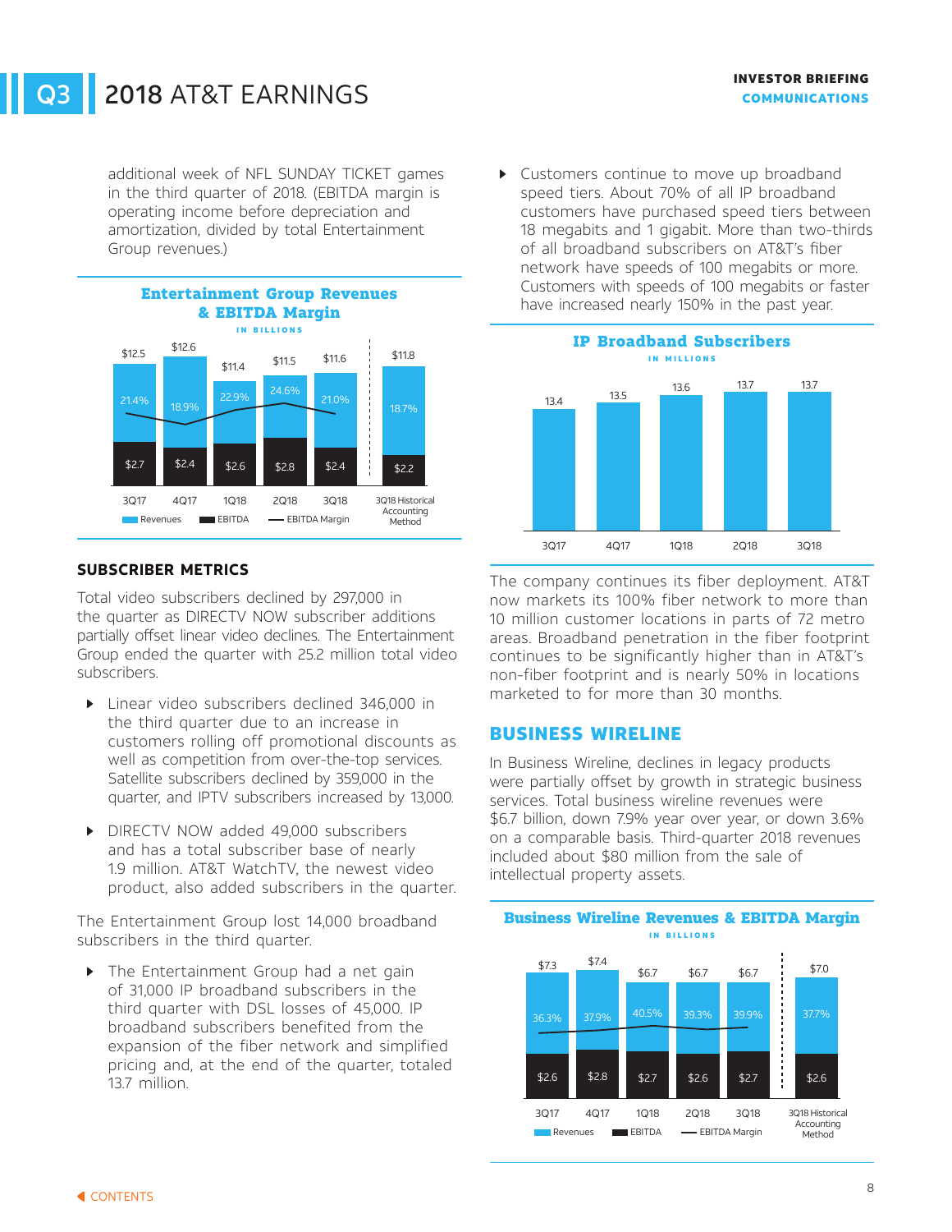additional week of NFL SUNDAY TICKET games in the third quarter of 2018. (EBITDA margin is operating income before depreciation and amortization, divided by total Entertainment Group revenues.)

**Entertainment Group Revenues & EBITDA Margin**
IN BILLIONS

| | 3Q17 | 4Q17 | 1Q18 | 2Q18 | 3Q18 | 3Q18 Historical Accounting Method |
|---|---|---|---|---|---|---|
| Revenues | $12.5 | $12.6 | $11.4 | $11.5 | $11.6 | $11.8 |
| EBITDA | $2.7 | $2.4 | $2.6 | $2.8 | $2.4 | $2.2 |
| EBITDA Margin | 21.4% | 18.9% | 22.9% | 24.6% | 21.0% | 18.7% |

## SUBSCRIBER METRICS

Total video subscribers declined by 297,000 in the quarter as DIRECTV NOW subscriber additions partially offset linear video declines. The Entertainment Group ended the quarter with 25.2 million total video subscribers.

- Linear video subscribers declined 346,000 in the third quarter due to an increase in customers rolling off promotional discounts as well as competition from over-the-top services. Satellite subscribers declined by 359,000 in the quarter, and IPTV subscribers increased by 13,000.
- DIRECTV NOW added 49,000 subscribers and has a total subscriber base of nearly 1.9 million. AT&T WatchTV, the newest video product, also added subscribers in the quarter.

The Entertainment Group lost 14,000 broadband subscribers in the third quarter.

- The Entertainment Group had a net gain of 31,000 IP broadband subscribers in the third quarter with DSL losses of 45,000. IP broadband subscribers benefited from the expansion of the fiber network and simplified pricing and, at the end of the quarter, totaled 13.7 million.
- Customers continue to move up broadband speed tiers. About 70% of all IP broadband customers have purchased speed tiers between 18 megabits and 1 gigabit. More than two-thirds of all broadband subscribers on AT&T's fiber network have speeds of 100 megabits or more. Customers with speeds of 100 megabits or faster have increased nearly 150% in the past year.

**IP Broadband Subscribers**
IN MILLIONS

| 3Q17 | 4Q17 | 1Q18 | 2Q18 | 3Q18 |
|---|---|---|---|---|
| 13.4 | 13.5 | 13.6 | 13.7 | 13.7 |

The company continues its fiber deployment. AT&T now markets its 100% fiber network to more than 10 million customer locations in parts of 72 metro areas. Broadband penetration in the fiber footprint continues to be significantly higher than in AT&T's non-fiber footprint and is nearly 50% in locations marketed to for more than 30 months.

## BUSINESS WIRELINE

In Business Wireline, declines in legacy products were partially offset by growth in strategic business services. Total business wireline revenues were $6.7 billion, down 7.9% year over year, or down 3.6% on a comparable basis. Third-quarter 2018 revenues included about $80 million from the sale of intellectual property assets.

**Business Wireline Revenues & EBITDA Margin**
IN BILLIONS

| | 3Q17 | 4Q17 | 1Q18 | 2Q18 | 3Q18 | 3Q18 Historical Accounting Method |
|---|---|---|---|---|---|---|
| Revenues | $7.3 | $7.4 | $6.7 | $6.7 | $6.7 | $7.0 |
| EBITDA | $2.6 | $2.8 | $2.7 | $2.6 | $2.7 | $2.6 |
| EBITDA Margin | 36.3% | 37.9% | 40.5% | 39.3% | 39.9% | 37.7% |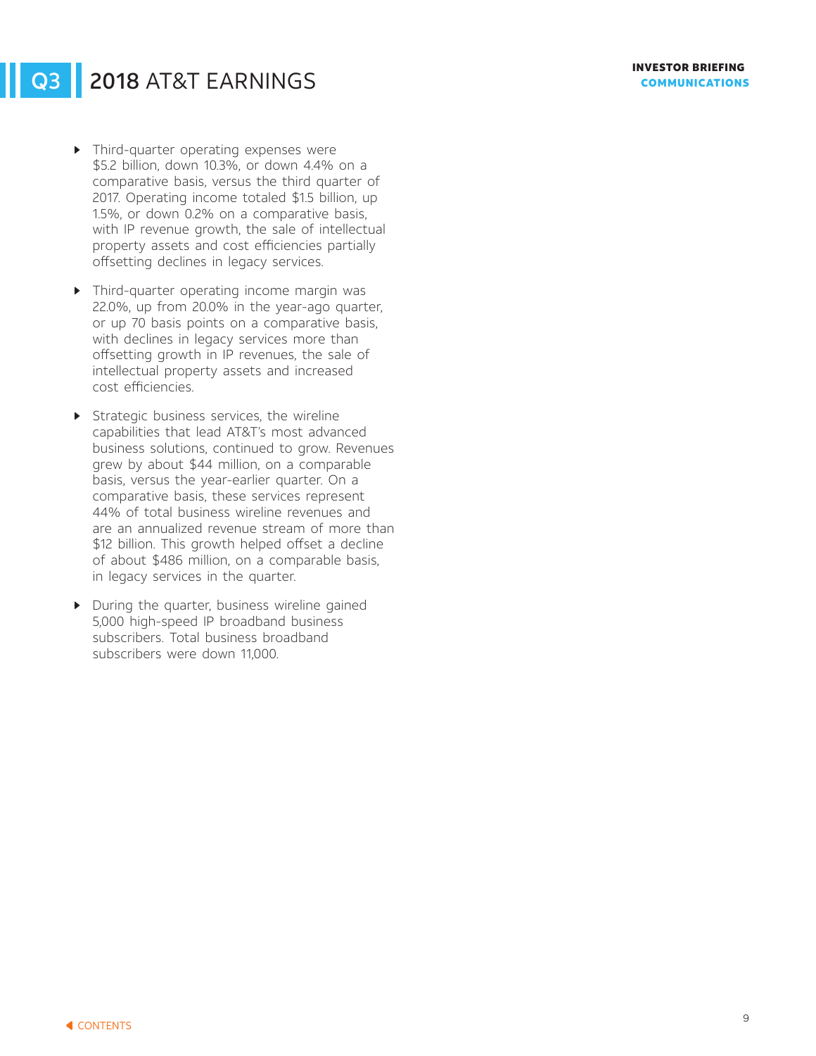- Third-quarter operating expenses were $5.2 billion, down 10.3%, or down 4.4% on a comparative basis, versus the third quarter of 2017. Operating income totaled $1.5 billion, up 1.5%, or down 0.2% on a comparative basis, with IP revenue growth, the sale of intellectual property assets and cost efficiencies partially offsetting declines in legacy services.
- Third-quarter operating income margin was 22.0%, up from 20.0% in the year-ago quarter, or up 70 basis points on a comparative basis, with declines in legacy services more than offsetting growth in IP revenues, the sale of intellectual property assets and increased cost efficiencies.
- Strategic business services, the wireline capabilities that lead AT&T's most advanced business solutions, continued to grow. Revenues grew by about $44 million, on a comparable basis, versus the year-earlier quarter. On a comparative basis, these services represent 44% of total business wireline revenues and are an annualized revenue stream of more than $12 billion. This growth helped offset a decline of about $486 million, on a comparable basis, in legacy services in the quarter.
- During the quarter, business wireline gained 5,000 high-speed IP broadband business subscribers. Total business broadband subscribers were down 11,000.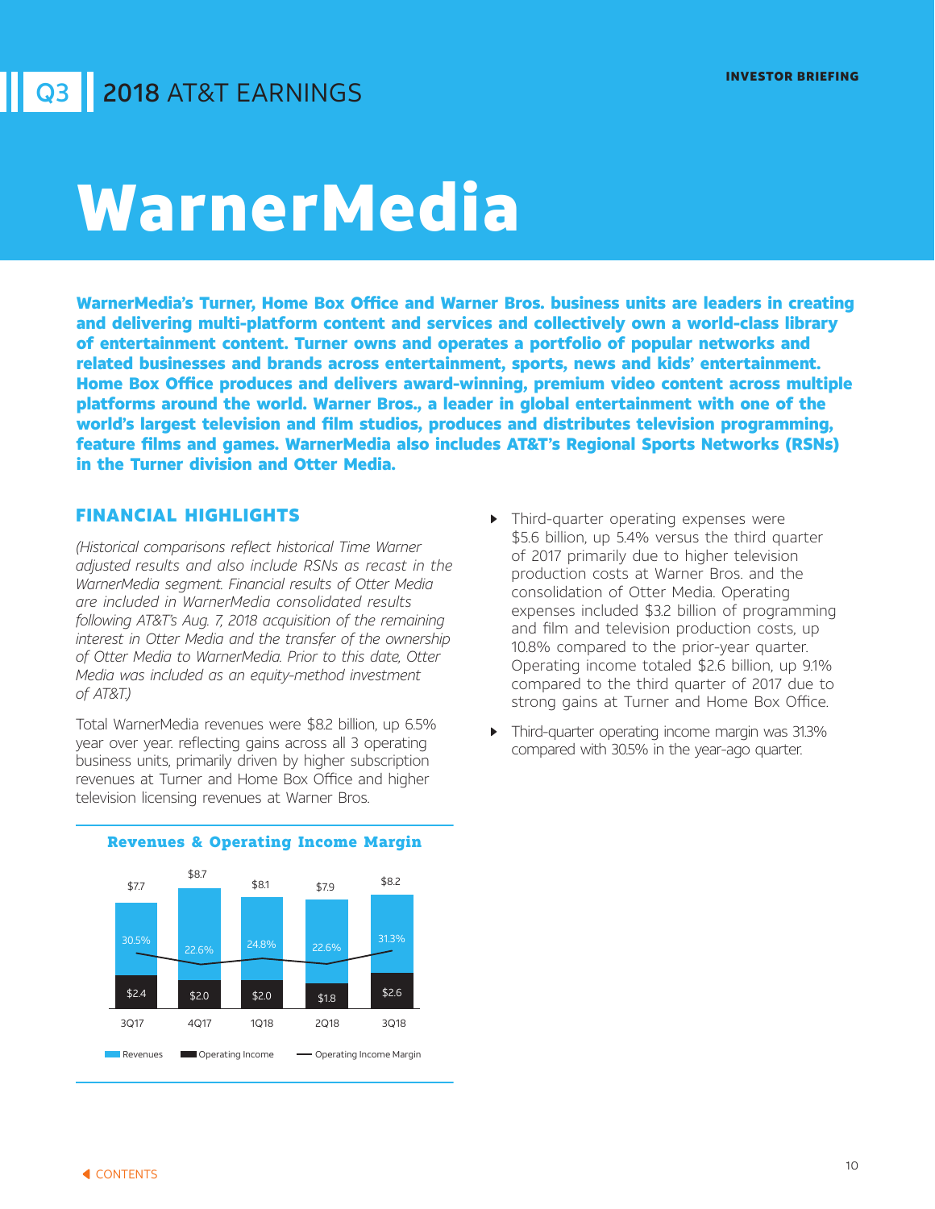# Q3 2018 AT&T EARNINGS

INVESTOR BRIEFING

# WarnerMedia

**WarnerMedia's Turner, Home Box Office and Warner Bros. business units are leaders in creating and delivering multi-platform content and services and collectively own a world-class library of entertainment content. Turner owns and operates a portfolio of popular networks and related businesses and brands across entertainment, sports, news and kids' entertainment. Home Box Office produces and delivers award-winning, premium video content across multiple platforms around the world. Warner Bros., a leader in global entertainment with one of the world's largest television and film studios, produces and distributes television programming, feature films and games. WarnerMedia also includes AT&T's Regional Sports Networks (RSNs) in the Turner division and Otter Media.**

## FINANCIAL HIGHLIGHTS

*(Historical comparisons reflect historical Time Warner adjusted results and also include RSNs as recast in the WarnerMedia segment. Financial results of Otter Media are included in WarnerMedia consolidated results following AT&T's Aug. 7, 2018 acquisition of the remaining interest in Otter Media and the transfer of the ownership of Otter Media to WarnerMedia. Prior to this date, Otter Media was included as an equity-method investment of AT&T.)*

Total WarnerMedia revenues were $8.2 billion, up 6.5% year over year. reflecting gains across all 3 operating business units, primarily driven by higher subscription revenues at Turner and Home Box Office and higher television licensing revenues at Warner Bros.

**Revenues & Operating Income Margin**

| | 3Q17 | 4Q17 | 1Q18 | 2Q18 | 3Q18 |
|---|---|---|---|---|---|
| Revenues | $7.7 | $8.7 | $8.1 | $7.9 | $8.2 |
| Operating Income | $2.4 | $2.0 | $2.0 | $1.8 | $2.6 |
| Operating Income Margin | 30.5% | 22.6% | 24.8% | 22.6% | 31.3% |

- Third-quarter operating expenses were $5.6 billion, up 5.4% versus the third quarter of 2017 primarily due to higher television production costs at Warner Bros. and the consolidation of Otter Media. Operating expenses included $3.2 billion of programming and film and television production costs, up 10.8% compared to the prior-year quarter. Operating income totaled $2.6 billion, up 9.1% compared to the third quarter of 2017 due to strong gains at Turner and Home Box Office.
- Third-quarter operating income margin was 31.3% compared with 30.5% in the year-ago quarter.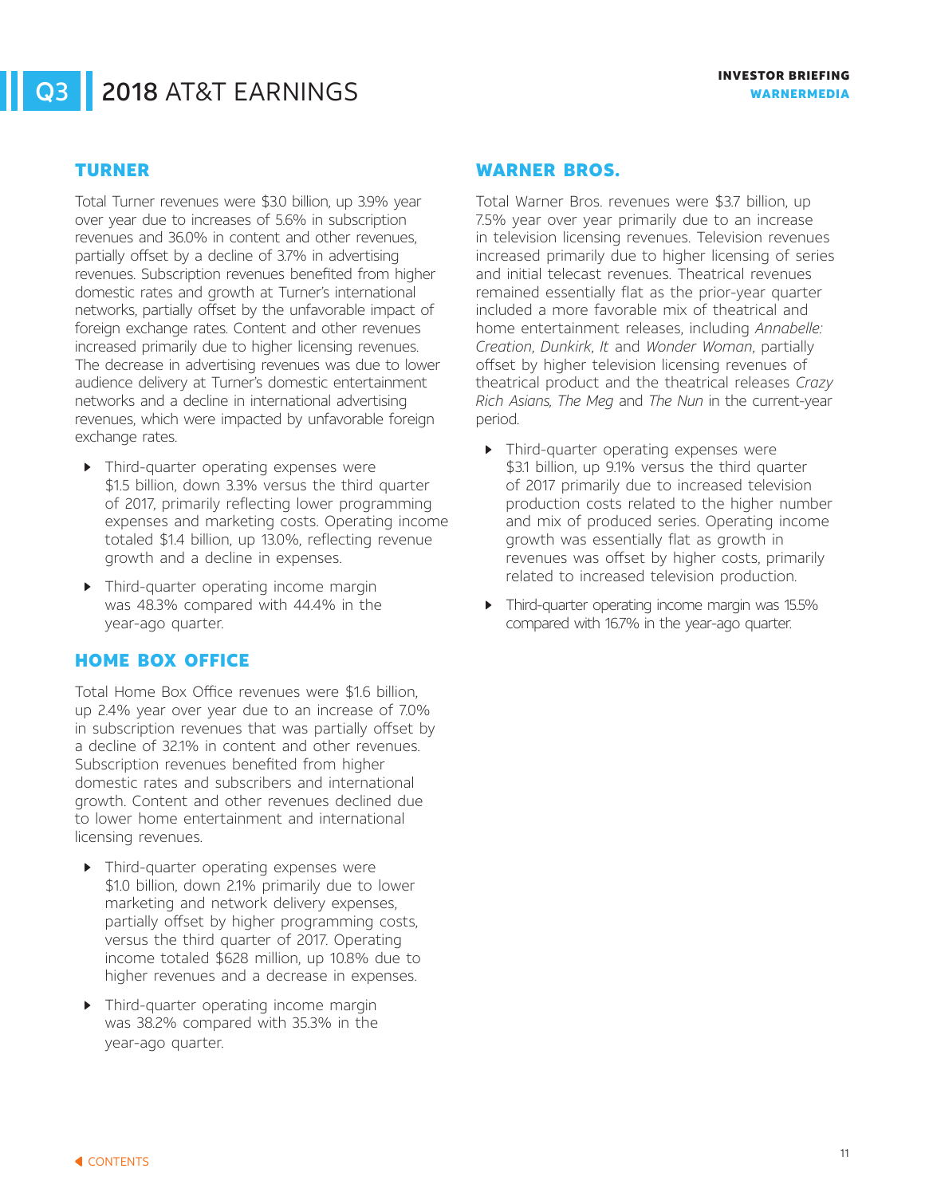## TURNER

Total Turner revenues were $3.0 billion, up 3.9% year over year due to increases of 5.6% in subscription revenues and 36.0% in content and other revenues, partially offset by a decline of 3.7% in advertising revenues. Subscription revenues benefited from higher domestic rates and growth at Turner's international networks, partially offset by the unfavorable impact of foreign exchange rates. Content and other revenues increased primarily due to higher licensing revenues. The decrease in advertising revenues was due to lower audience delivery at Turner's domestic entertainment networks and a decline in international advertising revenues, which were impacted by unfavorable foreign exchange rates.

- Third-quarter operating expenses were $1.5 billion, down 3.3% versus the third quarter of 2017, primarily reflecting lower programming expenses and marketing costs. Operating income totaled $1.4 billion, up 13.0%, reflecting revenue growth and a decline in expenses.
- Third-quarter operating income margin was 48.3% compared with 44.4% in the year-ago quarter.

## HOME BOX OFFICE

Total Home Box Office revenues were $1.6 billion, up 2.4% year over year due to an increase of 7.0% in subscription revenues that was partially offset by a decline of 32.1% in content and other revenues. Subscription revenues benefited from higher domestic rates and subscribers and international growth. Content and other revenues declined due to lower home entertainment and international licensing revenues.

- Third-quarter operating expenses were $1.0 billion, down 2.1% primarily due to lower marketing and network delivery expenses, partially offset by higher programming costs, versus the third quarter of 2017. Operating income totaled $628 million, up 10.8% due to higher revenues and a decrease in expenses.
- Third-quarter operating income margin was 38.2% compared with 35.3% in the year-ago quarter.

## WARNER BROS.

Total Warner Bros. revenues were $3.7 billion, up 7.5% year over year primarily due to an increase in television licensing revenues. Television revenues increased primarily due to higher licensing of series and initial telecast revenues. Theatrical revenues remained essentially flat as the prior-year quarter included a more favorable mix of theatrical and home entertainment releases, including *Annabelle: Creation*, *Dunkirk*, *It* and *Wonder Woman*, partially offset by higher television licensing revenues of theatrical product and the theatrical releases *Crazy Rich Asians, The Meg* and *The Nun* in the current-year period.

- Third-quarter operating expenses were $3.1 billion, up 9.1% versus the third quarter of 2017 primarily due to increased television production costs related to the higher number and mix of produced series. Operating income growth was essentially flat as growth in revenues was offset by higher costs, primarily related to increased television production.
- Third-quarter operating income margin was 15.5% compared with 16.7% in the year-ago quarter.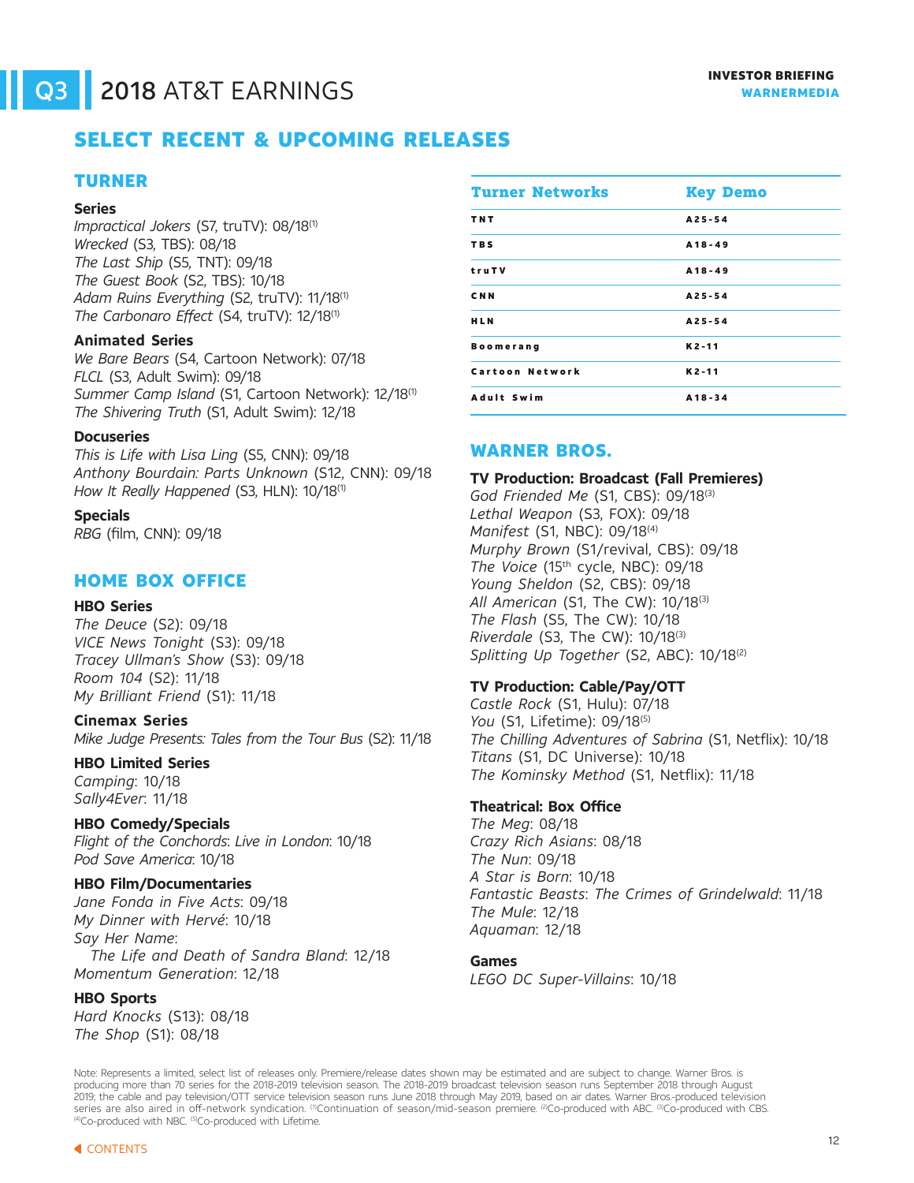# SELECT RECENT & UPCOMING RELEASES

## TURNER

**Series**

*Impractical Jokers* (S7, truTV): 08/18[1]
*Wrecked* (S3, TBS): 08/18
*The Last Ship* (S5, TNT): 09/18
*The Guest Book* (S2, TBS): 10/18
*Adam Ruins Everything* (S2, truTV): 11/18[1]
*The Carbonaro Effect* (S4, truTV): 12/18[1]

**Animated Series**

*We Bare Bears* (S4, Cartoon Network): 07/18
*FLCL* (S3, Adult Swim): 09/18
*Summer Camp Island* (S1, Cartoon Network): 12/18[1]
*The Shivering Truth* (S1, Adult Swim): 12/18

**Docuseries**

*This is Life with Lisa Ling* (S5, CNN): 09/18
*Anthony Bourdain: Parts Unknown* (S12, CNN): 09/18
*How It Really Happened* (S3, HLN): 10/18[1]

**Specials**

*RBG* (film, CNN): 09/18

| Turner Networks | Key Demo |
|---|---|
| TNT | A25-54 |
| TBS | A18-49 |
| truTV | A18-49 |
| CNN | A25-54 |
| HLN | A25-54 |
| Boomerang | K2-11 |
| Cartoon Network | K2-11 |
| Adult Swim | A18-34 |

## HOME BOX OFFICE

**HBO Series**

*The Deuce* (S2): 09/18
*VICE News Tonight* (S3): 09/18
*Tracey Ullman's Show* (S3): 09/18
*Room 104* (S2): 11/18
*My Brilliant Friend* (S1): 11/18

**Cinemax Series**

*Mike Judge Presents: Tales from the Tour Bus* (S2): 11/18

**HBO Limited Series**

*Camping*: 10/18
*Sally4Ever*: 11/18

**HBO Comedy/Specials**

*Flight of the Conchords*: *Live in London*: 10/18
*Pod Save America*: 10/18

**HBO Film/Documentaries**

*Jane Fonda in Five Acts*: 09/18
*My Dinner with Hervé*: 10/18
*Say Her Name*:
  *The Life and Death of Sandra Bland*: 12/18
*Momentum Generation*: 12/18

**HBO Sports**

*Hard Knocks* (S13): 08/18
*The Shop* (S1): 08/18

## WARNER BROS.

**TV Production: Broadcast (Fall Premieres)**

*God Friended Me* (S1, CBS): 09/18[3]
*Lethal Weapon* (S3, FOX): 09/18
*Manifest* (S1, NBC): 09/18[4]
*Murphy Brown* (S1/revival, CBS): 09/18
*The Voice* (15th cycle, NBC): 09/18
*Young Sheldon* (S2, CBS): 09/18
*All American* (S1, The CW): 10/18[3]
*The Flash* (S5, The CW): 10/18
*Riverdale* (S3, The CW): 10/18[3]
*Splitting Up Together* (S2, ABC): 10/18[2]

**TV Production: Cable/Pay/OTT**

*Castle Rock* (S1, Hulu): 07/18
*You* (S1, Lifetime): 09/18[5]
*The Chilling Adventures of Sabrina* (S1, Netflix): 10/18
*Titans* (S1, DC Universe): 10/18
*The Kominsky Method* (S1, Netflix): 11/18

**Theatrical: Box Office**

*The Meg*: 08/18
*Crazy Rich Asians*: 08/18
*The Nun*: 09/18
*A Star is Born*: 10/18
*Fantastic Beasts*: *The Crimes of Grindelwald*: 11/18
*The Mule*: 12/18
*Aquaman*: 12/18

**Games**

*LEGO DC Super-Villains*: 10/18

Note: Represents a limited, select list of releases only. Premiere/release dates shown may be estimated and are subject to change. Warner Bros. is producing more than 70 series for the 2018-2019 television season. The 2018-2019 broadcast television season runs September 2018 through August 2019; the cable and pay television/OTT service television season runs June 2018 through May 2019, based on air dates. Warner Bros.-produced television series are also aired in off-network syndication. [1]Continuation of season/mid-season premiere. [2]Co-produced with ABC. [3]Co-produced with CBS. [4]Co-produced with NBC. [5]Co-produced with Lifetime.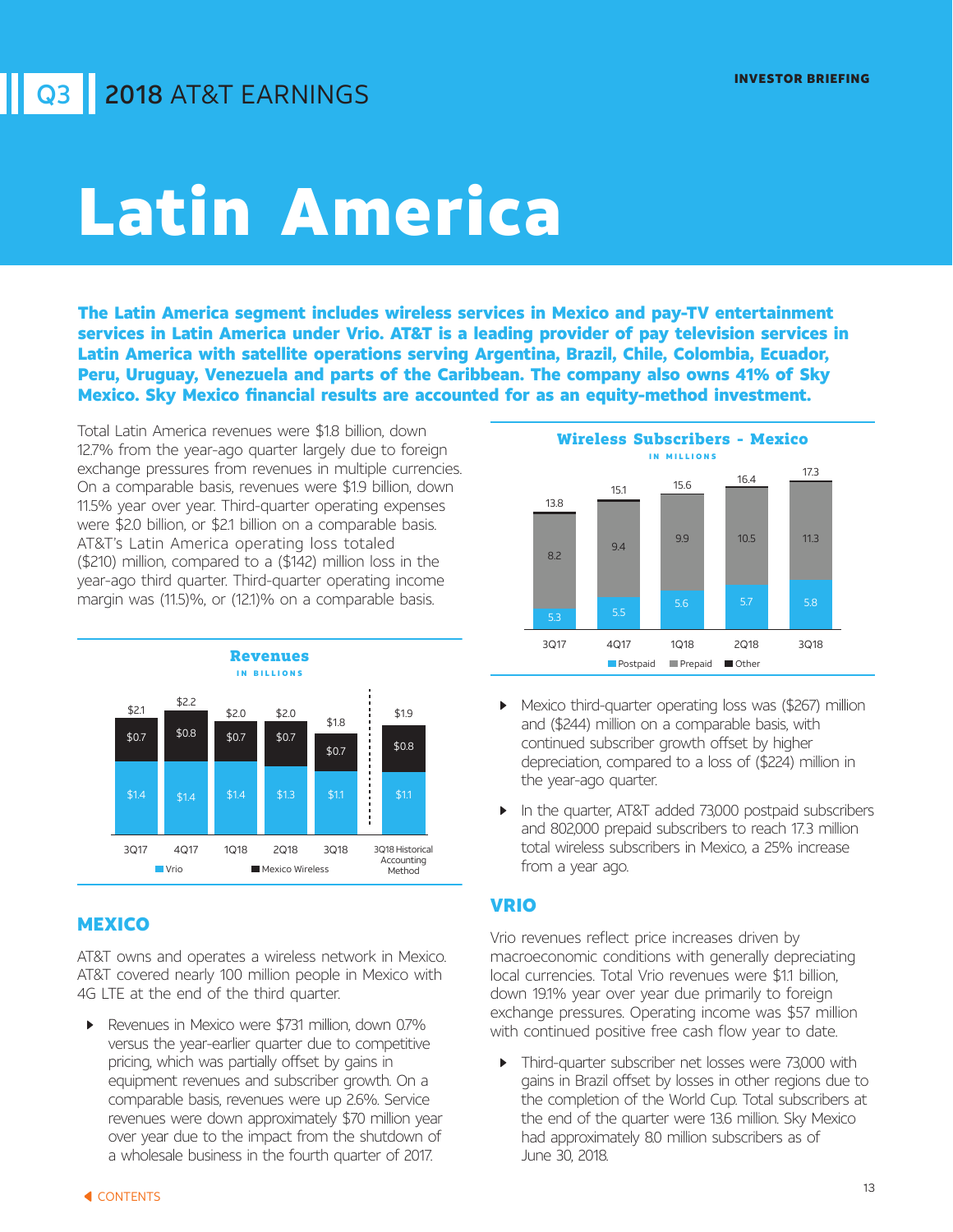# Latin America

**The Latin America segment includes wireless services in Mexico and pay-TV entertainment services in Latin America under Vrio. AT&T is a leading provider of pay television services in Latin America with satellite operations serving Argentina, Brazil, Chile, Colombia, Ecuador, Peru, Uruguay, Venezuela and parts of the Caribbean. The company also owns 41% of Sky Mexico. Sky Mexico financial results are accounted for as an equity-method investment.**

Total Latin America revenues were $1.8 billion, down 12.7% from the year-ago quarter largely due to foreign exchange pressures from revenues in multiple currencies. On a comparable basis, revenues were $1.9 billion, down 11.5% year over year. Third-quarter operating expenses were $2.0 billion, or $2.1 billion on a comparable basis. AT&T's Latin America operating loss totaled ($210) million, compared to a ($142) million loss in the year-ago third quarter. Third-quarter operating income margin was (11.5)%, or (12.1)% on a comparable basis.

**Revenues**
IN BILLIONS

| | 3Q17 | 4Q17 | 1Q18 | 2Q18 | 3Q18 | 3Q18 Historical Accounting Method |
|---|---|---|---|---|---|---|
| Vrio | $1.4 | $1.4 | $1.4 | $1.3 | $1.1 | $1.1 |
| Mexico Wireless | $0.7 | $0.8 | $0.7 | $0.7 | $0.7 | $0.8 |
| Total | $2.1 | $2.2 | $2.0 | $2.0 | $1.8 | $1.9 |

## MEXICO

AT&T owns and operates a wireless network in Mexico. AT&T covered nearly 100 million people in Mexico with 4G LTE at the end of the third quarter.

- Revenues in Mexico were $731 million, down 0.7% versus the year-earlier quarter due to competitive pricing, which was partially offset by gains in equipment revenues and subscriber growth. On a comparable basis, revenues were up 2.6%. Service revenues were down approximately $70 million year over year due to the impact from the shutdown of a wholesale business in the fourth quarter of 2017.

**Wireless Subscribers - Mexico**
IN MILLIONS

| | 3Q17 | 4Q17 | 1Q18 | 2Q18 | 3Q18 |
|---|---|---|---|---|---|
| Postpaid | 5.3 | 5.5 | 5.6 | 5.7 | 5.8 |
| Prepaid | 8.2 | 9.4 | 9.9 | 10.5 | 11.3 |
| Total | 13.8 | 15.1 | 15.6 | 16.4 | 17.3 |

- Mexico third-quarter operating loss was ($267) million and ($244) million on a comparable basis, with continued subscriber growth offset by higher depreciation, compared to a loss of ($224) million in the year-ago quarter.
- In the quarter, AT&T added 73,000 postpaid subscribers and 802,000 prepaid subscribers to reach 17.3 million total wireless subscribers in Mexico, a 25% increase from a year ago.

## VRIO

Vrio revenues reflect price increases driven by macroeconomic conditions with generally depreciating local currencies. Total Vrio revenues were $1.1 billion, down 19.1% year over year due primarily to foreign exchange pressures. Operating income was $57 million with continued positive free cash flow year to date.

- Third-quarter subscriber net losses were 73,000 with gains in Brazil offset by losses in other regions due to the completion of the World Cup. Total subscribers at the end of the quarter were 13.6 million. Sky Mexico had approximately 8.0 million subscribers as of June 30, 2018.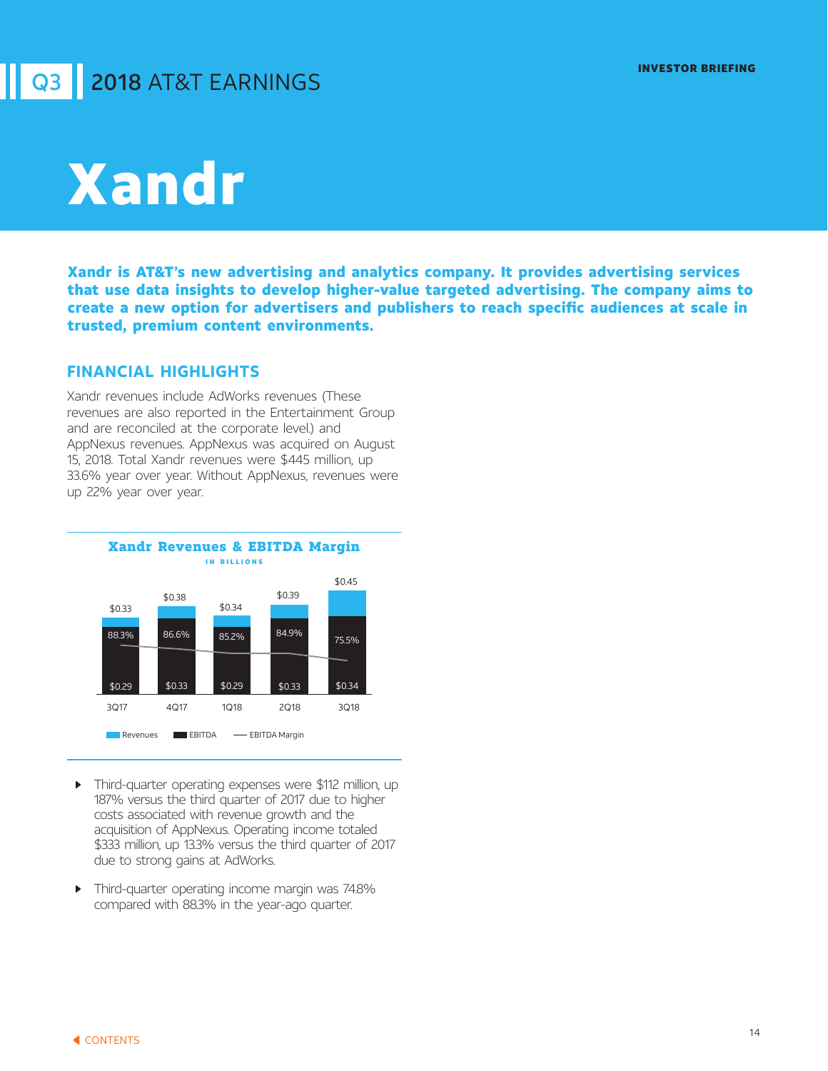# Xandr

**Xandr is AT&T's new advertising and analytics company. It provides advertising services that use data insights to develop higher-value targeted advertising. The company aims to create a new option for advertisers and publishers to reach specific audiences at scale in trusted, premium content environments.**

## FINANCIAL HIGHLIGHTS

Xandr revenues include AdWorks revenues (These revenues are also reported in the Entertainment Group and are reconciled at the corporate level.) and AppNexus revenues. AppNexus was acquired on August 15, 2018. Total Xandr revenues were $445 million, up 33.6% year over year. Without AppNexus, revenues were up 22% year over year.

**Xandr Revenues & EBITDA Margin**

IN BILLIONS

| | 3Q17 | 4Q17 | 1Q18 | 2Q18 | 3Q18 |
|---|---|---|---|---|---|
| Revenues | $0.33 | $0.38 | $0.34 | $0.39 | $0.45 |
| EBITDA | $0.29 | $0.33 | $0.29 | $0.33 | $0.34 |
| EBITDA Margin | 88.3% | 86.6% | 85.2% | 84.9% | 75.5% |

- Third-quarter operating expenses were $112 million, up 187% versus the third quarter of 2017 due to higher costs associated with revenue growth and the acquisition of AppNexus. Operating income totaled $333 million, up 13.3% versus the third quarter of 2017 due to strong gains at AdWorks.
- Third-quarter operating income margin was 74.8% compared with 88.3% in the year-ago quarter.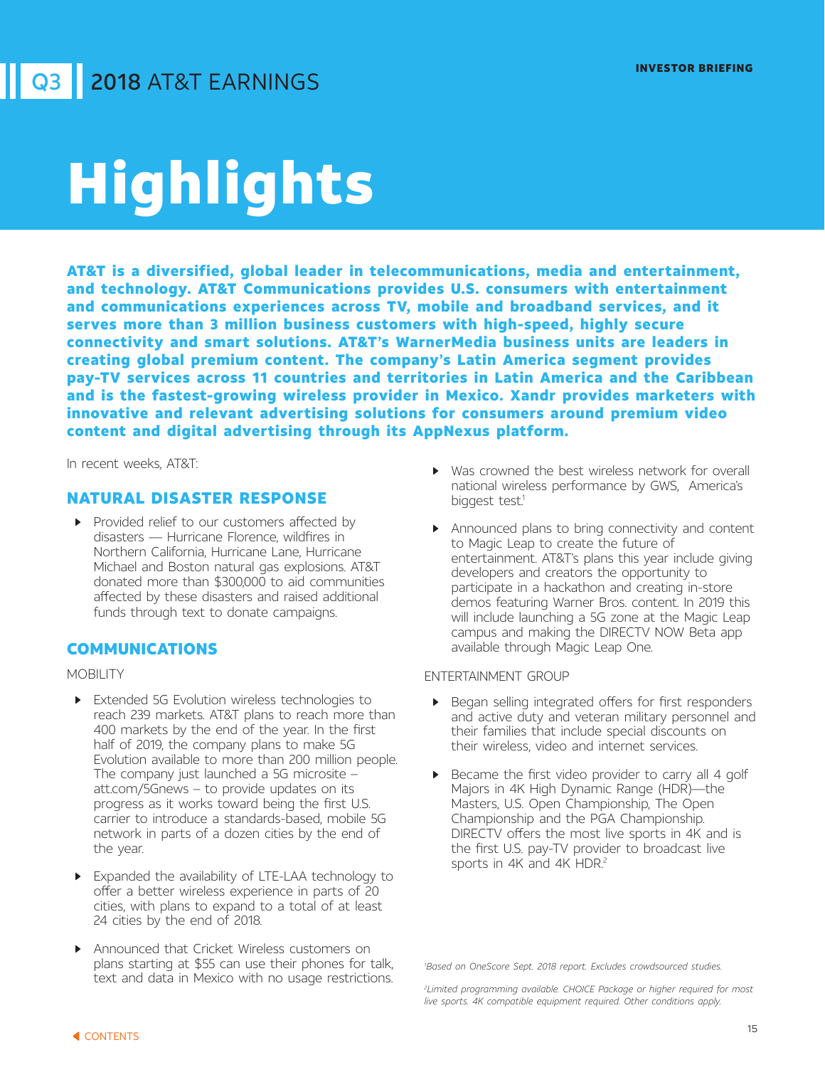# Highlights

**AT&T is a diversified, global leader in telecommunications, media and entertainment, and technology. AT&T Communications provides U.S. consumers with entertainment and communications experiences across TV, mobile and broadband services, and it serves more than 3 million business customers with high-speed, highly secure connectivity and smart solutions. AT&T's WarnerMedia business units are leaders in creating global premium content. The company's Latin America segment provides pay-TV services across 11 countries and territories in Latin America and the Caribbean and is the fastest-growing wireless provider in Mexico. Xandr provides marketers with innovative and relevant advertising solutions for consumers around premium video content and digital advertising through its AppNexus platform.**

In recent weeks, AT&T:

## NATURAL DISASTER RESPONSE

- Provided relief to our customers affected by disasters — Hurricane Florence, wildfires in Northern California, Hurricane Lane, Hurricane Michael and Boston natural gas explosions. AT&T donated more than $300,000 to aid communities affected by these disasters and raised additional funds through text to donate campaigns.

## COMMUNICATIONS

### MOBILITY

- Extended 5G Evolution wireless technologies to reach 239 markets. AT&T plans to reach more than 400 markets by the end of the year. In the first half of 2019, the company plans to make 5G Evolution available to more than 200 million people. The company just launched a 5G microsite – att.com/5Gnews – to provide updates on its progress as it works toward being the first U.S. carrier to introduce a standards-based, mobile 5G network in parts of a dozen cities by the end of the year.
- Expanded the availability of LTE-LAA technology to offer a better wireless experience in parts of 20 cities, with plans to expand to a total of at least 24 cities by the end of 2018.
- Announced that Cricket Wireless customers on plans starting at $55 can use their phones for talk, text and data in Mexico with no usage restrictions.
- Was crowned the best wireless network for overall national wireless performance by GWS, America's biggest test.[1]
- Announced plans to bring connectivity and content to Magic Leap to create the future of entertainment. AT&T's plans this year include giving developers and creators the opportunity to participate in a hackathon and creating in-store demos featuring Warner Bros. content. In 2019 this will include launching a 5G zone at the Magic Leap campus and making the DIRECTV NOW Beta app available through Magic Leap One.

### ENTERTAINMENT GROUP

- Began selling integrated offers for first responders and active duty and veteran military personnel and their families that include special discounts on their wireless, video and internet services.
- Became the first video provider to carry all 4 golf Majors in 4K High Dynamic Range (HDR)—the Masters, U.S. Open Championship, The Open Championship and the PGA Championship. DIRECTV offers the most live sports in 4K and is the first U.S. pay-TV provider to broadcast live sports in 4K and 4K HDR.[2]

*[1]Based on OneScore Sept. 2018 report. Excludes crowdsourced studies.*

*[2]Limited programming available. CHOICE Package or higher required for most live sports. 4K compatible equipment required. Other conditions apply.*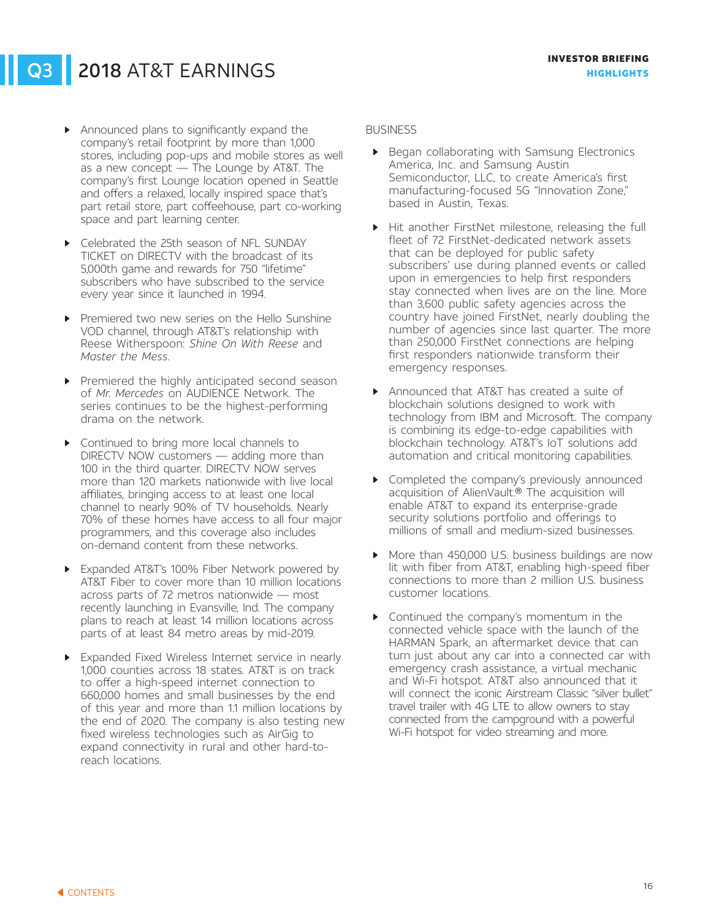- Announced plans to significantly expand the company's retail footprint by more than 1,000 stores, including pop-ups and mobile stores as well as a new concept — The Lounge by AT&T. The company's first Lounge location opened in Seattle and offers a relaxed, locally inspired space that's part retail store, part coffeehouse, part co-working space and part learning center.

- Celebrated the 25th season of NFL SUNDAY TICKET on DIRECTV with the broadcast of its 5,000th game and rewards for 750 "lifetime" subscribers who have subscribed to the service every year since it launched in 1994.

- Premiered two new series on the Hello Sunshine VOD channel, through AT&T's relationship with Reese Witherspoon: *Shine On With Reese* and *Master the Mess*.

- Premiered the highly anticipated second season of *Mr. Mercedes* on AUDIENCE Network. The series continues to be the highest-performing drama on the network.

- Continued to bring more local channels to DIRECTV NOW customers — adding more than 100 in the third quarter. DIRECTV NOW serves more than 120 markets nationwide with live local affiliates, bringing access to at least one local channel to nearly 90% of TV households. Nearly 70% of these homes have access to all four major programmers, and this coverage also includes on-demand content from these networks.

- Expanded AT&T's 100% Fiber Network powered by AT&T Fiber to cover more than 10 million locations across parts of 72 metros nationwide — most recently launching in Evansville, Ind. The company plans to reach at least 14 million locations across parts of at least 84 metro areas by mid-2019.

- Expanded Fixed Wireless Internet service in nearly 1,000 counties across 18 states. AT&T is on track to offer a high-speed internet connection to 660,000 homes and small businesses by the end of this year and more than 1.1 million locations by the end of 2020. The company is also testing new fixed wireless technologies such as AirGig to expand connectivity in rural and other hard-to-reach locations.

BUSINESS

- Began collaborating with Samsung Electronics America, Inc. and Samsung Austin Semiconductor, LLC, to create America's first manufacturing-focused 5G "Innovation Zone," based in Austin, Texas.

- Hit another FirstNet milestone, releasing the full fleet of 72 FirstNet-dedicated network assets that can be deployed for public safety subscribers' use during planned events or called upon in emergencies to help first responders stay connected when lives are on the line. More than 3,600 public safety agencies across the country have joined FirstNet, nearly doubling the number of agencies since last quarter. The more than 250,000 FirstNet connections are helping first responders nationwide transform their emergency responses.

- Announced that AT&T has created a suite of blockchain solutions designed to work with technology from IBM and Microsoft. The company is combining its edge-to-edge capabilities with blockchain technology. AT&T's IoT solutions add automation and critical monitoring capabilities.

- Completed the company's previously announced acquisition of AlienVault.® The acquisition will enable AT&T to expand its enterprise-grade security solutions portfolio and offerings to millions of small and medium-sized businesses.

- More than 450,000 U.S. business buildings are now lit with fiber from AT&T, enabling high-speed fiber connections to more than 2 million U.S. business customer locations.

- Continued the company's momentum in the connected vehicle space with the launch of the HARMAN Spark, an aftermarket device that can turn just about any car into a connected car with emergency crash assistance, a virtual mechanic and Wi-Fi hotspot. AT&T also announced that it will connect the iconic Airstream Classic "silver bullet" travel trailer with 4G LTE to allow owners to stay connected from the campground with a powerful Wi-Fi hotspot for video streaming and more.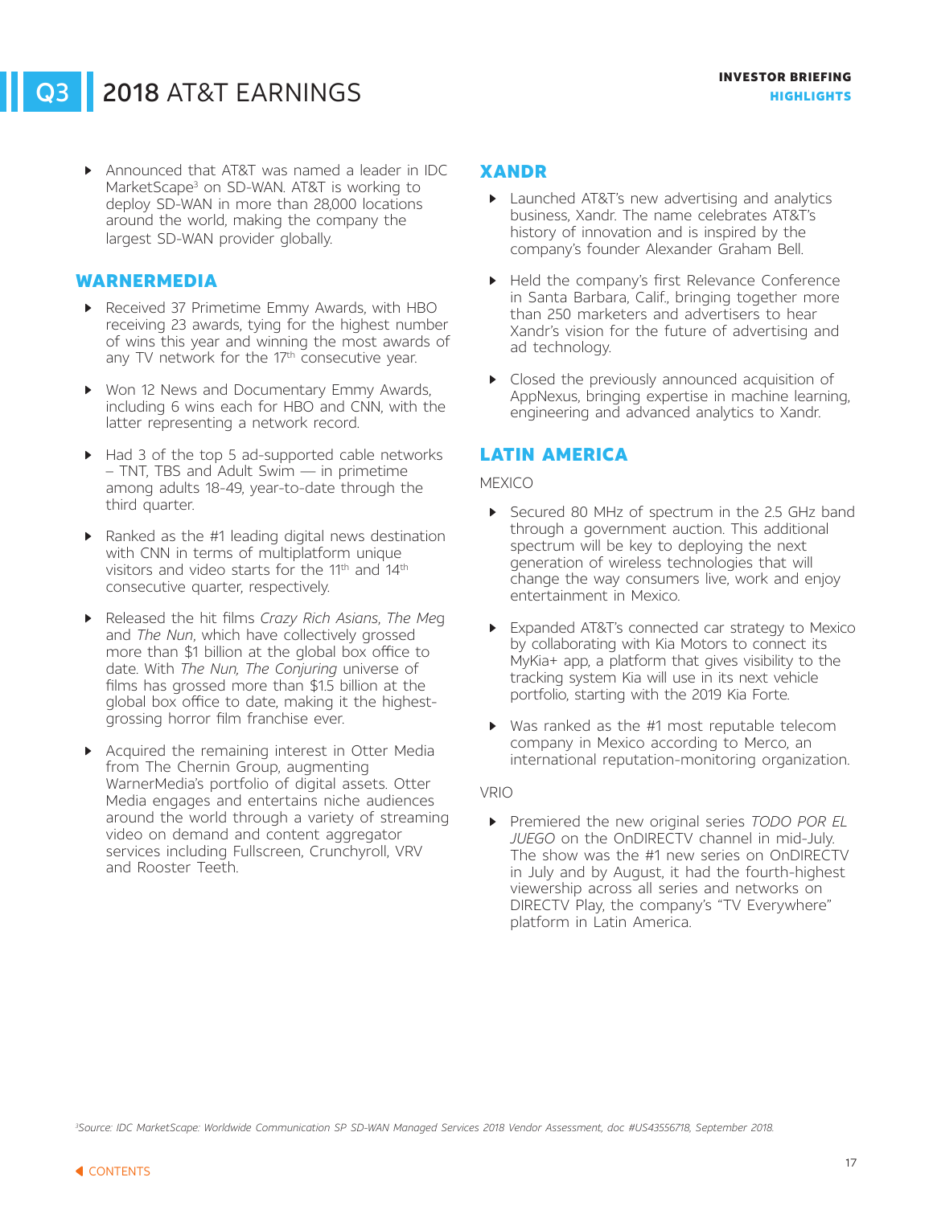- Announced that AT&T was named a leader in IDC MarketScape[3] on SD-WAN. AT&T is working to deploy SD-WAN in more than 28,000 locations around the world, making the company the largest SD-WAN provider globally.

## WARNERMEDIA

- Received 37 Primetime Emmy Awards, with HBO receiving 23 awards, tying for the highest number of wins this year and winning the most awards of any TV network for the 17th consecutive year.
- Won 12 News and Documentary Emmy Awards, including 6 wins each for HBO and CNN, with the latter representing a network record.
- Had 3 of the top 5 ad-supported cable networks – TNT, TBS and Adult Swim — in primetime among adults 18-49, year-to-date through the third quarter.
- Ranked as the #1 leading digital news destination with CNN in terms of multiplatform unique visitors and video starts for the 11th and 14th consecutive quarter, respectively.
- Released the hit films *Crazy Rich Asians*, *The Meg* and *The Nun*, which have collectively grossed more than $1 billion at the global box office to date. With *The Nun*, *The Conjuring* universe of films has grossed more than $1.5 billion at the global box office to date, making it the highest-grossing horror film franchise ever.
- Acquired the remaining interest in Otter Media from The Chernin Group, augmenting WarnerMedia's portfolio of digital assets. Otter Media engages and entertains niche audiences around the world through a variety of streaming video on demand and content aggregator services including Fullscreen, Crunchyroll, VRV and Rooster Teeth.

## XANDR

- Launched AT&T's new advertising and analytics business, Xandr. The name celebrates AT&T's history of innovation and is inspired by the company's founder Alexander Graham Bell.
- Held the company's first Relevance Conference in Santa Barbara, Calif., bringing together more than 250 marketers and advertisers to hear Xandr's vision for the future of advertising and ad technology.
- Closed the previously announced acquisition of AppNexus, bringing expertise in machine learning, engineering and advanced analytics to Xandr.

## LATIN AMERICA

MEXICO

- Secured 80 MHz of spectrum in the 2.5 GHz band through a government auction. This additional spectrum will be key to deploying the next generation of wireless technologies that will change the way consumers live, work and enjoy entertainment in Mexico.
- Expanded AT&T's connected car strategy to Mexico by collaborating with Kia Motors to connect its MyKia+ app, a platform that gives visibility to the tracking system Kia will use in its next vehicle portfolio, starting with the 2019 Kia Forte.
- Was ranked as the #1 most reputable telecom company in Mexico according to Merco, an international reputation-monitoring organization.

VRIO

- Premiered the new original series *TODO POR EL JUEGO* on the OnDIRECTV channel in mid-July. The show was the #1 new series on OnDIRECTV in July and by August, it had the fourth-highest viewership across all series and networks on DIRECTV Play, the company's "TV Everywhere" platform in Latin America.

[3]Source: IDC MarketScape: Worldwide Communication SP SD-WAN Managed Services 2018 Vendor Assessment, doc #US43556718, September 2018.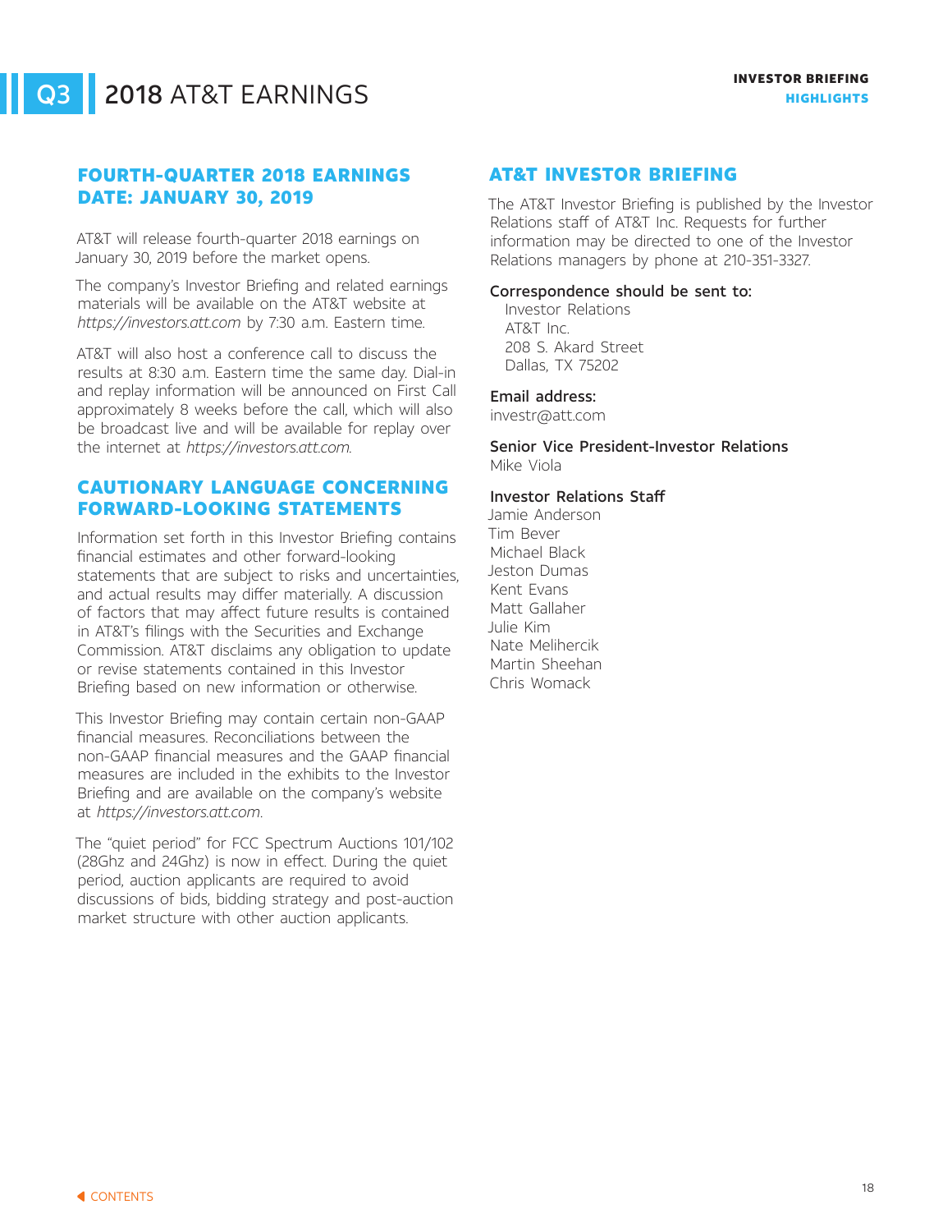## FOURTH-QUARTER 2018 EARNINGS DATE: JANUARY 30, 2019

AT&T will release fourth-quarter 2018 earnings on January 30, 2019 before the market opens.

The company's Investor Briefing and related earnings materials will be available on the AT&T website at *https://investors.att.com* by 7:30 a.m. Eastern time.

AT&T will also host a conference call to discuss the results at 8:30 a.m. Eastern time the same day. Dial-in and replay information will be announced on First Call approximately 8 weeks before the call, which will also be broadcast live and will be available for replay over the internet at *https://investors.att.com*.

## CAUTIONARY LANGUAGE CONCERNING FORWARD-LOOKING STATEMENTS

Information set forth in this Investor Briefing contains financial estimates and other forward-looking statements that are subject to risks and uncertainties, and actual results may differ materially. A discussion of factors that may affect future results is contained in AT&T's filings with the Securities and Exchange Commission. AT&T disclaims any obligation to update or revise statements contained in this Investor Briefing based on new information or otherwise.

This Investor Briefing may contain certain non-GAAP financial measures. Reconciliations between the non-GAAP financial measures and the GAAP financial measures are included in the exhibits to the Investor Briefing and are available on the company's website at *https://investors.att.com*.

The "quiet period" for FCC Spectrum Auctions 101/102 (28Ghz and 24Ghz) is now in effect. During the quiet period, auction applicants are required to avoid discussions of bids, bidding strategy and post-auction market structure with other auction applicants.

## AT&T INVESTOR BRIEFING

The AT&T Investor Briefing is published by the Investor Relations staff of AT&T Inc. Requests for further information may be directed to one of the Investor Relations managers by phone at 210-351-3327.

**Correspondence should be sent to:**

Investor Relations
AT&T Inc.
208 S. Akard Street
Dallas, TX 75202

**Email address:**
investr@att.com

**Senior Vice President-Investor Relations**
Mike Viola

**Investor Relations Staff**
Jamie Anderson
Tim Bever
Michael Black
Jeston Dumas
Kent Evans
Matt Gallaher
Julie Kim
Nate Melihercik
Martin Sheehan
Chris Womack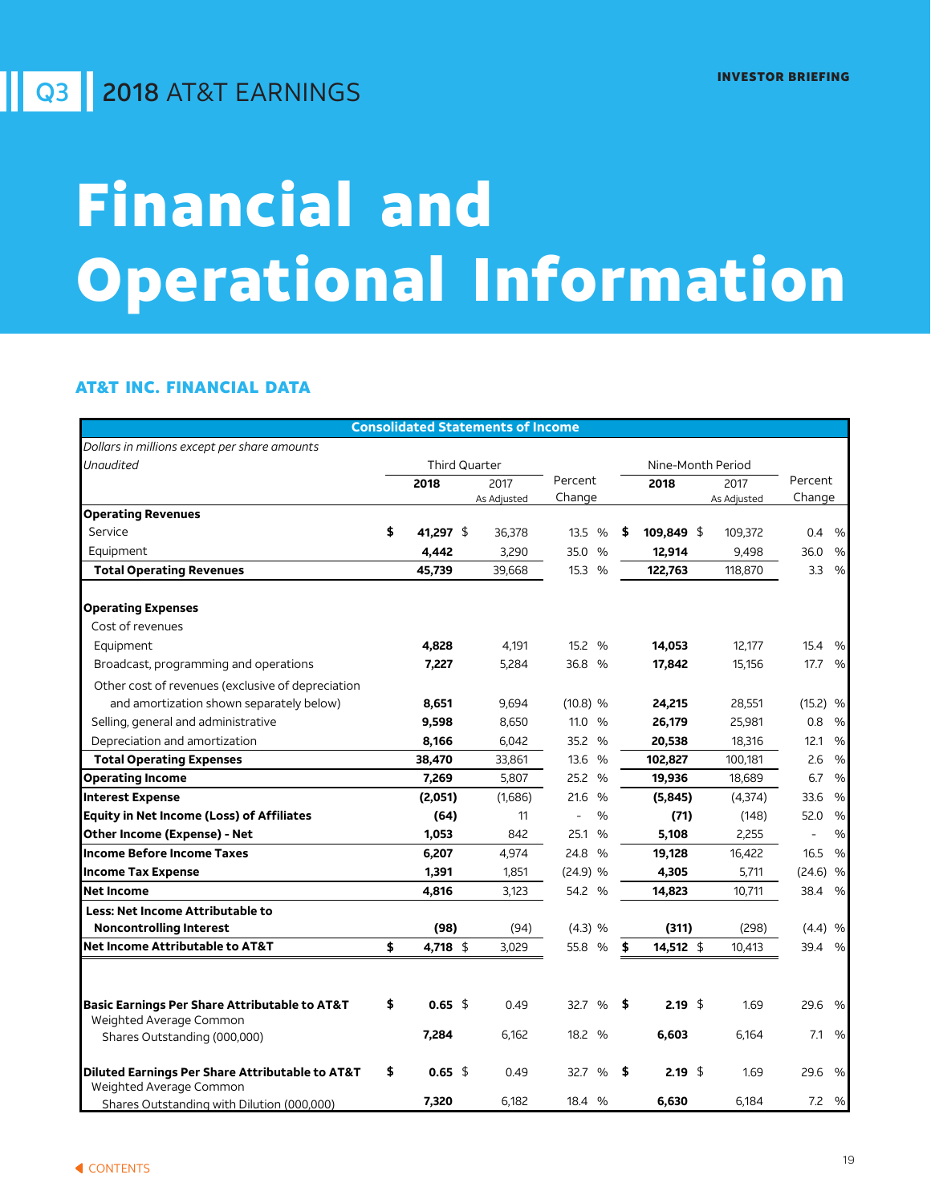Q3 2018 AT&T EARNINGS

INVESTOR BRIEFING

# Financial and Operational Information

## AT&T INC. FINANCIAL DATA

**Consolidated Statements of Income**

*Dollars in millions except per share amounts*
*Unaudited*

| | Third Quarter | | | Nine-Month Period | | |
|---|---|---|---|---|---|---|
| | **2018** | 2017 As Adjusted | Percent Change | **2018** | 2017 As Adjusted | Percent Change |
| **Operating Revenues** | | | | | | |
| Service | **$ 41,297** | $ 36,378 | 13.5 % | **$ 109,849** | $ 109,372 | 0.4 % |
| Equipment | **4,442** | 3,290 | 35.0 % | **12,914** | 9,498 | 36.0 % |
| **Total Operating Revenues** | **45,739** | 39,668 | 15.3 % | **122,763** | 118,870 | 3.3 % |
| | | | | | | |
| **Operating Expenses** | | | | | | |
| Cost of revenues | | | | | | |
| Equipment | **4,828** | 4,191 | 15.2 % | **14,053** | 12,177 | 15.4 % |
| Broadcast, programming and operations | **7,227** | 5,284 | 36.8 % | **17,842** | 15,156 | 17.7 % |
| Other cost of revenues (exclusive of depreciation and amortization shown separately below) | **8,651** | 9,694 | (10.8) % | **24,215** | 28,551 | (15.2) % |
| Selling, general and administrative | **9,598** | 8,650 | 11.0 % | **26,179** | 25,981 | 0.8 % |
| Depreciation and amortization | **8,166** | 6,042 | 35.2 % | **20,538** | 18,316 | 12.1 % |
| **Total Operating Expenses** | **38,470** | 33,861 | 13.6 % | **102,827** | 100,181 | 2.6 % |
| **Operating Income** | **7,269** | 5,807 | 25.2 % | **19,936** | 18,689 | 6.7 % |
| **Interest Expense** | **(2,051)** | (1,686) | 21.6 % | **(5,845)** | (4,374) | 33.6 % |
| **Equity in Net Income (Loss) of Affiliates** | **(64)** | 11 | - % | **(71)** | (148) | 52.0 % |
| **Other Income (Expense) - Net** | **1,053** | 842 | 25.1 % | **5,108** | 2,255 | - % |
| **Income Before Income Taxes** | **6,207** | 4,974 | 24.8 % | **19,128** | 16,422 | 16.5 % |
| **Income Tax Expense** | **1,391** | 1,851 | (24.9) % | **4,305** | 5,711 | (24.6) % |
| **Net Income** | **4,816** | 3,123 | 54.2 % | **14,823** | 10,711 | 38.4 % |
| **Less: Net Income Attributable to Noncontrolling Interest** | **(98)** | (94) | (4.3) % | **(311)** | (298) | (4.4) % |
| **Net Income Attributable to AT&T** | **$ 4,718** | $ 3,029 | 55.8 % | **$ 14,512** | $ 10,413 | 39.4 % |
| | | | | | | |
| **Basic Earnings Per Share Attributable to AT&T** | **$ 0.65** | $ 0.49 | 32.7 % | **$ 2.19** | $ 1.69 | 29.6 % |
| Weighted Average Common Shares Outstanding (000,000) | **7,284** | 6,162 | 18.2 % | **6,603** | 6,164 | 7.1 % |
| | | | | | | |
| **Diluted Earnings Per Share Attributable to AT&T** | **$ 0.65** | $ 0.49 | 32.7 % | **$ 2.19** | $ 1.69 | 29.6 % |
| Weighted Average Common Shares Outstanding with Dilution (000,000) | **7,320** | 6,182 | 18.4 % | **6,630** | 6,184 | 7.2 % |

CONTENTS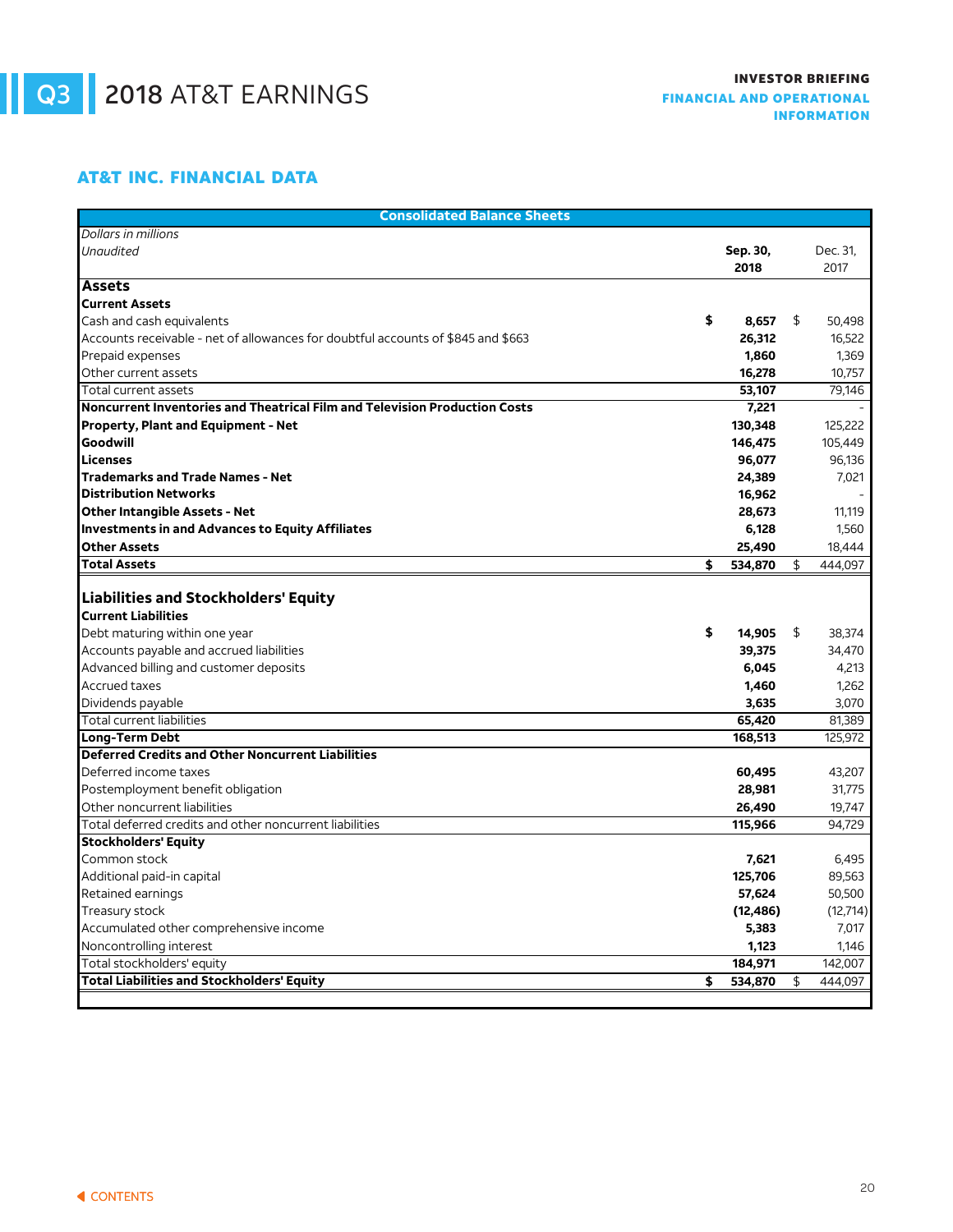# Q3 2018 AT&T EARNINGS

INVESTOR BRIEFING
FINANCIAL AND OPERATIONAL INFORMATION

## AT&T INC. FINANCIAL DATA

**Consolidated Balance Sheets**

| *Dollars in millions*<br>*Unaudited* | Sep. 30, 2018 | Dec. 31, 2017 |
|---|---|---|
| **Assets** | | |
| **Current Assets** | | |
| Cash and cash equivalents | $ 8,657 | $ 50,498 |
| Accounts receivable - net of allowances for doubtful accounts of $845 and $663 | 26,312 | 16,522 |
| Prepaid expenses | 1,860 | 1,369 |
| Other current assets | 16,278 | 10,757 |
| Total current assets | 53,107 | 79,146 |
| **Noncurrent Inventories and Theatrical Film and Television Production Costs** | 7,221 | - |
| **Property, Plant and Equipment - Net** | 130,348 | 125,222 |
| **Goodwill** | 146,475 | 105,449 |
| **Licenses** | 96,077 | 96,136 |
| **Trademarks and Trade Names - Net** | 24,389 | 7,021 |
| **Distribution Networks** | 16,962 | - |
| **Other Intangible Assets - Net** | 28,673 | 11,119 |
| **Investments in and Advances to Equity Affiliates** | 6,128 | 1,560 |
| **Other Assets** | 25,490 | 18,444 |
| **Total Assets** | $ 534,870 | $ 444,097 |
| **Liabilities and Stockholders' Equity** | | |
| **Current Liabilities** | | |
| Debt maturing within one year | $ 14,905 | $ 38,374 |
| Accounts payable and accrued liabilities | 39,375 | 34,470 |
| Advanced billing and customer deposits | 6,045 | 4,213 |
| Accrued taxes | 1,460 | 1,262 |
| Dividends payable | 3,635 | 3,070 |
| Total current liabilities | 65,420 | 81,389 |
| **Long-Term Debt** | 168,513 | 125,972 |
| **Deferred Credits and Other Noncurrent Liabilities** | | |
| Deferred income taxes | 60,495 | 43,207 |
| Postemployment benefit obligation | 28,981 | 31,775 |
| Other noncurrent liabilities | 26,490 | 19,747 |
| Total deferred credits and other noncurrent liabilities | 115,966 | 94,729 |
| **Stockholders' Equity** | | |
| Common stock | 7,621 | 6,495 |
| Additional paid-in capital | 125,706 | 89,563 |
| Retained earnings | 57,624 | 50,500 |
| Treasury stock | (12,486) | (12,714) |
| Accumulated other comprehensive income | 5,383 | 7,017 |
| Noncontrolling interest | 1,123 | 1,146 |
| Total stockholders' equity | 184,971 | 142,007 |
| **Total Liabilities and Stockholders' Equity** | $ 534,870 | $ 444,097 |

CONTENTS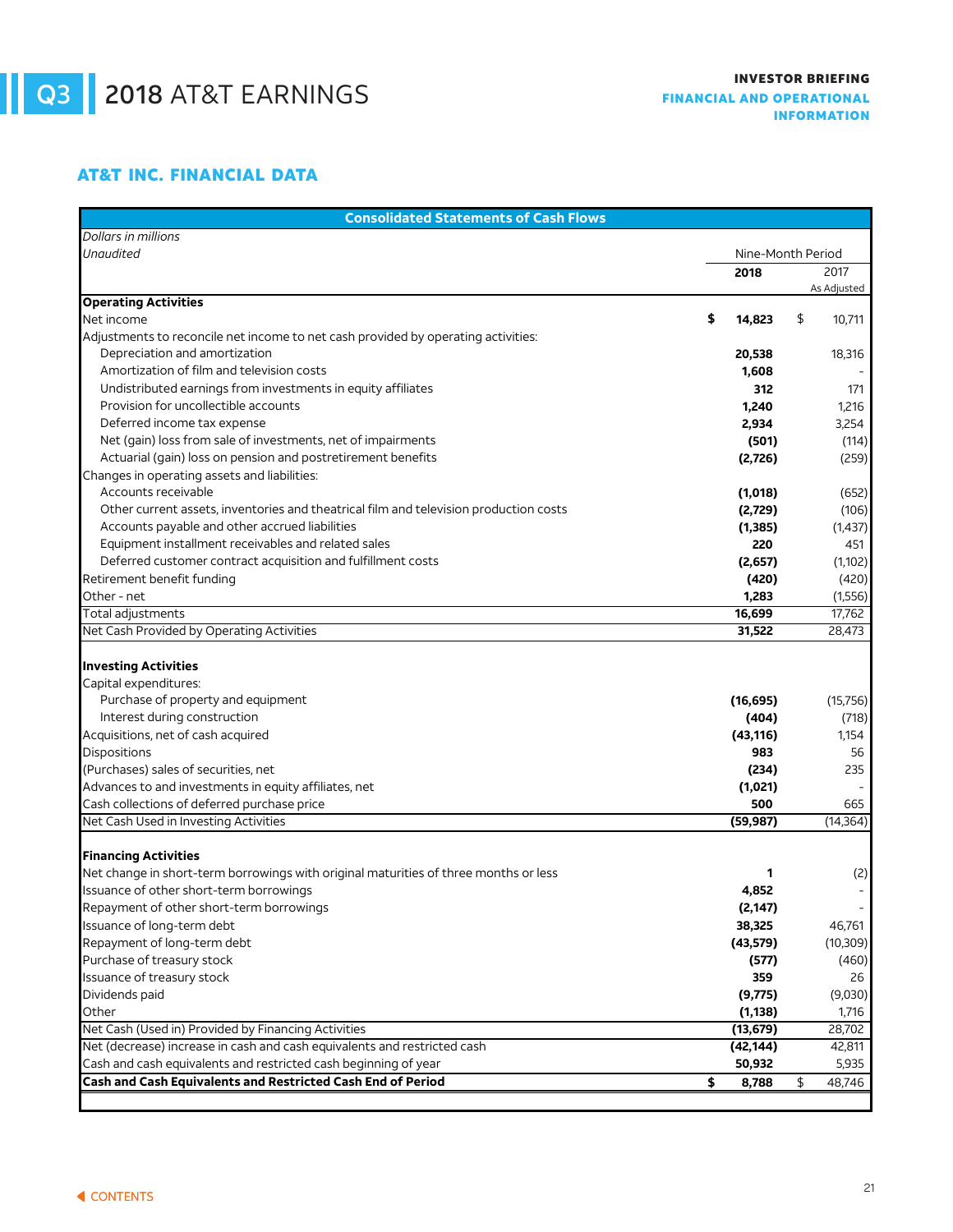# Q3 2018 AT&T EARNINGS

**INVESTOR BRIEFING**
**FINANCIAL AND OPERATIONAL INFORMATION**

## AT&T INC. FINANCIAL DATA

**Consolidated Statements of Cash Flows**

*Dollars in millions*
*Unaudited*

| | Nine-Month Period | |
|---|---|---|
| | **2018** | 2017 As Adjusted |
| **Operating Activities** | | |
| Net income | **$ 14,823** | $ 10,711 |
| Adjustments to reconcile net income to net cash provided by operating activities: | | |
| Depreciation and amortization | **20,538** | 18,316 |
| Amortization of film and television costs | **1,608** | - |
| Undistributed earnings from investments in equity affiliates | **312** | 171 |
| Provision for uncollectible accounts | **1,240** | 1,216 |
| Deferred income tax expense | **2,934** | 3,254 |
| Net (gain) loss from sale of investments, net of impairments | **(501)** | (114) |
| Actuarial (gain) loss on pension and postretirement benefits | **(2,726)** | (259) |
| Changes in operating assets and liabilities: | | |
| Accounts receivable | **(1,018)** | (652) |
| Other current assets, inventories and theatrical film and television production costs | **(2,729)** | (106) |
| Accounts payable and other accrued liabilities | **(1,385)** | (1,437) |
| Equipment installment receivables and related sales | **220** | 451 |
| Deferred customer contract acquisition and fulfillment costs | **(2,657)** | (1,102) |
| Retirement benefit funding | **(420)** | (420) |
| Other - net | **1,283** | (1,556) |
| Total adjustments | **16,699** | 17,762 |
| Net Cash Provided by Operating Activities | **31,522** | 28,473 |
| **Investing Activities** | | |
| Capital expenditures: | | |
| Purchase of property and equipment | **(16,695)** | (15,756) |
| Interest during construction | **(404)** | (718) |
| Acquisitions, net of cash acquired | **(43,116)** | 1,154 |
| Dispositions | **983** | 56 |
| (Purchases) sales of securities, net | **(234)** | 235 |
| Advances to and investments in equity affiliates, net | **(1,021)** | - |
| Cash collections of deferred purchase price | **500** | 665 |
| Net Cash Used in Investing Activities | **(59,987)** | (14,364) |
| **Financing Activities** | | |
| Net change in short-term borrowings with original maturities of three months or less | **1** | (2) |
| Issuance of other short-term borrowings | **4,852** | - |
| Repayment of other short-term borrowings | **(2,147)** | - |
| Issuance of long-term debt | **38,325** | 46,761 |
| Repayment of long-term debt | **(43,579)** | (10,309) |
| Purchase of treasury stock | **(577)** | (460) |
| Issuance of treasury stock | **359** | 26 |
| Dividends paid | **(9,775)** | (9,030) |
| Other | **(1,138)** | 1,716 |
| Net Cash (Used in) Provided by Financing Activities | **(13,679)** | 28,702 |
| Net (decrease) increase in cash and cash equivalents and restricted cash | **(42,144)** | 42,811 |
| Cash and cash equivalents and restricted cash beginning of year | **50,932** | 5,935 |
| **Cash and Cash Equivalents and Restricted Cash End of Period** | **$ 8,788** | $ 48,746 |

CONTENTS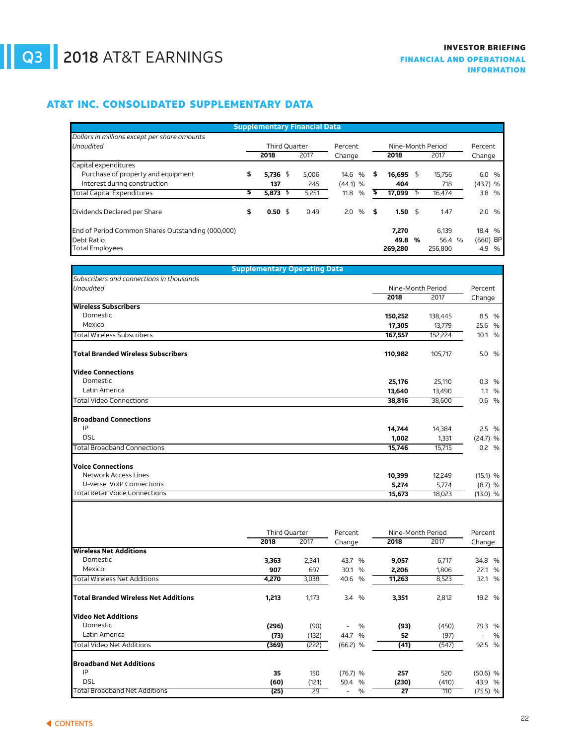## AT&T INC. CONSOLIDATED SUPPLEMENTARY DATA

**Supplementary Financial Data**

*Dollars in millions except per share amounts*
*Unaudited*

| | Third Quarter 2018 | Third Quarter 2017 | Percent Change | Nine-Month Period 2018 | Nine-Month Period 2017 | Percent Change |
|---|---|---|---|---|---|---|
| Capital expenditures | | | | | | |
| Purchase of property and equipment | $ **5,736** | $ 5,006 | 14.6 % | $ **16,695** | $ 15,756 | 6.0 % |
| Interest during construction | **137** | 245 | (44.1) % | **404** | 718 | (43.7) % |
| Total Capital Expenditures | $ **5,873** | $ 5,251 | 11.8 % | $ **17,099** | $ 16,474 | 3.8 % |
| Dividends Declared per Share | $ **0.50** | $ 0.49 | 2.0 % | $ **1.50** | $ 1.47 | 2.0 % |
| End of Period Common Shares Outstanding (000,000) | | | | **7,270** | 6,139 | 18.4 % |
| Debt Ratio | | | | **49.8 %** | 56.4 % | (660) BP |
| Total Employees | | | | **269,280** | 256,800 | 4.9 % |

**Supplementary Operating Data**

*Subscribers and connections in thousands*
*Unaudited*

| | Nine-Month Period 2018 | Nine-Month Period 2017 | Percent Change |
|---|---|---|---|
| **Wireless Subscribers** | | | |
| Domestic | **150,252** | 138,445 | 8.5 % |
| Mexico | **17,305** | 13,779 | 25.6 % |
| Total Wireless Subscribers | **167,557** | 152,224 | 10.1 % |
| **Total Branded Wireless Subscribers** | **110,982** | 105,717 | 5.0 % |
| **Video Connections** | | | |
| Domestic | **25,176** | 25,110 | 0.3 % |
| Latin America | **13,640** | 13,490 | 1.1 % |
| Total Video Connections | **38,816** | 38,600 | 0.6 % |
| **Broadband Connections** | | | |
| IP | **14,744** | 14,384 | 2.5 % |
| DSL | **1,002** | 1,331 | (24.7) % |
| Total Broadband Connections | **15,746** | 15,715 | 0.2 % |
| **Voice Connections** | | | |
| Network Access Lines | **10,399** | 12,249 | (15.1) % |
| U-verse VoIP Connections | **5,274** | 5,774 | (8.7) % |
| Total Retail Voice Connections | **15,673** | 18,023 | (13.0) % |

| | Third Quarter 2018 | Third Quarter 2017 | Percent Change | Nine-Month Period 2018 | Nine-Month Period 2017 | Percent Change |
|---|---|---|---|---|---|---|
| **Wireless Net Additions** | | | | | | |
| Domestic | **3,363** | 2,341 | 43.7 % | **9,057** | 6,717 | 34.8 % |
| Mexico | **907** | 697 | 30.1 % | **2,206** | 1,806 | 22.1 % |
| Total Wireless Net Additions | **4,270** | 3,038 | 40.6 % | **11,263** | 8,523 | 32.1 % |
| **Total Branded Wireless Net Additions** | **1,213** | 1,173 | 3.4 % | **3,351** | 2,812 | 19.2 % |
| **Video Net Additions** | | | | | | |
| Domestic | **(296)** | (90) | - % | **(93)** | (450) | 79.3 % |
| Latin America | **(73)** | (132) | 44.7 % | **52** | (97) | - % |
| Total Video Net Additions | **(369)** | (222) | (66.2) % | **(41)** | (547) | 92.5 % |
| **Broadband Net Additions** | | | | | | |
| IP | **35** | 150 | (76.7) % | **257** | 520 | (50.6) % |
| DSL | **(60)** | (121) | 50.4 % | **(230)** | (410) | 43.9 % |
| Total Broadband Net Additions | **(25)** | 29 | - % | **27** | 110 | (75.5) % |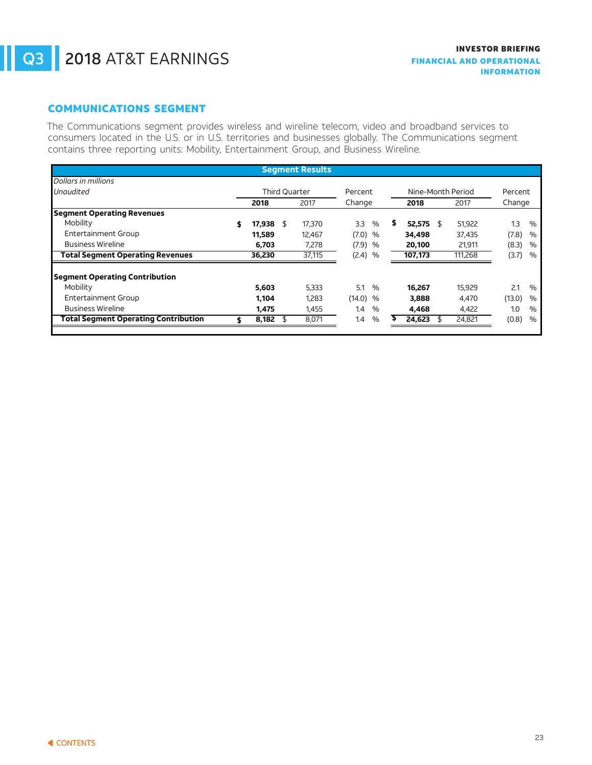## COMMUNICATIONS SEGMENT

The Communications segment provides wireless and wireline telecom, video and broadband services to consumers located in the U.S. or in U.S. territories and businesses globally. The Communications segment contains three reporting units: Mobility, Entertainment Group, and Business Wireline.

| Segment Results | | | | | | |
|---|---|---|---|---|---|---|
| *Dollars in millions* | | | | | | |
| *Unaudited* | Third Quarter | | Percent | Nine-Month Period | | Percent |
| | **2018** | 2017 | Change | **2018** | 2017 | Change |
| **Segment Operating Revenues** | | | | | | |
| Mobility | **$ 17,938** | $ 17,370 | 3.3 % | **$ 52,575** | $ 51,922 | 1.3 % |
| Entertainment Group | **11,589** | 12,467 | (7.0) % | **34,498** | 37,435 | (7.8) % |
| Business Wireline | **6,703** | 7,278 | (7.9) % | **20,100** | 21,911 | (8.3) % |
| **Total Segment Operating Revenues** | **36,230** | 37,115 | (2.4) % | **107,173** | 111,268 | (3.7) % |
| | | | | | | |
| **Segment Operating Contribution** | | | | | | |
| Mobility | **5,603** | 5,333 | 5.1 % | **16,267** | 15,929 | 2.1 % |
| Entertainment Group | **1,104** | 1,283 | (14.0) % | **3,888** | 4,470 | (13.0) % |
| Business Wireline | **1,475** | 1,455 | 1.4 % | **4,468** | 4,422 | 1.0 % |
| **Total Segment Operating Contribution** | **$ 8,182** | $ 8,071 | 1.4 % | **$ 24,623** | $ 24,821 | (0.8) % |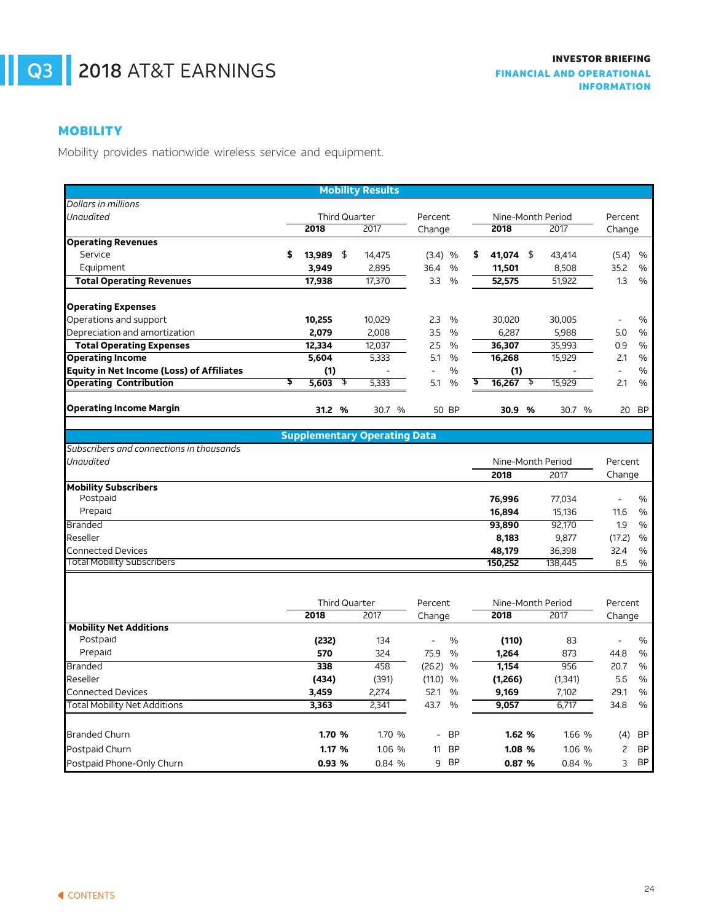# Q3 2018 AT&T EARNINGS

INVESTOR BRIEFING
FINANCIAL AND OPERATIONAL INFORMATION

## MOBILITY

Mobility provides nationwide wireless service and equipment.

**Mobility Results**

*Dollars in millions*
*Unaudited*

| | Third Quarter 2018 | Third Quarter 2017 | Percent Change | Nine-Month Period 2018 | Nine-Month Period 2017 | Percent Change |
|---|---|---|---|---|---|---|
| **Operating Revenues** | | | | | | |
| Service | **$ 13,989** | $ 14,475 | (3.4) % | **$ 41,074** | $ 43,414 | (5.4) % |
| Equipment | **3,949** | 2,895 | 36.4 % | **11,501** | 8,508 | 35.2 % |
| **Total Operating Revenues** | **17,938** | 17,370 | 3.3 % | **52,575** | 51,922 | 1.3 % |
| **Operating Expenses** | | | | | | |
| Operations and support | **10,255** | 10,029 | 2.3 % | 30,020 | 30,005 | - % |
| Depreciation and amortization | **2,079** | 2,008 | 3.5 % | 6,287 | 5,988 | 5.0 % |
| **Total Operating Expenses** | **12,334** | 12,037 | 2.5 % | **36,307** | 35,993 | 0.9 % |
| **Operating Income** | **5,604** | 5,333 | 5.1 % | **16,268** | 15,929 | 2.1 % |
| **Equity in Net Income (Loss) of Affiliates** | **(1)** | - | - % | **(1)** | - | - % |
| **Operating Contribution** | **$ 5,603** | $ 5,333 | 5.1 % | **$ 16,267** | $ 15,929 | 2.1 % |
| **Operating Income Margin** | **31.2 %** | 30.7 % | 50 BP | **30.9 %** | 30.7 % | 20 BP |

**Supplementary Operating Data**

*Subscribers and connections in thousands*
*Unaudited*

| | Nine-Month Period 2018 | Nine-Month Period 2017 | Percent Change |
|---|---|---|---|
| **Mobility Subscribers** | | | |
| Postpaid | **76,996** | 77,034 | - % |
| Prepaid | **16,894** | 15,136 | 11.6 % |
| Branded | **93,890** | 92,170 | 1.9 % |
| Reseller | **8,183** | 9,877 | (17.2) % |
| Connected Devices | **48,179** | 36,398 | 32.4 % |
| Total Mobility Subscribers | **150,252** | 138,445 | 8.5 % |

| | Third Quarter 2018 | Third Quarter 2017 | Percent Change | Nine-Month Period 2018 | Nine-Month Period 2017 | Percent Change |
|---|---|---|---|---|---|---|
| **Mobility Net Additions** | | | | | | |
| Postpaid | **(232)** | 134 | - % | **(110)** | 83 | - % |
| Prepaid | **570** | 324 | 75.9 % | **1,264** | 873 | 44.8 % |
| Branded | **338** | 458 | (26.2) % | **1,154** | 956 | 20.7 % |
| Reseller | **(434)** | (391) | (11.0) % | **(1,266)** | (1,341) | 5.6 % |
| Connected Devices | **3,459** | 2,274 | 52.1 % | **9,169** | 7,102 | 29.1 % |
| Total Mobility Net Additions | **3,363** | 2,341 | 43.7 % | **9,057** | 6,717 | 34.8 % |
| Branded Churn | **1.70 %** | 1.70 % | - BP | **1.62 %** | 1.66 % | (4) BP |
| Postpaid Churn | **1.17 %** | 1.06 % | 11 BP | **1.08 %** | 1.06 % | 2 BP |
| Postpaid Phone-Only Churn | **0.93 %** | 0.84 % | 9 BP | **0.87 %** | 0.84 % | 3 BP |

CONTENTS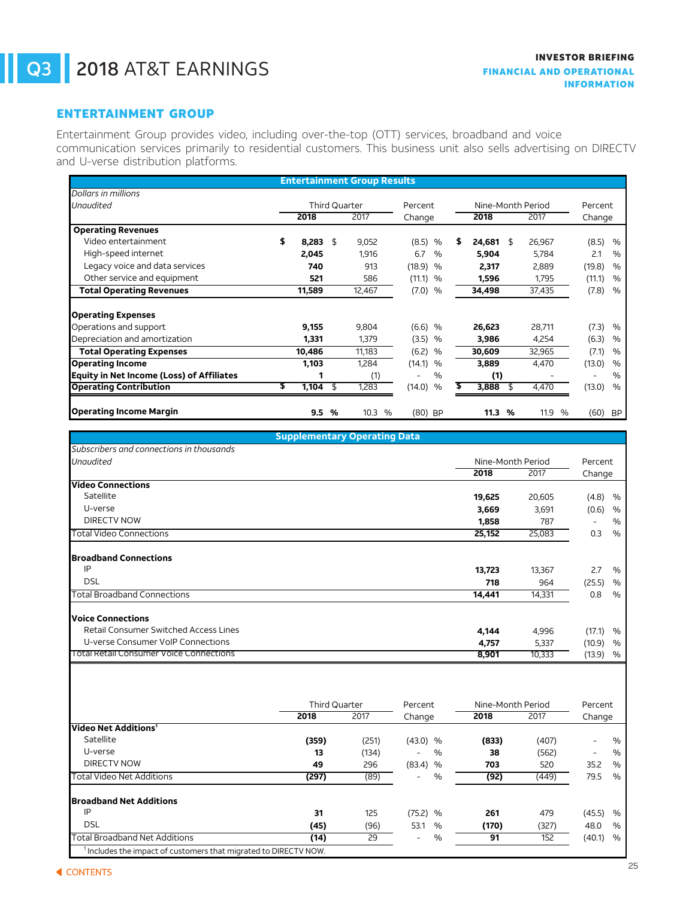# Q3 2018 AT&T EARNINGS

**INVESTOR BRIEFING**
**FINANCIAL AND OPERATIONAL INFORMATION**

## ENTERTAINMENT GROUP

Entertainment Group provides video, including over-the-top (OTT) services, broadband and voice communication services primarily to residential customers. This business unit also sells advertising on DIRECTV and U-verse distribution platforms.

**Entertainment Group Results**

| *Dollars in millions* *Unaudited* | Third Quarter 2018 | Third Quarter 2017 | Percent Change | Nine-Month Period 2018 | Nine-Month Period 2017 | Percent Change |
|---|---|---|---|---|---|---|
| **Operating Revenues** | | | | | | |
| Video entertainment | **$ 8,283** | $ 9,052 | (8.5) % | **$ 24,681** | $ 26,967 | (8.5) % |
| High-speed internet | **2,045** | 1,916 | 6.7 % | **5,904** | 5,784 | 2.1 % |
| Legacy voice and data services | **740** | 913 | (18.9) % | **2,317** | 2,889 | (19.8) % |
| Other service and equipment | **521** | 586 | (11.1) % | **1,596** | 1,795 | (11.1) % |
| **Total Operating Revenues** | **11,589** | 12,467 | (7.0) % | **34,498** | 37,435 | (7.8) % |
| **Operating Expenses** | | | | | | |
| Operations and support | **9,155** | 9,804 | (6.6) % | **26,623** | 28,711 | (7.3) % |
| Depreciation and amortization | **1,331** | 1,379 | (3.5) % | **3,986** | 4,254 | (6.3) % |
| **Total Operating Expenses** | **10,486** | 11,183 | (6.2) % | **30,609** | 32,965 | (7.1) % |
| **Operating Income** | **1,103** | 1,284 | (14.1) % | **3,889** | 4,470 | (13.0) % |
| **Equity in Net Income (Loss) of Affiliates** | **1** | (1) | - % | **(1)** | - | - % |
| **Operating Contribution** | **$ 1,104** | $ 1,283 | (14.0) % | **$ 3,888** | $ 4,470 | (13.0) % |
| **Operating Income Margin** | **9.5 %** | 10.3 % | (80) BP | **11.3 %** | 11.9 % | (60) BP |

**Supplementary Operating Data**

| *Subscribers and connections in thousands* *Unaudited* | Nine-Month Period 2018 | Nine-Month Period 2017 | Percent Change |
|---|---|---|---|
| **Video Connections** | | | |
| Satellite | **19,625** | 20,605 | (4.8) % |
| U-verse | **3,669** | 3,691 | (0.6) % |
| DIRECTV NOW | **1,858** | 787 | - % |
| Total Video Connections | **25,152** | 25,083 | 0.3 % |
| **Broadband Connections** | | | |
| IP | **13,723** | 13,367 | 2.7 % |
| DSL | **718** | 964 | (25.5) % |
| Total Broadband Connections | **14,441** | 14,331 | 0.8 % |
| **Voice Connections** | | | |
| Retail Consumer Switched Access Lines | **4,144** | 4,996 | (17.1) % |
| U-verse Consumer VoIP Connections | **4,757** | 5,337 | (10.9) % |
| Total Retail Consumer Voice Connections | **8,901** | 10,333 | (13.9) % |

| | Third Quarter 2018 | Third Quarter 2017 | Percent Change | Nine-Month Period 2018 | Nine-Month Period 2017 | Percent Change |
|---|---|---|---|---|---|---|
| **Video Net Additions**[1] | | | | | | |
| Satellite | **(359)** | (251) | (43.0) % | **(833)** | (407) | - % |
| U-verse | **13** | (134) | - % | **38** | (562) | - % |
| DIRECTV NOW | **49** | 296 | (83.4) % | **703** | 520 | 35.2 % |
| Total Video Net Additions | **(297)** | (89) | - % | **(92)** | (449) | 79.5 % |
| **Broadband Net Additions** | | | | | | |
| IP | **31** | 125 | (75.2) % | **261** | 479 | (45.5) % |
| DSL | **(45)** | (96) | 53.1 % | **(170)** | (327) | 48.0 % |
| Total Broadband Net Additions | **(14)** | 29 | - % | **91** | 152 | (40.1) % |

[1] Includes the impact of customers that migrated to DIRECTV NOW.

CONTENTS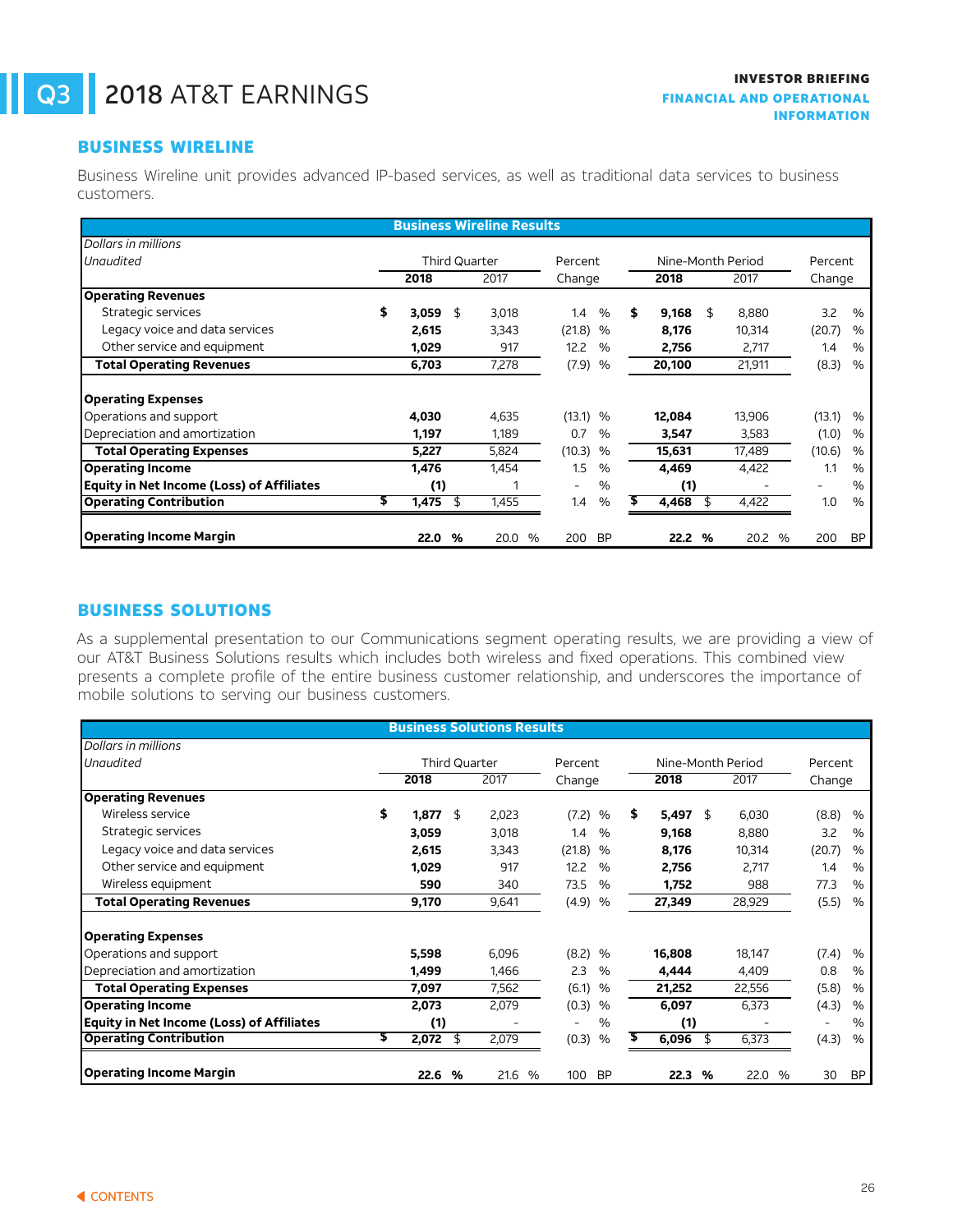# Q3 2018 AT&T EARNINGS

INVESTOR BRIEFING
FINANCIAL AND OPERATIONAL INFORMATION

## BUSINESS WIRELINE

Business Wireline unit provides advanced IP-based services, as well as traditional data services to business customers.

**Business Wireline Results**

| *Dollars in millions* *Unaudited* | Third Quarter 2018 | Third Quarter 2017 | Percent Change | Nine-Month Period 2018 | Nine-Month Period 2017 | Percent Change |
|---|---|---|---|---|---|---|
| **Operating Revenues** | | | | | | |
| Strategic services | **$ 3,059** | $ 3,018 | 1.4 % | **$ 9,168** | $ 8,880 | 3.2 % |
| Legacy voice and data services | **2,615** | 3,343 | (21.8) % | **8,176** | 10,314 | (20.7) % |
| Other service and equipment | **1,029** | 917 | 12.2 % | **2,756** | 2,717 | 1.4 % |
| **Total Operating Revenues** | **6,703** | 7,278 | (7.9) % | **20,100** | 21,911 | (8.3) % |
| **Operating Expenses** | | | | | | |
| Operations and support | **4,030** | 4,635 | (13.1) % | **12,084** | 13,906 | (13.1) % |
| Depreciation and amortization | **1,197** | 1,189 | 0.7 % | **3,547** | 3,583 | (1.0) % |
| **Total Operating Expenses** | **5,227** | 5,824 | (10.3) % | **15,631** | 17,489 | (10.6) % |
| **Operating Income** | **1,476** | 1,454 | 1.5 % | **4,469** | 4,422 | 1.1 % |
| **Equity in Net Income (Loss) of Affiliates** | **(1)** | 1 | - % | **(1)** | - | - % |
| **Operating Contribution** | **$ 1,475** | $ 1,455 | 1.4 % | **$ 4,468** | $ 4,422 | 1.0 % |
| **Operating Income Margin** | **22.0 %** | 20.0 % | 200 BP | **22.2 %** | 20.2 % | 200 BP |

## BUSINESS SOLUTIONS

As a supplemental presentation to our Communications segment operating results, we are providing a view of our AT&T Business Solutions results which includes both wireless and fixed operations. This combined view presents a complete profile of the entire business customer relationship, and underscores the importance of mobile solutions to serving our business customers.

**Business Solutions Results**

| *Dollars in millions* *Unaudited* | Third Quarter 2018 | Third Quarter 2017 | Percent Change | Nine-Month Period 2018 | Nine-Month Period 2017 | Percent Change |
|---|---|---|---|---|---|---|
| **Operating Revenues** | | | | | | |
| Wireless service | **$ 1,877** | $ 2,023 | (7.2) % | **$ 5,497** | $ 6,030 | (8.8) % |
| Strategic services | **3,059** | 3,018 | 1.4 % | **9,168** | 8,880 | 3.2 % |
| Legacy voice and data services | **2,615** | 3,343 | (21.8) % | **8,176** | 10,314 | (20.7) % |
| Other service and equipment | **1,029** | 917 | 12.2 % | **2,756** | 2,717 | 1.4 % |
| Wireless equipment | **590** | 340 | 73.5 % | **1,752** | 988 | 77.3 % |
| **Total Operating Revenues** | **9,170** | 9,641 | (4.9) % | **27,349** | 28,929 | (5.5) % |
| **Operating Expenses** | | | | | | |
| Operations and support | **5,598** | 6,096 | (8.2) % | **16,808** | 18,147 | (7.4) % |
| Depreciation and amortization | **1,499** | 1,466 | 2.3 % | **4,444** | 4,409 | 0.8 % |
| **Total Operating Expenses** | **7,097** | 7,562 | (6.1) % | **21,252** | 22,556 | (5.8) % |
| **Operating Income** | **2,073** | 2,079 | (0.3) % | **6,097** | 6,373 | (4.3) % |
| **Equity in Net Income (Loss) of Affiliates** | **(1)** | - | - % | **(1)** | - | - % |
| **Operating Contribution** | **$ 2,072** | $ 2,079 | (0.3) % | **$ 6,096** | $ 6,373 | (4.3) % |
| **Operating Income Margin** | **22.6 %** | 21.6 % | 100 BP | **22.3 %** | 22.0 % | 30 BP |

CONTENTS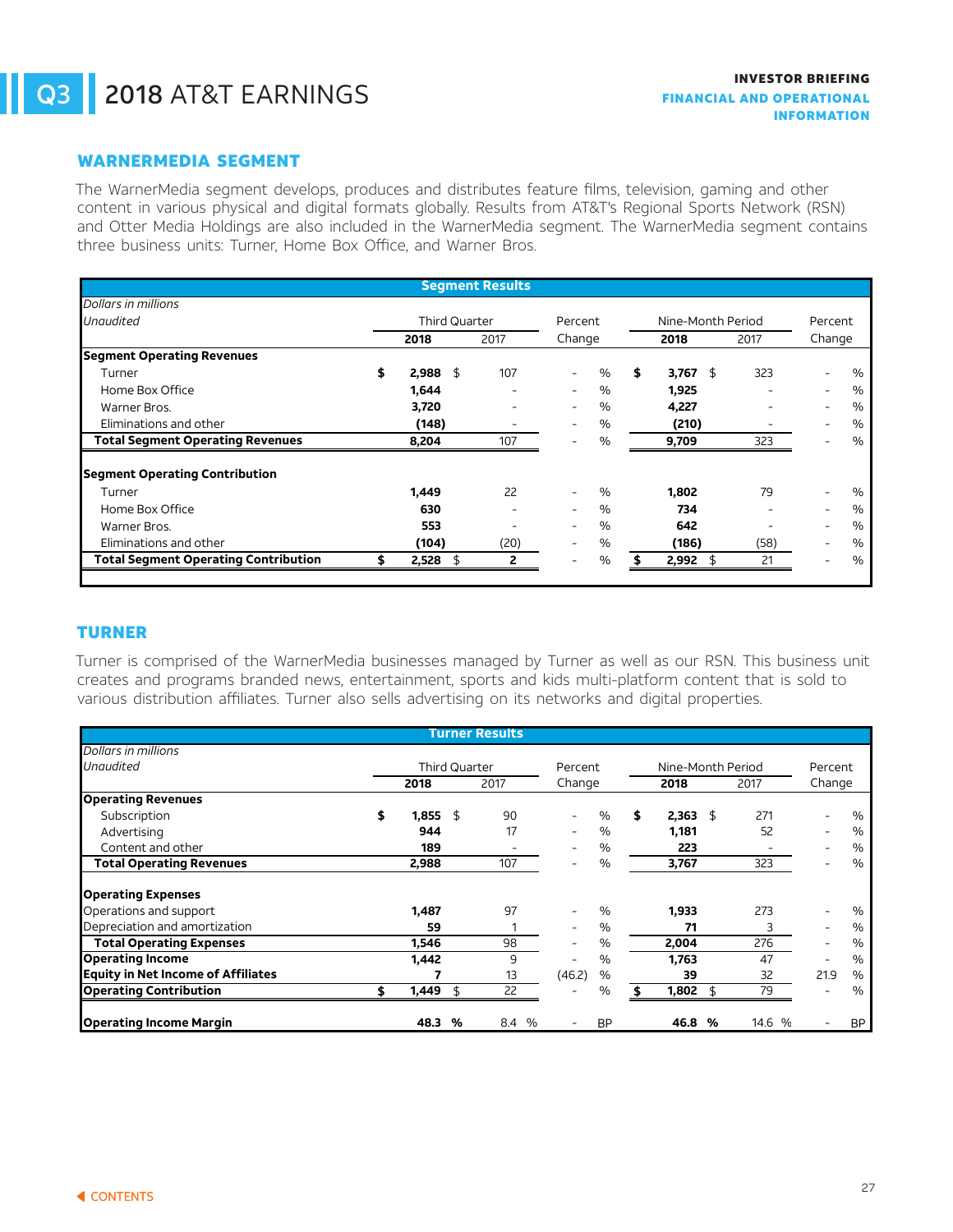## WARNERMEDIA SEGMENT

The WarnerMedia segment develops, produces and distributes feature films, television, gaming and other content in various physical and digital formats globally. Results from AT&T's Regional Sports Network (RSN) and Otter Media Holdings are also included in the WarnerMedia segment. The WarnerMedia segment contains three business units: Turner, Home Box Office, and Warner Bros.

**Segment Results**

| *Dollars in millions* *Unaudited* | Third Quarter 2018 | Third Quarter 2017 | Percent Change | Nine-Month Period 2018 | Nine-Month Period 2017 | Percent Change |
|---|---|---|---|---|---|---|
| **Segment Operating Revenues** | | | | | | |
| Turner | $ 2,988 | $ 107 | - % | $ 3,767 | $ 323 | - % |
| Home Box Office | 1,644 | - | - % | 1,925 | - | - % |
| Warner Bros. | 3,720 | - | - % | 4,227 | - | - % |
| Eliminations and other | (148) | - | - % | (210) | - | - % |
| **Total Segment Operating Revenues** | 8,204 | 107 | - % | 9,709 | 323 | - % |
| **Segment Operating Contribution** | | | | | | |
| Turner | 1,449 | 22 | - % | 1,802 | 79 | - % |
| Home Box Office | 630 | - | - % | 734 | - | - % |
| Warner Bros. | 553 | - | - % | 642 | - | - % |
| Eliminations and other | (104) | (20) | - % | (186) | (58) | - % |
| **Total Segment Operating Contribution** | $ 2,528 | $ 2 | - % | $ 2,992 | $ 21 | - % |

## TURNER

Turner is comprised of the WarnerMedia businesses managed by Turner as well as our RSN. This business unit creates and programs branded news, entertainment, sports and kids multi-platform content that is sold to various distribution affiliates. Turner also sells advertising on its networks and digital properties.

**Turner Results**

| *Dollars in millions* *Unaudited* | Third Quarter 2018 | Third Quarter 2017 | Percent Change | Nine-Month Period 2018 | Nine-Month Period 2017 | Percent Change |
|---|---|---|---|---|---|---|
| **Operating Revenues** | | | | | | |
| Subscription | $ 1,855 | $ 90 | - % | $ 2,363 | $ 271 | - % |
| Advertising | 944 | 17 | - % | 1,181 | 52 | - % |
| Content and other | 189 | - | - % | 223 | - | - % |
| **Total Operating Revenues** | 2,988 | 107 | - % | 3,767 | 323 | - % |
| **Operating Expenses** | | | | | | |
| Operations and support | 1,487 | 97 | - % | 1,933 | 273 | - % |
| Depreciation and amortization | 59 | 1 | - % | 71 | 3 | - % |
| **Total Operating Expenses** | 1,546 | 98 | - % | 2,004 | 276 | - % |
| **Operating Income** | 1,442 | 9 | - % | 1,763 | 47 | - % |
| **Equity in Net Income of Affiliates** | 7 | 13 | (46.2) % | 39 | 32 | 21.9 % |
| **Operating Contribution** | $ 1,449 | $ 22 | - % | $ 1,802 | $ 79 | - % |
| **Operating Income Margin** | 48.3 % | 8.4 % | - BP | 46.8 % | 14.6 % | - BP |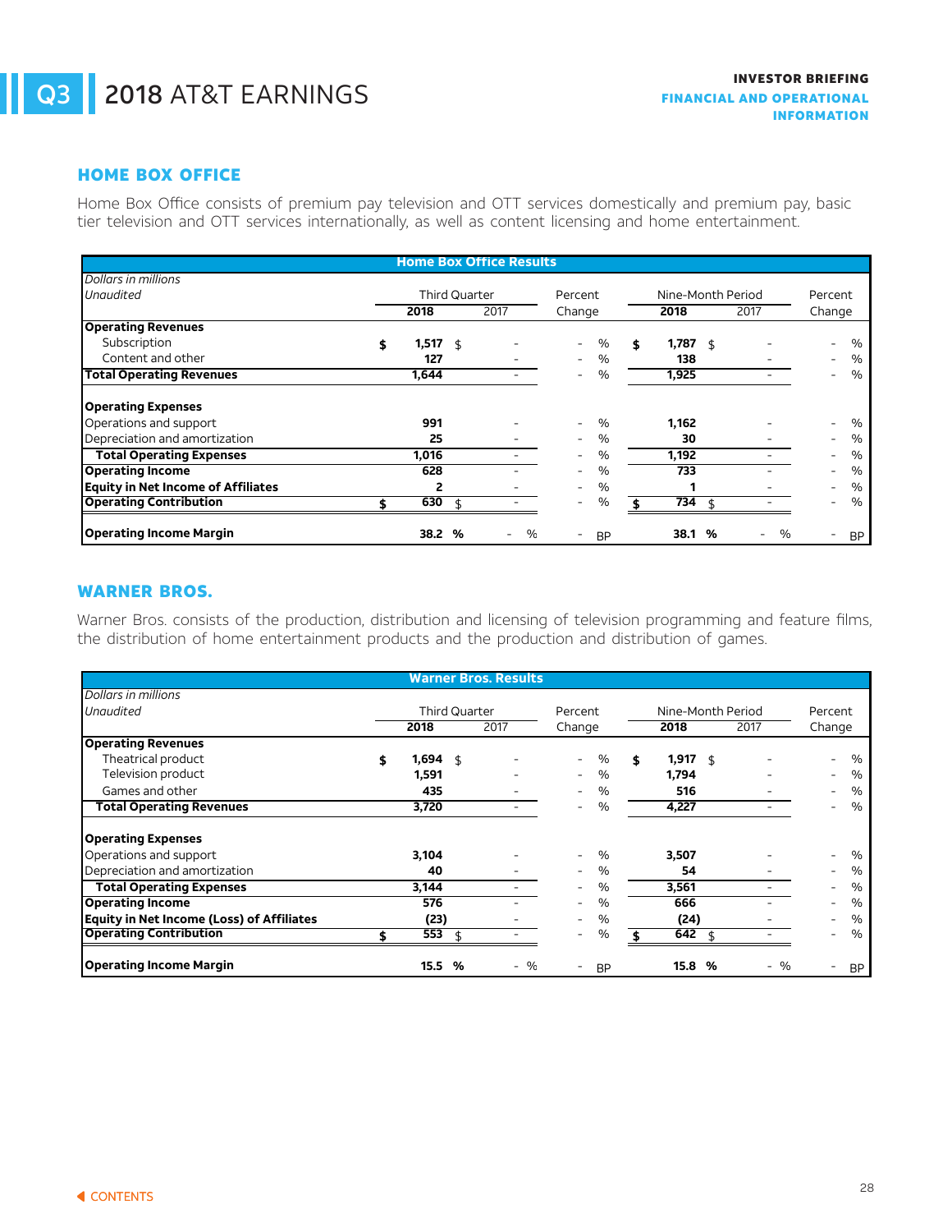## HOME BOX OFFICE

Home Box Office consists of premium pay television and OTT services domestically and premium pay, basic tier television and OTT services internationally, as well as content licensing and home entertainment.

| Home Box Office Results | | | | | | |
|---|---|---|---|---|---|---|
| *Dollars in millions* | | | | | | |
| *Unaudited* | Third Quarter | | Percent | Nine-Month Period | | Percent |
| | **2018** | 2017 | Change | **2018** | 2017 | Change |
| **Operating Revenues** | | | | | | |
| Subscription | **$ 1,517** | $ - | - % | **$ 1,787** | $ - | - % |
| Content and other | **127** | - | - % | **138** | - | - % |
| **Total Operating Revenues** | **1,644** | - | - % | **1,925** | - | - % |
| | | | | | | |
| **Operating Expenses** | | | | | | |
| Operations and support | **991** | - | - % | **1,162** | - | - % |
| Depreciation and amortization | **25** | - | - % | **30** | - | - % |
| **Total Operating Expenses** | **1,016** | - | - % | **1,192** | - | - % |
| **Operating Income** | **628** | - | - % | **733** | - | - % |
| **Equity in Net Income of Affiliates** | **2** | - | - % | **1** | - | - % |
| **Operating Contribution** | **$ 630** | $ - | - % | **$ 734** | $ - | - % |
| | | | | | | |
| **Operating Income Margin** | **38.2 %** | - % | - BP | **38.1 %** | - % | - BP |

## WARNER BROS.

Warner Bros. consists of the production, distribution and licensing of television programming and feature films, the distribution of home entertainment products and the production and distribution of games.

| Warner Bros. Results | | | | | | |
|---|---|---|---|---|---|---|
| *Dollars in millions* | | | | | | |
| *Unaudited* | Third Quarter | | Percent | Nine-Month Period | | Percent |
| | **2018** | 2017 | Change | **2018** | 2017 | Change |
| **Operating Revenues** | | | | | | |
| Theatrical product | **$ 1,694** | $ - | - % | **$ 1,917** | $ - | - % |
| Television product | **1,591** | - | - % | **1,794** | - | - % |
| Games and other | **435** | - | - % | **516** | - | - % |
| **Total Operating Revenues** | **3,720** | - | - % | **4,227** | - | - % |
| | | | | | | |
| **Operating Expenses** | | | | | | |
| Operations and support | **3,104** | - | - % | **3,507** | - | - % |
| Depreciation and amortization | **40** | - | - % | **54** | - | - % |
| **Total Operating Expenses** | **3,144** | - | - % | **3,561** | - | - % |
| **Operating Income** | **576** | - | - % | **666** | - | - % |
| **Equity in Net Income (Loss) of Affiliates** | **(23)** | - | - % | **(24)** | - | - % |
| **Operating Contribution** | **$ 553** | $ - | - % | **$ 642** | $ - | - % |
| | | | | | | |
| **Operating Income Margin** | **15.5 %** | - % | - BP | **15.8 %** | - % | - BP |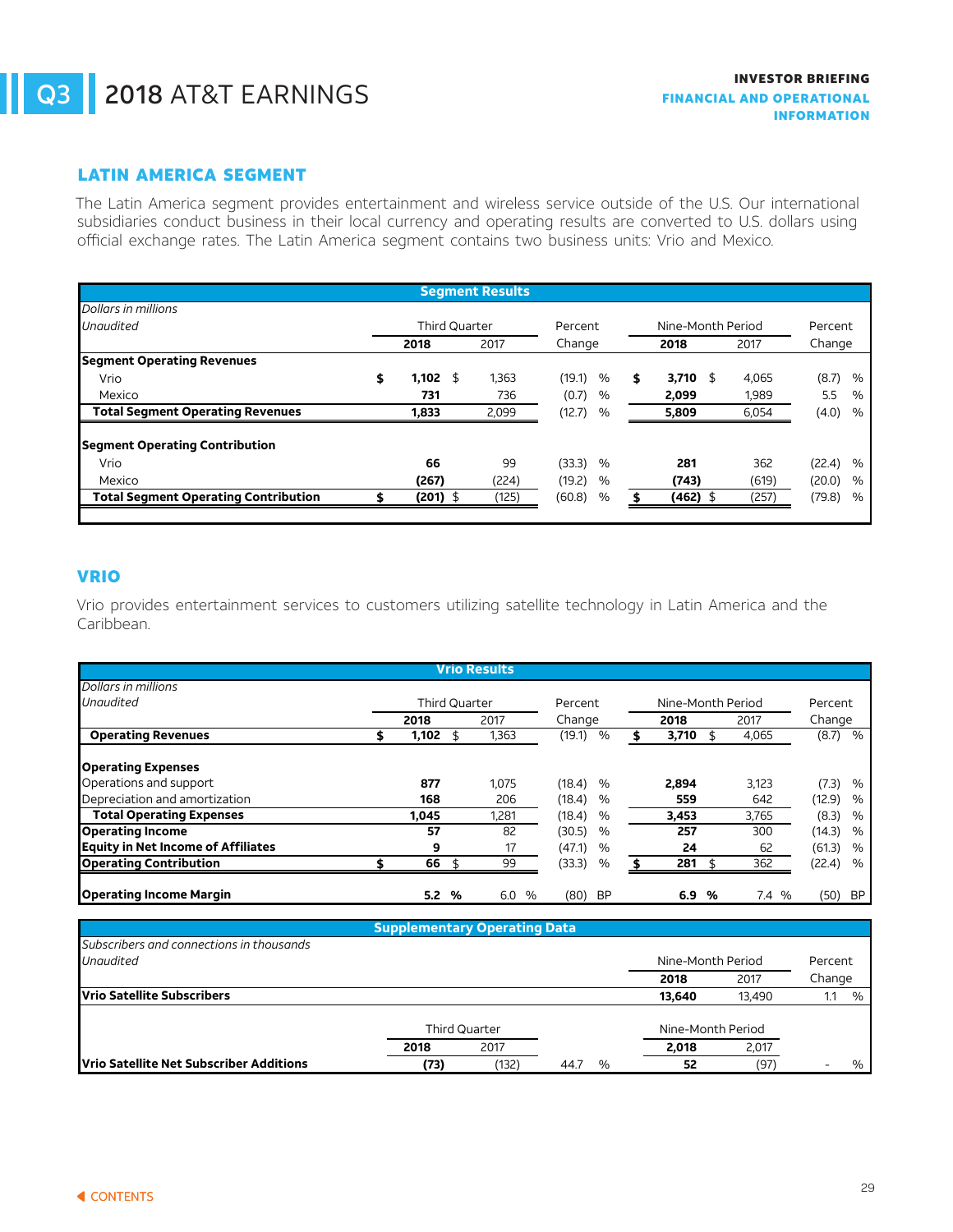## LATIN AMERICA SEGMENT

The Latin America segment provides entertainment and wireless service outside of the U.S. Our international subsidiaries conduct business in their local currency and operating results are converted to U.S. dollars using official exchange rates. The Latin America segment contains two business units: Vrio and Mexico.

**Segment Results**

| *Dollars in millions* | | | | | | |
|---|---|---|---|---|---|---|
| *Unaudited* | Third Quarter | | Percent | Nine-Month Period | | Percent |
| | **2018** | 2017 | Change | **2018** | 2017 | Change |
| **Segment Operating Revenues** | | | | | | |
| Vrio | **$ 1,102** | $ 1,363 | (19.1) % | **$ 3,710** | $ 4,065 | (8.7) % |
| Mexico | **731** | 736 | (0.7) % | **2,099** | 1,989 | 5.5 % |
| **Total Segment Operating Revenues** | **1,833** | 2,099 | (12.7) % | **5,809** | 6,054 | (4.0) % |
| **Segment Operating Contribution** | | | | | | |
| Vrio | **66** | 99 | (33.3) % | **281** | 362 | (22.4) % |
| Mexico | **(267)** | (224) | (19.2) % | **(743)** | (619) | (20.0) % |
| **Total Segment Operating Contribution** | **$ (201)** | $ (125) | (60.8) % | **$ (462)** | $ (257) | (79.8) % |

## VRIO

Vrio provides entertainment services to customers utilizing satellite technology in Latin America and the Caribbean.

**Vrio Results**

| *Dollars in millions* | | | | | | |
|---|---|---|---|---|---|---|
| *Unaudited* | Third Quarter | | Percent | Nine-Month Period | | Percent |
| | **2018** | 2017 | Change | **2018** | 2017 | Change |
| **Operating Revenues** | **$ 1,102** | $ 1,363 | (19.1) % | **$ 3,710** | $ 4,065 | (8.7) % |
| **Operating Expenses** | | | | | | |
| Operations and support | **877** | 1,075 | (18.4) % | **2,894** | 3,123 | (7.3) % |
| Depreciation and amortization | **168** | 206 | (18.4) % | **559** | 642 | (12.9) % |
| **Total Operating Expenses** | **1,045** | 1,281 | (18.4) % | **3,453** | 3,765 | (8.3) % |
| **Operating Income** | **57** | 82 | (30.5) % | **257** | 300 | (14.3) % |
| **Equity in Net Income of Affiliates** | **9** | 17 | (47.1) % | **24** | 62 | (61.3) % |
| **Operating Contribution** | **$ 66** | $ 99 | (33.3) % | **$ 281** | $ 362 | (22.4) % |
| **Operating Income Margin** | **5.2 %** | 6.0 % | (80) BP | **6.9 %** | 7.4 % | (50) BP |

**Supplementary Operating Data**

| *Subscribers and connections in thousands* | | | | | | |
|---|---|---|---|---|---|---|
| *Unaudited* | | | | Nine-Month Period | | Percent |
| | | | | **2018** | 2017 | Change |
| **Vrio Satellite Subscribers** | | | | **13,640** | 13,490 | 1.1 % |
| | Third Quarter | | | Nine-Month Period | | |
| | **2018** | 2017 | | **2,018** | 2,017 | |
| **Vrio Satellite Net Subscriber Additions** | **(73)** | (132) | 44.7 % | **52** | (97) | - % |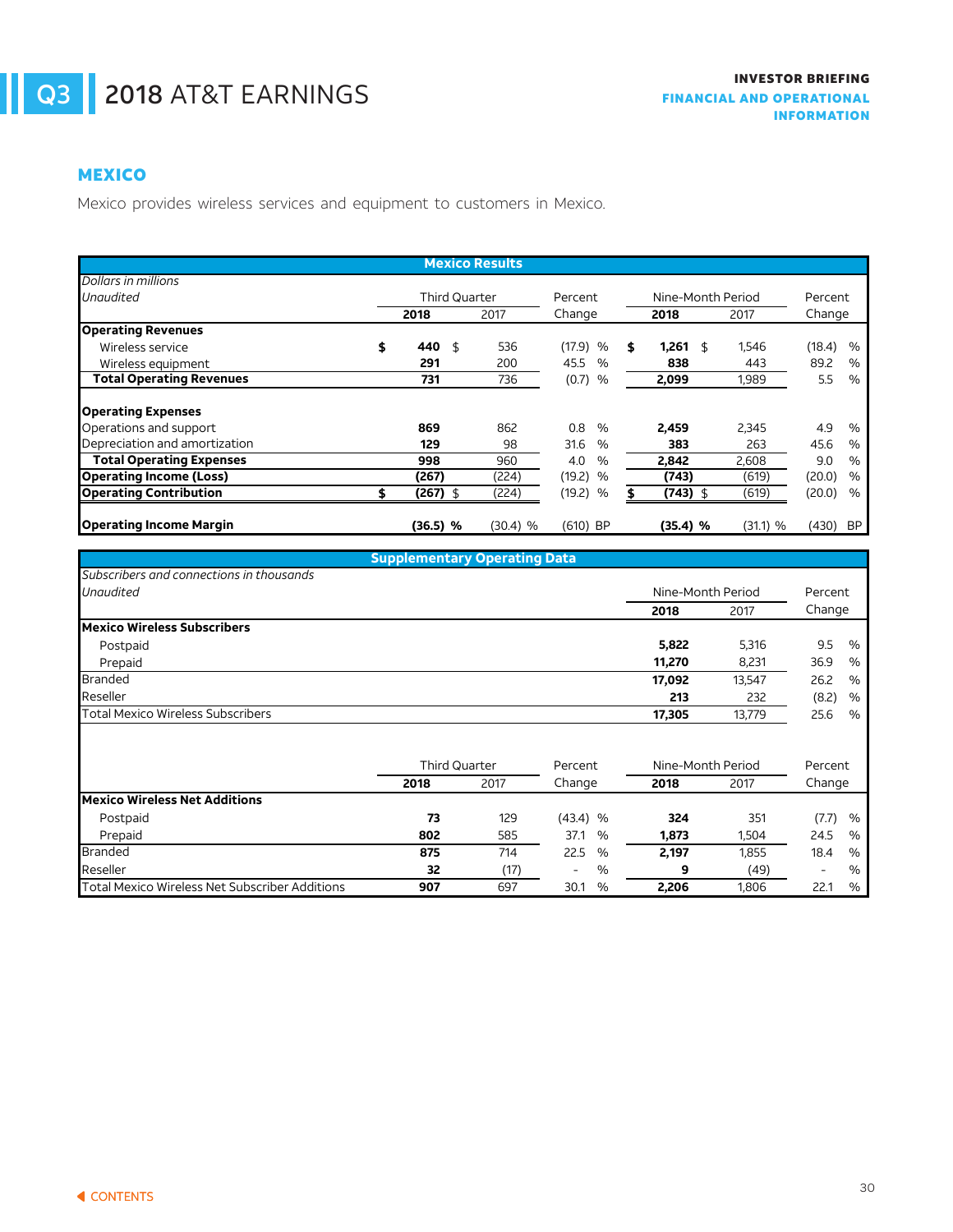## MEXICO

Mexico provides wireless services and equipment to customers in Mexico.

**Mexico Results**

| *Dollars in millions* | Third Quarter | | Percent | Nine-Month Period | | Percent |
|---|---|---|---|---|---|---|
| *Unaudited* | **2018** | 2017 | Change | **2018** | 2017 | Change |
| **Operating Revenues** | | | | | | |
| Wireless service | **$ 440** | $ 536 | (17.9) % | **$ 1,261** | $ 1,546 | (18.4) % |
| Wireless equipment | **291** | 200 | 45.5 % | **838** | 443 | 89.2 % |
| **Total Operating Revenues** | **731** | 736 | (0.7) % | **2,099** | 1,989 | 5.5 % |
| **Operating Expenses** | | | | | | |
| Operations and support | **869** | 862 | 0.8 % | **2,459** | 2,345 | 4.9 % |
| Depreciation and amortization | **129** | 98 | 31.6 % | **383** | 263 | 45.6 % |
| **Total Operating Expenses** | **998** | 960 | 4.0 % | **2,842** | 2,608 | 9.0 % |
| **Operating Income (Loss)** | **(267)** | (224) | (19.2) % | **(743)** | (619) | (20.0) % |
| **Operating Contribution** | **$ (267)** | $ (224) | (19.2) % | **$ (743)** | $ (619) | (20.0) % |
| **Operating Income Margin** | **(36.5) %** | (30.4) % | (610) BP | **(35.4) %** | (31.1) % | (430) BP |

**Supplementary Operating Data**

| *Subscribers and connections in thousands* | Nine-Month Period | | Percent |
|---|---|---|---|
| *Unaudited* | **2018** | 2017 | Change |
| **Mexico Wireless Subscribers** | | | |
| Postpaid | **5,822** | 5,316 | 9.5 % |
| Prepaid | **11,270** | 8,231 | 36.9 % |
| Branded | **17,092** | 13,547 | 26.2 % |
| Reseller | **213** | 232 | (8.2) % |
| Total Mexico Wireless Subscribers | **17,305** | 13,779 | 25.6 % |

| | Third Quarter | | Percent | Nine-Month Period | | Percent |
|---|---|---|---|---|---|---|
| | **2018** | 2017 | Change | **2018** | 2017 | Change |
| **Mexico Wireless Net Additions** | | | | | | |
| Postpaid | **73** | 129 | (43.4) % | **324** | 351 | (7.7) % |
| Prepaid | **802** | 585 | 37.1 % | **1,873** | 1,504 | 24.5 % |
| Branded | **875** | 714 | 22.5 % | **2,197** | 1,855 | 18.4 % |
| Reseller | **32** | (17) | - % | **9** | (49) | - % |
| Total Mexico Wireless Net Subscriber Additions | **907** | 697 | 30.1 % | **2,206** | 1,806 | 22.1 % |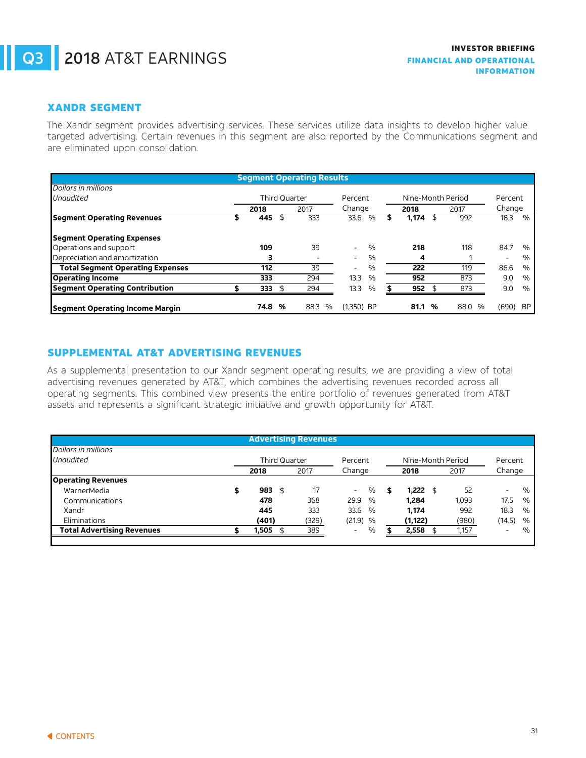## XANDR SEGMENT

The Xandr segment provides advertising services. These services utilize data insights to develop higher value targeted advertising. Certain revenues in this segment are also reported by the Communications segment and are eliminated upon consolidation.

**Segment Operating Results**

| *Dollars in millions* *Unaudited* | Third Quarter | | Percent Change | Nine-Month Period | | Percent Change |
|---|---|---|---|---|---|---|
| | **2018** | 2017 | | **2018** | 2017 | |
| **Segment Operating Revenues** | **$ 445** | $ 333 | 33.6 % | **$ 1,174** | $ 992 | 18.3 % |
| **Segment Operating Expenses** | | | | | | |
| Operations and support | **109** | 39 | - % | **218** | 118 | 84.7 % |
| Depreciation and amortization | **3** | - | - % | **4** | 1 | - % |
| **Total Segment Operating Expenses** | **112** | 39 | - % | **222** | 119 | 86.6 % |
| **Operating Income** | **333** | 294 | 13.3 % | **952** | 873 | 9.0 % |
| **Segment Operating Contribution** | **$ 333** | $ 294 | 13.3 % | **$ 952** | $ 873 | 9.0 % |
| **Segment Operating Income Margin** | **74.8 %** | 88.3 % | (1,350) BP | **81.1 %** | 88.0 % | (690) BP |

## SUPPLEMENTAL AT&T ADVERTISING REVENUES

As a supplemental presentation to our Xandr segment operating results, we are providing a view of total advertising revenues generated by AT&T, which combines the advertising revenues recorded across all operating segments. This combined view presents the entire portfolio of revenues generated from AT&T assets and represents a significant strategic initiative and growth opportunity for AT&T.

**Advertising Revenues**

| *Dollars in millions* *Unaudited* | Third Quarter | | Percent Change | Nine-Month Period | | Percent Change |
|---|---|---|---|---|---|---|
| | **2018** | 2017 | | **2018** | 2017 | |
| **Operating Revenues** | | | | | | |
| WarnerMedia | **$ 983** | $ 17 | - % | **$ 1,222** | $ 52 | - % |
| Communications | **478** | 368 | 29.9 % | **1,284** | 1,093 | 17.5 % |
| Xandr | **445** | 333 | 33.6 % | **1,174** | 992 | 18.3 % |
| Eliminations | **(401)** | (329) | (21.9) % | **(1,122)** | (980) | (14.5) % |
| **Total Advertising Revenues** | **$ 1,505** | $ 389 | - % | **$ 2,558** | $ 1,157 | - % |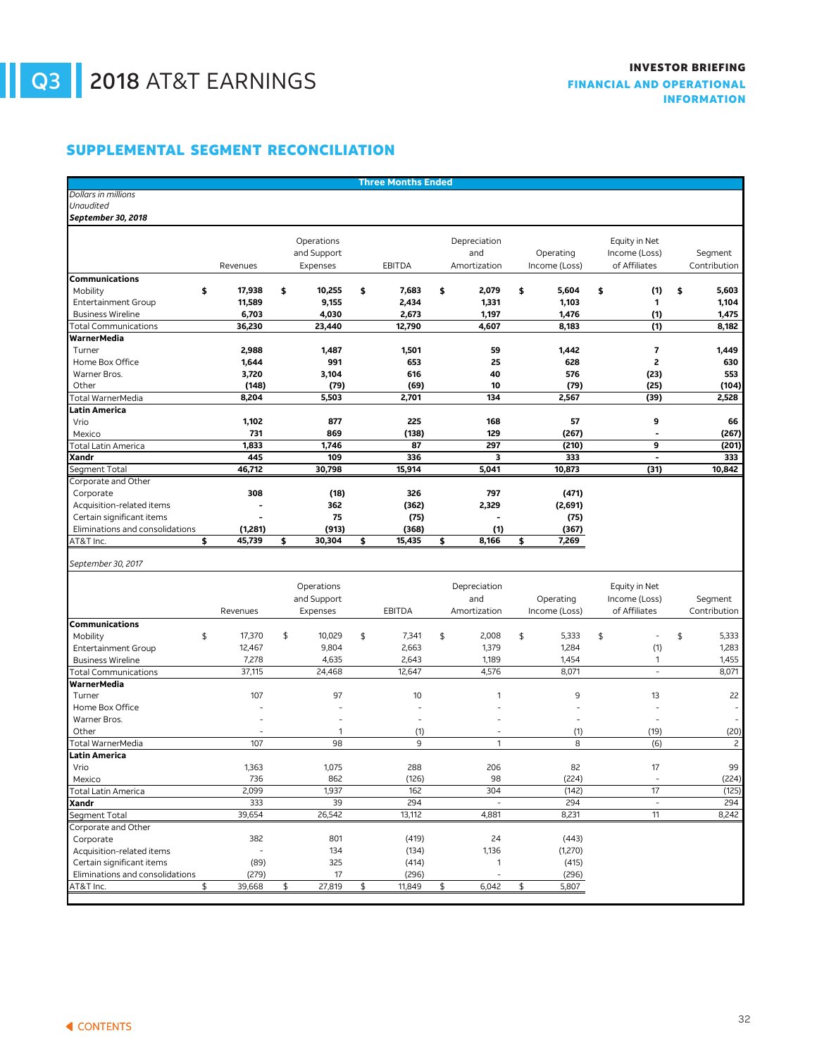# Q3 2018 AT&T EARNINGS

INVESTOR BRIEFING
FINANCIAL AND OPERATIONAL INFORMATION

## SUPPLEMENTAL SEGMENT RECONCILIATION

**Three Months Ended**

*Dollars in millions*
*Unaudited*
***September 30, 2018***

| | Revenues | Operations and Support Expenses | EBITDA | Depreciation and Amortization | Operating Income (Loss) | Equity in Net Income (Loss) of Affiliates | Segment Contribution |
|---|---|---|---|---|---|---|---|
| **Communications** | | | | | | | |
| Mobility | **$ 17,938** | **$ 10,255** | **$ 7,683** | **$ 2,079** | **$ 5,604** | **$ (1)** | **$ 5,603** |
| Entertainment Group | **11,589** | **9,155** | **2,434** | **1,331** | **1,103** | **1** | **1,104** |
| Business Wireline | **6,703** | **4,030** | **2,673** | **1,197** | **1,476** | **(1)** | **1,475** |
| Total Communications | **36,230** | **23,440** | **12,790** | **4,607** | **8,183** | **(1)** | **8,182** |
| **WarnerMedia** | | | | | | | |
| Turner | **2,988** | **1,487** | **1,501** | **59** | **1,442** | **7** | **1,449** |
| Home Box Office | **1,644** | **991** | **653** | **25** | **628** | **2** | **630** |
| Warner Bros. | **3,720** | **3,104** | **616** | **40** | **576** | **(23)** | **553** |
| Other | **(148)** | **(79)** | **(69)** | **10** | **(79)** | **(25)** | **(104)** |
| Total WarnerMedia | **8,204** | **5,503** | **2,701** | **134** | **2,567** | **(39)** | **2,528** |
| **Latin America** | | | | | | | |
| Vrio | **1,102** | **877** | **225** | **168** | **57** | **9** | **66** |
| Mexico | **731** | **869** | **(138)** | **129** | **(267)** | **-** | **(267)** |
| Total Latin America | **1,833** | **1,746** | **87** | **297** | **(210)** | **9** | **(201)** |
| **Xandr** | **445** | **109** | **336** | **3** | **333** | **-** | **333** |
| Segment Total | **46,712** | **30,798** | **15,914** | **5,041** | **10,873** | **(31)** | **10,842** |
| Corporate and Other | | | | | | | |
| Corporate | **308** | **(18)** | **326** | **797** | **(471)** | | |
| Acquisition-related items | **-** | **362** | **(362)** | **2,329** | **(2,691)** | | |
| Certain significant items | **-** | **75** | **(75)** | **-** | **(75)** | | |
| Eliminations and consolidations | **(1,281)** | **(913)** | **(368)** | **(1)** | **(367)** | | |
| AT&T Inc. | **$ 45,739** | **$ 30,304** | **$ 15,435** | **$ 8,166** | **$ 7,269** | | |

*September 30, 2017*

| | Revenues | Operations and Support Expenses | EBITDA | Depreciation and Amortization | Operating Income (Loss) | Equity in Net Income (Loss) of Affiliates | Segment Contribution |
|---|---|---|---|---|---|---|---|
| **Communications** | | | | | | | |
| Mobility | $ 17,370 | $ 10,029 | $ 7,341 | $ 2,008 | $ 5,333 | $ - | $ 5,333 |
| Entertainment Group | 12,467 | 9,804 | 2,663 | 1,379 | 1,284 | (1) | 1,283 |
| Business Wireline | 7,278 | 4,635 | 2,643 | 1,189 | 1,454 | 1 | 1,455 |
| Total Communications | 37,115 | 24,468 | 12,647 | 4,576 | 8,071 | - | 8,071 |
| **WarnerMedia** | | | | | | | |
| Turner | 107 | 97 | 10 | 1 | 9 | 13 | 22 |
| Home Box Office | - | - | - | - | - | - | - |
| Warner Bros. | - | - | - | - | - | - | - |
| Other | - | 1 | (1) | - | (1) | (19) | (20) |
| Total WarnerMedia | 107 | 98 | 9 | 1 | 8 | (6) | 2 |
| **Latin America** | | | | | | | |
| Vrio | 1,363 | 1,075 | 288 | 206 | 82 | 17 | 99 |
| Mexico | 736 | 862 | (126) | 98 | (224) | - | (224) |
| Total Latin America | 2,099 | 1,937 | 162 | 304 | (142) | 17 | (125) |
| **Xandr** | 333 | 39 | 294 | - | 294 | - | 294 |
| Segment Total | 39,654 | 26,542 | 13,112 | 4,881 | 8,231 | 11 | 8,242 |
| Corporate and Other | | | | | | | |
| Corporate | 382 | 801 | (419) | 24 | (443) | | |
| Acquisition-related items | - | 134 | (134) | 1,136 | (1,270) | | |
| Certain significant items | (89) | 325 | (414) | 1 | (415) | | |
| Eliminations and consolidations | (279) | 17 | (296) | - | (296) | | |
| AT&T Inc. | $ 39,668 | $ 27,819 | $ 11,849 | $ 6,042 | $ 5,807 | | |

CONTENTS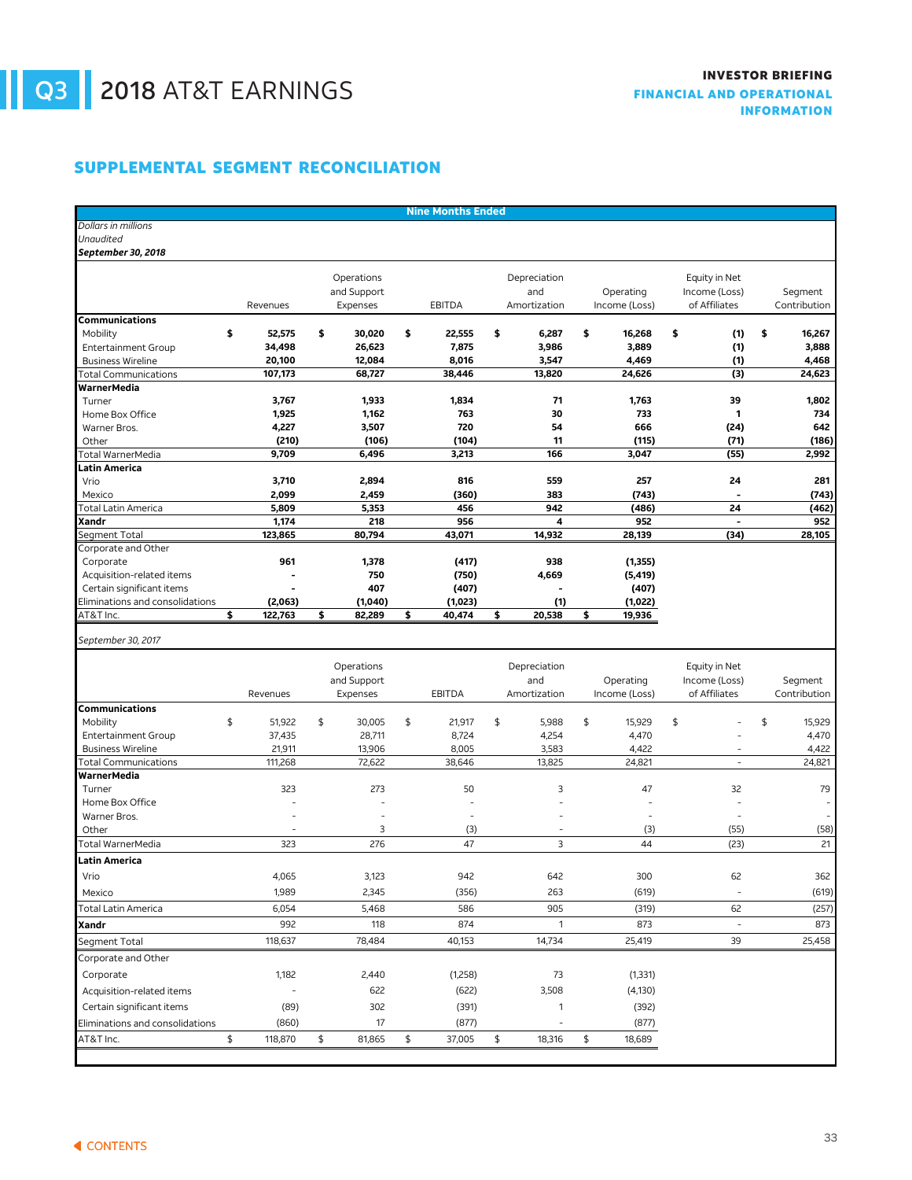# Q3 2018 AT&T EARNINGS

**INVESTOR BRIEFING**
**FINANCIAL AND OPERATIONAL INFORMATION**

## SUPPLEMENTAL SEGMENT RECONCILIATION

**Nine Months Ended**

*Dollars in millions*
*Unaudited*

***September 30, 2018***

| | Revenues | Operations and Support Expenses | EBITDA | Depreciation and Amortization | Operating Income (Loss) | Equity in Net Income (Loss) of Affiliates | Segment Contribution |
|---|---|---|---|---|---|---|---|
| **Communications** | | | | | | | |
| Mobility | **$ 52,575** | **$ 30,020** | **$ 22,555** | **$ 6,287** | **$ 16,268** | **$ (1)** | **$ 16,267** |
| Entertainment Group | **34,498** | **26,623** | **7,875** | **3,986** | **3,889** | **(1)** | **3,888** |
| Business Wireline | **20,100** | **12,084** | **8,016** | **3,547** | **4,469** | **(1)** | **4,468** |
| Total Communications | **107,173** | **68,727** | **38,446** | **13,820** | **24,626** | **(3)** | **24,623** |
| **WarnerMedia** | | | | | | | |
| Turner | **3,767** | **1,933** | **1,834** | **71** | **1,763** | **39** | **1,802** |
| Home Box Office | **1,925** | **1,162** | **763** | **30** | **733** | **1** | **734** |
| Warner Bros. | **4,227** | **3,507** | **720** | **54** | **666** | **(24)** | **642** |
| Other | **(210)** | **(106)** | **(104)** | **11** | **(115)** | **(71)** | **(186)** |
| Total WarnerMedia | **9,709** | **6,496** | **3,213** | **166** | **3,047** | **(55)** | **2,992** |
| **Latin America** | | | | | | | |
| Vrio | **3,710** | **2,894** | **816** | **559** | **257** | **24** | **281** |
| Mexico | **2,099** | **2,459** | **(360)** | **383** | **(743)** | **-** | **(743)** |
| Total Latin America | **5,809** | **5,353** | **456** | **942** | **(486)** | **24** | **(462)** |
| **Xandr** | **1,174** | **218** | **956** | **4** | **952** | **-** | **952** |
| Segment Total | **123,865** | **80,794** | **43,071** | **14,932** | **28,139** | **(34)** | **28,105** |
| Corporate and Other | | | | | | | |
| Corporate | **961** | **1,378** | **(417)** | **938** | **(1,355)** | | |
| Acquisition-related items | **-** | **750** | **(750)** | **4,669** | **(5,419)** | | |
| Certain significant items | **-** | **407** | **(407)** | **-** | **(407)** | | |
| Eliminations and consolidations | **(2,063)** | **(1,040)** | **(1,023)** | **(1)** | **(1,022)** | | |
| AT&T Inc. | **$ 122,763** | **$ 82,289** | **$ 40,474** | **$ 20,538** | **$ 19,936** | | |

*September 30, 2017*

| | Revenues | Operations and Support Expenses | EBITDA | Depreciation and Amortization | Operating Income (Loss) | Equity in Net Income (Loss) of Affiliates | Segment Contribution |
|---|---|---|---|---|---|---|---|
| **Communications** | | | | | | | |
| Mobility | $ 51,922 | $ 30,005 | $ 21,917 | $ 5,988 | $ 15,929 | $ - | $ 15,929 |
| Entertainment Group | 37,435 | 28,711 | 8,724 | 4,254 | 4,470 | - | 4,470 |
| Business Wireline | 21,911 | 13,906 | 8,005 | 3,583 | 4,422 | - | 4,422 |
| Total Communications | 111,268 | 72,622 | 38,646 | 13,825 | 24,821 | - | 24,821 |
| **WarnerMedia** | | | | | | | |
| Turner | 323 | 273 | 50 | 3 | 47 | 32 | 79 |
| Home Box Office | - | - | - | - | - | - | - |
| Warner Bros. | - | - | - | - | - | - | - |
| Other | - | 3 | (3) | - | (3) | (55) | (58) |
| Total WarnerMedia | 323 | 276 | 47 | 3 | 44 | (23) | 21 |
| **Latin America** | | | | | | | |
| Vrio | 4,065 | 3,123 | 942 | 642 | 300 | 62 | 362 |
| Mexico | 1,989 | 2,345 | (356) | 263 | (619) | - | (619) |
| Total Latin America | 6,054 | 5,468 | 586 | 905 | (319) | 62 | (257) |
| **Xandr** | 992 | 118 | 874 | 1 | 873 | - | 873 |
| Segment Total | 118,637 | 78,484 | 40,153 | 14,734 | 25,419 | 39 | 25,458 |
| Corporate and Other | | | | | | | |
| Corporate | 1,182 | 2,440 | (1,258) | 73 | (1,331) | | |
| Acquisition-related items | - | 622 | (622) | 3,508 | (4,130) | | |
| Certain significant items | (89) | 302 | (391) | 1 | (392) | | |
| Eliminations and consolidations | (860) | 17 | (877) | - | (877) | | |
| AT&T Inc. | $ 118,870 | $ 81,865 | $ 37,005 | $ 18,316 | $ 18,689 | | |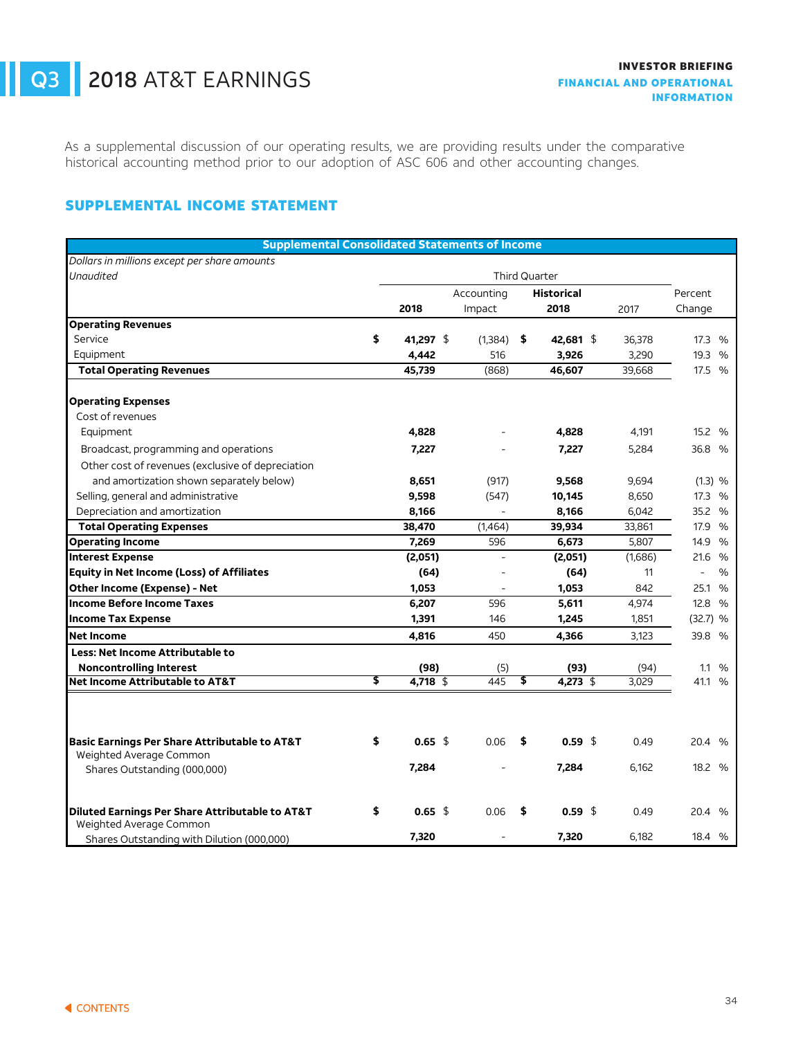# Q3 2018 AT&T EARNINGS

**INVESTOR BRIEFING**
**FINANCIAL AND OPERATIONAL INFORMATION**

As a supplemental discussion of our operating results, we are providing results under the comparative historical accounting method prior to our adoption of ASC 606 and other accounting changes.

## SUPPLEMENTAL INCOME STATEMENT

**Supplemental Consolidated Statements of Income**

*Dollars in millions except per share amounts*
*Unaudited*

| | Third Quarter | | | | |
|---|---|---|---|---|---|
| | **2018** | Accounting Impact | **Historical 2018** | 2017 | Percent Change |
| **Operating Revenues** | | | | | |
| Service | **$ 41,297** | $ (1,384) | **$ 42,681** | $ 36,378 | 17.3 % |
| Equipment | **4,442** | 516 | **3,926** | 3,290 | 19.3 % |
| **Total Operating Revenues** | **45,739** | (868) | **46,607** | 39,668 | 17.5 % |
| **Operating Expenses** | | | | | |
| Cost of revenues | | | | | |
| Equipment | **4,828** | - | **4,828** | 4,191 | 15.2 % |
| Broadcast, programming and operations | **7,227** | - | **7,227** | 5,284 | 36.8 % |
| Other cost of revenues (exclusive of depreciation and amortization shown separately below) | **8,651** | (917) | **9,568** | 9,694 | (1.3) % |
| Selling, general and administrative | **9,598** | (547) | **10,145** | 8,650 | 17.3 % |
| Depreciation and amortization | **8,166** | - | **8,166** | 6,042 | 35.2 % |
| **Total Operating Expenses** | **38,470** | (1,464) | **39,934** | 33,861 | 17.9 % |
| **Operating Income** | **7,269** | 596 | **6,673** | 5,807 | 14.9 % |
| **Interest Expense** | **(2,051)** | - | **(2,051)** | (1,686) | 21.6 % |
| **Equity in Net Income (Loss) of Affiliates** | **(64)** | - | **(64)** | 11 | - % |
| **Other Income (Expense) - Net** | **1,053** | - | **1,053** | 842 | 25.1 % |
| **Income Before Income Taxes** | **6,207** | 596 | **5,611** | 4,974 | 12.8 % |
| **Income Tax Expense** | **1,391** | 146 | **1,245** | 1,851 | (32.7) % |
| **Net Income** | **4,816** | 450 | **4,366** | 3,123 | 39.8 % |
| **Less: Net Income Attributable to Noncontrolling Interest** | **(98)** | (5) | **(93)** | (94) | 1.1 % |
| **Net Income Attributable to AT&T** | **$ 4,718** | $ 445 | **$ 4,273** | $ 3,029 | 41.1 % |
| **Basic Earnings Per Share Attributable to AT&T** | **$ 0.65** | $ 0.06 | **$ 0.59** | $ 0.49 | 20.4 % |
| Weighted Average Common Shares Outstanding (000,000) | **7,284** | - | **7,284** | 6,162 | 18.2 % |
| **Diluted Earnings Per Share Attributable to AT&T** | **$ 0.65** | $ 0.06 | **$ 0.59** | $ 0.49 | 20.4 % |
| Weighted Average Common Shares Outstanding with Dilution (000,000) | **7,320** | - | **7,320** | 6,182 | 18.4 % |

CONTENTS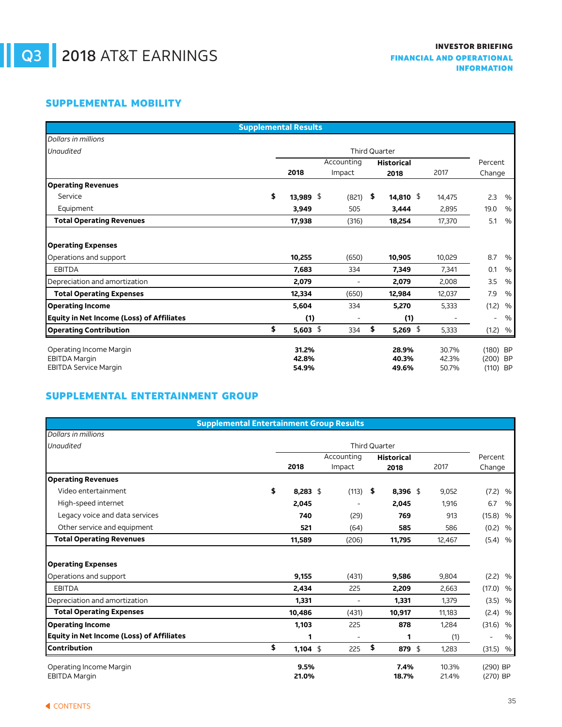# Q3 2018 AT&T EARNINGS

INVESTOR BRIEFING
FINANCIAL AND OPERATIONAL INFORMATION

## SUPPLEMENTAL MOBILITY

**Supplemental Results**

*Dollars in millions*
*Unaudited*

| | Third Quarter | | | | |
|---|---|---|---|---|---|
| | **2018** | Accounting Impact | **Historical 2018** | 2017 | Percent Change |
| **Operating Revenues** | | | | | |
| Service | **$ 13,989** | $ (821) | **$ 14,810** | $ 14,475 | 2.3 % |
| Equipment | **3,949** | 505 | **3,444** | 2,895 | 19.0 % |
| **Total Operating Revenues** | **17,938** | (316) | **18,254** | 17,370 | 5.1 % |
| | | | | | |
| **Operating Expenses** | | | | | |
| Operations and support | **10,255** | (650) | **10,905** | 10,029 | 8.7 % |
| EBITDA | **7,683** | 334 | **7,349** | 7,341 | 0.1 % |
| Depreciation and amortization | **2,079** | - | **2,079** | 2,008 | 3.5 % |
| **Total Operating Expenses** | **12,334** | (650) | **12,984** | 12,037 | 7.9 % |
| **Operating Income** | **5,604** | 334 | **5,270** | 5,333 | (1.2) % |
| **Equity in Net Income (Loss) of Affiliates** | **(1)** | - | **(1)** | - | - % |
| **Operating Contribution** | **$ 5,603** | $ 334 | **$ 5,269** | $ 5,333 | (1.2) % |
| | | | | | |
| Operating Income Margin | **31.2%** | | **28.9%** | 30.7% | (180) BP |
| EBITDA Margin | **42.8%** | | **40.3%** | 42.3% | (200) BP |
| EBITDA Service Margin | **54.9%** | | **49.6%** | 50.7% | (110) BP |

## SUPPLEMENTAL ENTERTAINMENT GROUP

**Supplemental Entertainment Group Results**

*Dollars in millions*
*Unaudited*

| | Third Quarter | | | | |
|---|---|---|---|---|---|
| | **2018** | Accounting Impact | **Historical 2018** | 2017 | Percent Change |
| **Operating Revenues** | | | | | |
| Video entertainment | **$ 8,283** | $ (113) | **$ 8,396** | $ 9,052 | (7.2) % |
| High-speed internet | **2,045** | - | **2,045** | 1,916 | 6.7 % |
| Legacy voice and data services | **740** | (29) | **769** | 913 | (15.8) % |
| Other service and equipment | **521** | (64) | **585** | 586 | (0.2) % |
| **Total Operating Revenues** | **11,589** | (206) | **11,795** | 12,467 | (5.4) % |
| | | | | | |
| **Operating Expenses** | | | | | |
| Operations and support | **9,155** | (431) | **9,586** | 9,804 | (2.2) % |
| EBITDA | **2,434** | 225 | **2,209** | 2,663 | (17.0) % |
| Depreciation and amortization | **1,331** | - | **1,331** | 1,379 | (3.5) % |
| **Total Operating Expenses** | **10,486** | (431) | **10,917** | 11,183 | (2.4) % |
| **Operating Income** | **1,103** | 225 | **878** | 1,284 | (31.6) % |
| **Equity in Net Income (Loss) of Affiliates** | **1** | - | **1** | (1) | - % |
| **Contribution** | **$ 1,104** | $ 225 | **$ 879** | $ 1,283 | (31.5) % |
| | | | | | |
| Operating Income Margin | **9.5%** | | **7.4%** | 10.3% | (290) BP |
| EBITDA Margin | **21.0%** | | **18.7%** | 21.4% | (270) BP |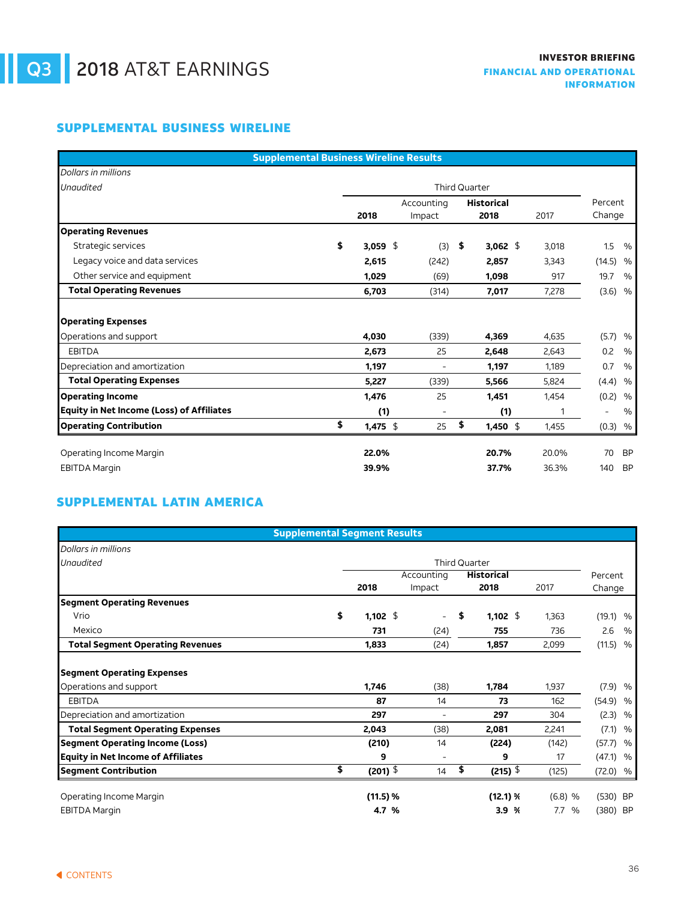## SUPPLEMENTAL BUSINESS WIRELINE

| Supplemental Business Wireline Results | | | | | |
|---|---|---|---|---|---|
| *Dollars in millions* | | | | | |
| *Unaudited* | Third Quarter | | | | |
| | **2018** | Accounting Impact | **Historical 2018** | 2017 | Percent Change |
| **Operating Revenues** | | | | | |
| Strategic services | **$ 3,059** | $ (3) | **$ 3,062** | $ 3,018 | 1.5 % |
| Legacy voice and data services | **2,615** | (242) | **2,857** | 3,343 | (14.5) % |
| Other service and equipment | **1,029** | (69) | **1,098** | 917 | 19.7 % |
| **Total Operating Revenues** | **6,703** | (314) | **7,017** | 7,278 | (3.6) % |
| | | | | | |
| **Operating Expenses** | | | | | |
| Operations and support | **4,030** | (339) | **4,369** | 4,635 | (5.7) % |
| EBITDA | **2,673** | 25 | **2,648** | 2,643 | 0.2 % |
| Depreciation and amortization | **1,197** | - | **1,197** | 1,189 | 0.7 % |
| **Total Operating Expenses** | **5,227** | (339) | **5,566** | 5,824 | (4.4) % |
| **Operating Income** | **1,476** | 25 | **1,451** | 1,454 | (0.2) % |
| **Equity in Net Income (Loss) of Affiliates** | **(1)** | - | **(1)** | 1 | - % |
| **Operating Contribution** | **$ 1,475** | $ 25 | **$ 1,450** | $ 1,455 | (0.3) % |
| | | | | | |
| Operating Income Margin | **22.0%** | | **20.7%** | 20.0% | 70 BP |
| EBITDA Margin | **39.9%** | | **37.7%** | 36.3% | 140 BP |

## SUPPLEMENTAL LATIN AMERICA

| Supplemental Segment Results | | | | | |
|---|---|---|---|---|---|
| *Dollars in millions* | | | | | |
| *Unaudited* | Third Quarter | | | | |
| | **2018** | Accounting Impact | **Historical 2018** | 2017 | Percent Change |
| **Segment Operating Revenues** | | | | | |
| Vrio | **$ 1,102** | $ - | **$ 1,102** | $ 1,363 | (19.1) % |
| Mexico | **731** | (24) | **755** | 736 | 2.6 % |
| **Total Segment Operating Revenues** | **1,833** | (24) | **1,857** | 2,099 | (11.5) % |
| | | | | | |
| **Segment Operating Expenses** | | | | | |
| Operations and support | **1,746** | (38) | **1,784** | 1,937 | (7.9) % |
| EBITDA | **87** | 14 | **73** | 162 | (54.9) % |
| Depreciation and amortization | **297** | - | **297** | 304 | (2.3) % |
| **Total Segment Operating Expenses** | **2,043** | (38) | **2,081** | 2,241 | (7.1) % |
| **Segment Operating Income (Loss)** | **(210)** | 14 | **(224)** | (142) | (57.7) % |
| **Equity in Net Income of Affiliates** | **9** | - | **9** | 17 | (47.1) % |
| **Segment Contribution** | **$ (201)** | $ 14 | **$ (215)** | $ (125) | (72.0) % |
| | | | | | |
| Operating Income Margin | **(11.5) %** | | **(12.1) %** | (6.8) % | (530) BP |
| EBITDA Margin | **4.7 %** | | **3.9 %** | 7.7 % | (380) BP |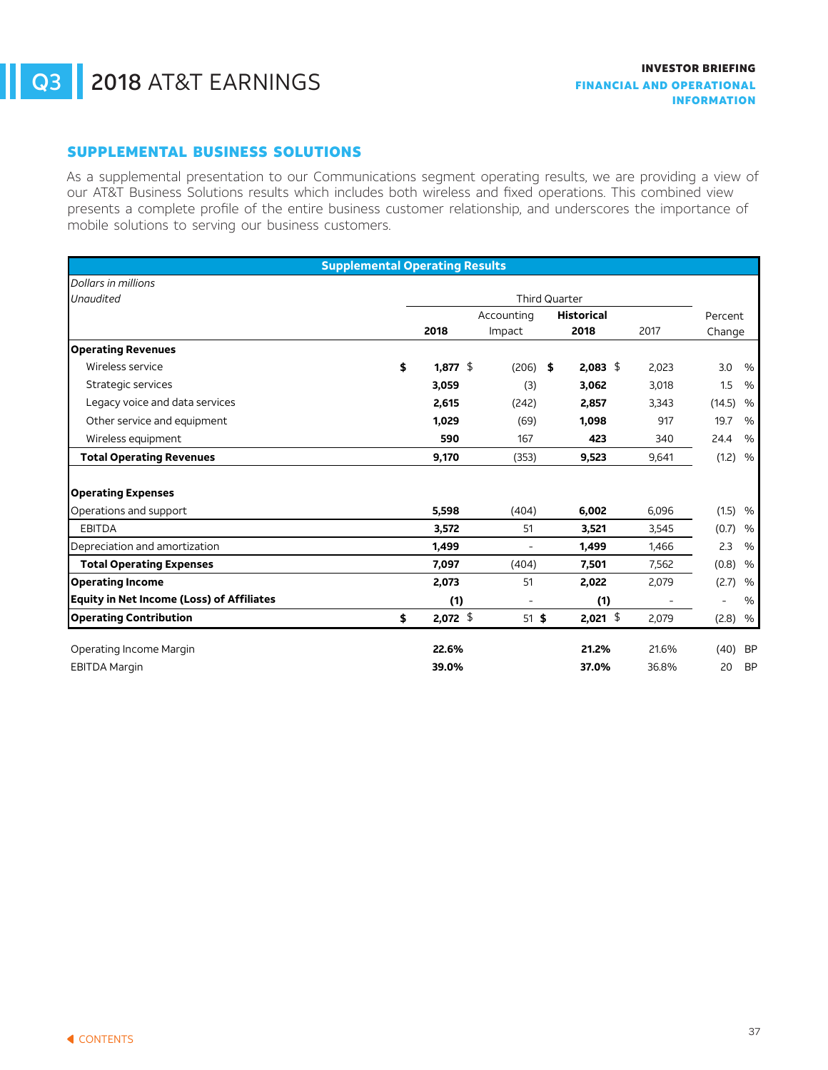## SUPPLEMENTAL BUSINESS SOLUTIONS

As a supplemental presentation to our Communications segment operating results, we are providing a view of our AT&T Business Solutions results which includes both wireless and fixed operations. This combined view presents a complete profile of the entire business customer relationship, and underscores the importance of mobile solutions to serving our business customers.

**Supplemental Operating Results**

*Dollars in millions*
*Unaudited*

| | Third Quarter | | | | |
|---|---|---|---|---|---|
| | **2018** | Accounting Impact | **Historical 2018** | 2017 | Percent Change |
| **Operating Revenues** | | | | | |
| Wireless service | **$ 1,877** | $ (206) | **$ 2,083** | $ 2,023 | 3.0 % |
| Strategic services | **3,059** | (3) | **3,062** | 3,018 | 1.5 % |
| Legacy voice and data services | **2,615** | (242) | **2,857** | 3,343 | (14.5) % |
| Other service and equipment | **1,029** | (69) | **1,098** | 917 | 19.7 % |
| Wireless equipment | **590** | 167 | **423** | 340 | 24.4 % |
| **Total Operating Revenues** | **9,170** | (353) | **9,523** | 9,641 | (1.2) % |
| **Operating Expenses** | | | | | |
| Operations and support | **5,598** | (404) | **6,002** | 6,096 | (1.5) % |
| EBITDA | **3,572** | 51 | **3,521** | 3,545 | (0.7) % |
| Depreciation and amortization | **1,499** | - | **1,499** | 1,466 | 2.3 % |
| **Total Operating Expenses** | **7,097** | (404) | **7,501** | 7,562 | (0.8) % |
| **Operating Income** | **2,073** | 51 | **2,022** | 2,079 | (2.7) % |
| **Equity in Net Income (Loss) of Affiliates** | **(1)** | - | **(1)** | - | - % |
| **Operating Contribution** | **$ 2,072** | $ 51 | **$ 2,021** | $ 2,079 | (2.8) % |
| | | | | | |
| Operating Income Margin | **22.6%** | | **21.2%** | 21.6% | (40) BP |
| EBITDA Margin | **39.0%** | | **37.0%** | 36.8% | 20 BP |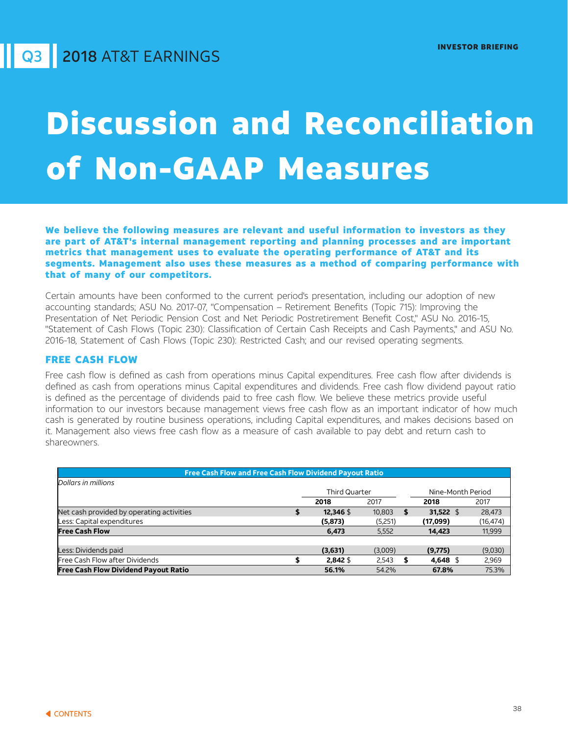# Discussion and Reconciliation of Non-GAAP Measures

**We believe the following measures are relevant and useful information to investors as they are part of AT&T's internal management reporting and planning processes and are important metrics that management uses to evaluate the operating performance of AT&T and its segments. Management also uses these measures as a method of comparing performance with that of many of our competitors.**

Certain amounts have been conformed to the current period's presentation, including our adoption of new accounting standards; ASU No. 2017-07, "Compensation – Retirement Benefits (Topic 715): Improving the Presentation of Net Periodic Pension Cost and Net Periodic Postretirement Benefit Cost," ASU No. 2016-15, "Statement of Cash Flows (Topic 230): Classification of Certain Cash Receipts and Cash Payments," and ASU No. 2016-18, Statement of Cash Flows (Topic 230): Restricted Cash; and our revised operating segments.

## FREE CASH FLOW

Free cash flow is defined as cash from operations minus Capital expenditures. Free cash flow after dividends is defined as cash from operations minus Capital expenditures and dividends. Free cash flow dividend payout ratio is defined as the percentage of dividends paid to free cash flow. We believe these metrics provide useful information to our investors because management views free cash flow as an important indicator of how much cash is generated by routine business operations, including Capital expenditures, and makes decisions based on it. Management also views free cash flow as a measure of cash available to pay debt and return cash to shareowners.

**Free Cash Flow and Free Cash Flow Dividend Payout Ratio**

*Dollars in millions*

| | Third Quarter | | Nine-Month Period | |
|---|---|---|---|---|
| | **2018** | 2017 | **2018** | 2017 |
| Net cash provided by operating activities | **$ 12,346** | $ 10,803 | **$ 31,522** | $ 28,473 |
| Less: Capital expenditures | **(5,873)** | (5,251) | **(17,099)** | (16,474) |
| **Free Cash Flow** | **6,473** | 5,552 | **14,423** | 11,999 |
| | | | | |
| Less: Dividends paid | **(3,631)** | (3,009) | **(9,775)** | (9,030) |
| Free Cash Flow after Dividends | **$ 2,842** | $ 2,543 | **$ 4,648** | $ 2,969 |
| **Free Cash Flow Dividend Payout Ratio** | **56.1%** | 54.2% | **67.8%** | 75.3% |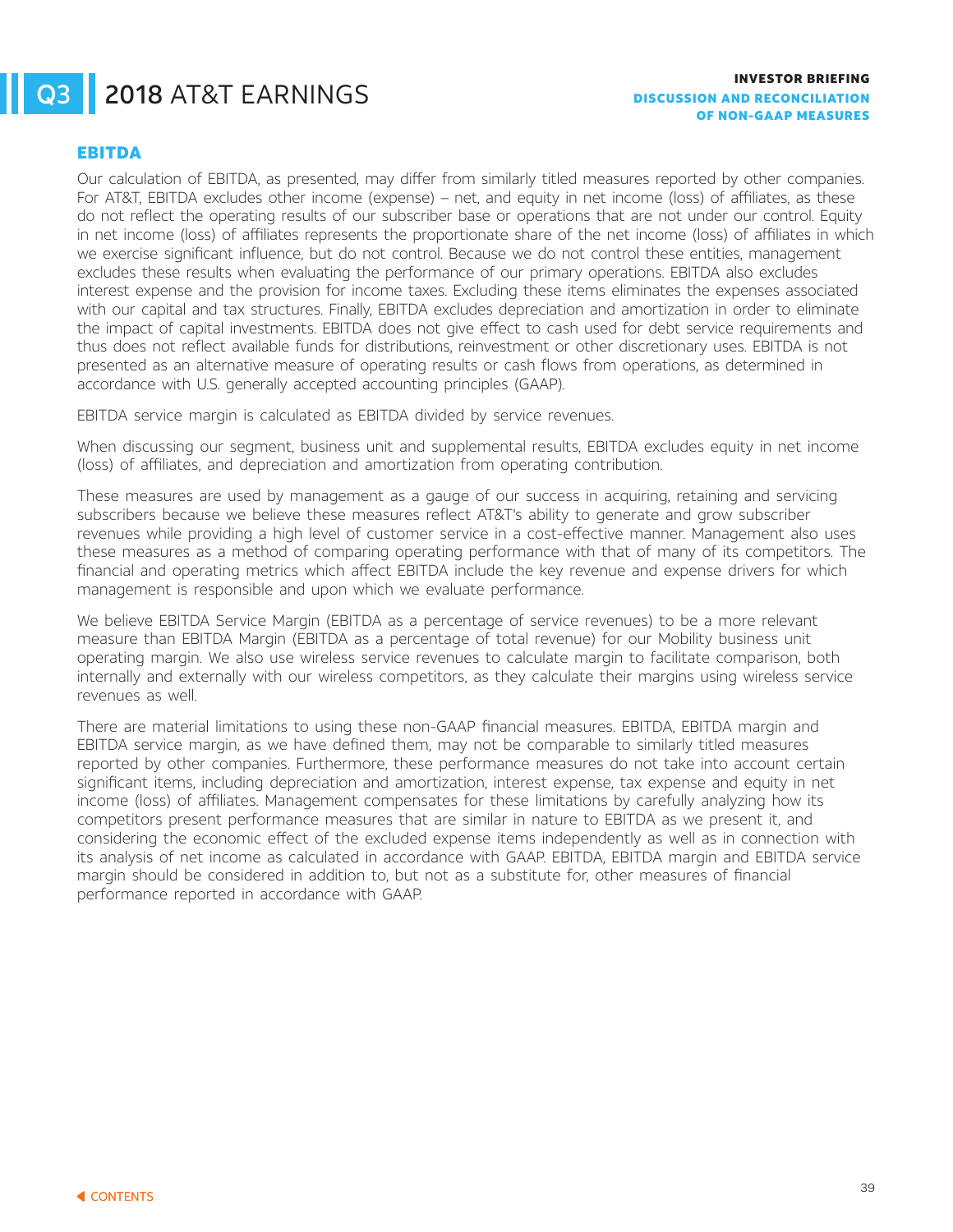## EBITDA

Our calculation of EBITDA, as presented, may differ from similarly titled measures reported by other companies. For AT&T, EBITDA excludes other income (expense) – net, and equity in net income (loss) of affiliates, as these do not reflect the operating results of our subscriber base or operations that are not under our control. Equity in net income (loss) of affiliates represents the proportionate share of the net income (loss) of affiliates in which we exercise significant influence, but do not control. Because we do not control these entities, management excludes these results when evaluating the performance of our primary operations. EBITDA also excludes interest expense and the provision for income taxes. Excluding these items eliminates the expenses associated with our capital and tax structures. Finally, EBITDA excludes depreciation and amortization in order to eliminate the impact of capital investments. EBITDA does not give effect to cash used for debt service requirements and thus does not reflect available funds for distributions, reinvestment or other discretionary uses. EBITDA is not presented as an alternative measure of operating results or cash flows from operations, as determined in accordance with U.S. generally accepted accounting principles (GAAP).

EBITDA service margin is calculated as EBITDA divided by service revenues.

When discussing our segment, business unit and supplemental results, EBITDA excludes equity in net income (loss) of affiliates, and depreciation and amortization from operating contribution.

These measures are used by management as a gauge of our success in acquiring, retaining and servicing subscribers because we believe these measures reflect AT&T's ability to generate and grow subscriber revenues while providing a high level of customer service in a cost-effective manner. Management also uses these measures as a method of comparing operating performance with that of many of its competitors. The financial and operating metrics which affect EBITDA include the key revenue and expense drivers for which management is responsible and upon which we evaluate performance.

We believe EBITDA Service Margin (EBITDA as a percentage of service revenues) to be a more relevant measure than EBITDA Margin (EBITDA as a percentage of total revenue) for our Mobility business unit operating margin. We also use wireless service revenues to calculate margin to facilitate comparison, both internally and externally with our wireless competitors, as they calculate their margins using wireless service revenues as well.

There are material limitations to using these non-GAAP financial measures. EBITDA, EBITDA margin and EBITDA service margin, as we have defined them, may not be comparable to similarly titled measures reported by other companies. Furthermore, these performance measures do not take into account certain significant items, including depreciation and amortization, interest expense, tax expense and equity in net income (loss) of affiliates. Management compensates for these limitations by carefully analyzing how its competitors present performance measures that are similar in nature to EBITDA as we present it, and considering the economic effect of the excluded expense items independently as well as in connection with its analysis of net income as calculated in accordance with GAAP. EBITDA, EBITDA margin and EBITDA service margin should be considered in addition to, but not as a substitute for, other measures of financial performance reported in accordance with GAAP.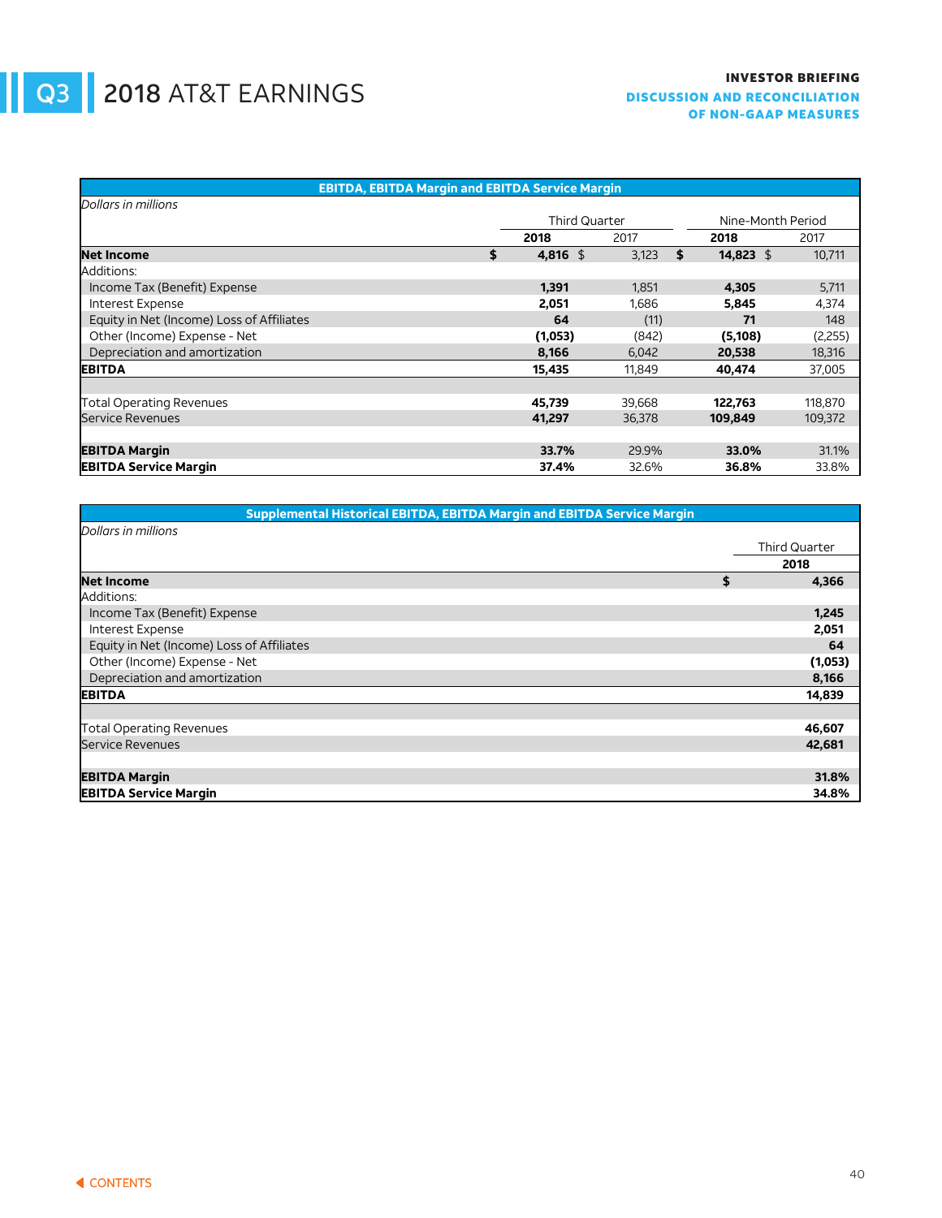# Q3 2018 AT&T EARNINGS

**INVESTOR BRIEFING**
**DISCUSSION AND RECONCILIATION OF NON-GAAP MEASURES**

| EBITDA, EBITDA Margin and EBITDA Service Margin | | | | |
|---|---|---|---|---|
| *Dollars in millions* | | | | |
| | Third Quarter | | Nine-Month Period | |
| | **2018** | 2017 | **2018** | 2017 |
| **Net Income** | **$ 4,816** | $ 3,123 | **$ 14,823** | $ 10,711 |
| Additions: | | | | |
| Income Tax (Benefit) Expense | **1,391** | 1,851 | **4,305** | 5,711 |
| Interest Expense | **2,051** | 1,686 | **5,845** | 4,374 |
| Equity in Net (Income) Loss of Affiliates | **64** | (11) | **71** | 148 |
| Other (Income) Expense - Net | **(1,053)** | (842) | **(5,108)** | (2,255) |
| Depreciation and amortization | **8,166** | 6,042 | **20,538** | 18,316 |
| **EBITDA** | **15,435** | 11,849 | **40,474** | 37,005 |
| | | | | |
| Total Operating Revenues | **45,739** | 39,668 | **122,763** | 118,870 |
| Service Revenues | **41,297** | 36,378 | **109,849** | 109,372 |
| | | | | |
| **EBITDA Margin** | **33.7%** | 29.9% | **33.0%** | 31.1% |
| **EBITDA Service Margin** | **37.4%** | 32.6% | **36.8%** | 33.8% |

| Supplemental Historical EBITDA, EBITDA Margin and EBITDA Service Margin | |
|---|---|
| *Dollars in millions* | |
| | Third Quarter |
| | **2018** |
| **Net Income** | **$ 4,366** |
| Additions: | |
| Income Tax (Benefit) Expense | **1,245** |
| Interest Expense | **2,051** |
| Equity in Net (Income) Loss of Affiliates | **64** |
| Other (Income) Expense - Net | **(1,053)** |
| Depreciation and amortization | **8,166** |
| **EBITDA** | **14,839** |
| | |
| Total Operating Revenues | **46,607** |
| Service Revenues | **42,681** |
| | |
| **EBITDA Margin** | **31.8%** |
| **EBITDA Service Margin** | **34.8%** |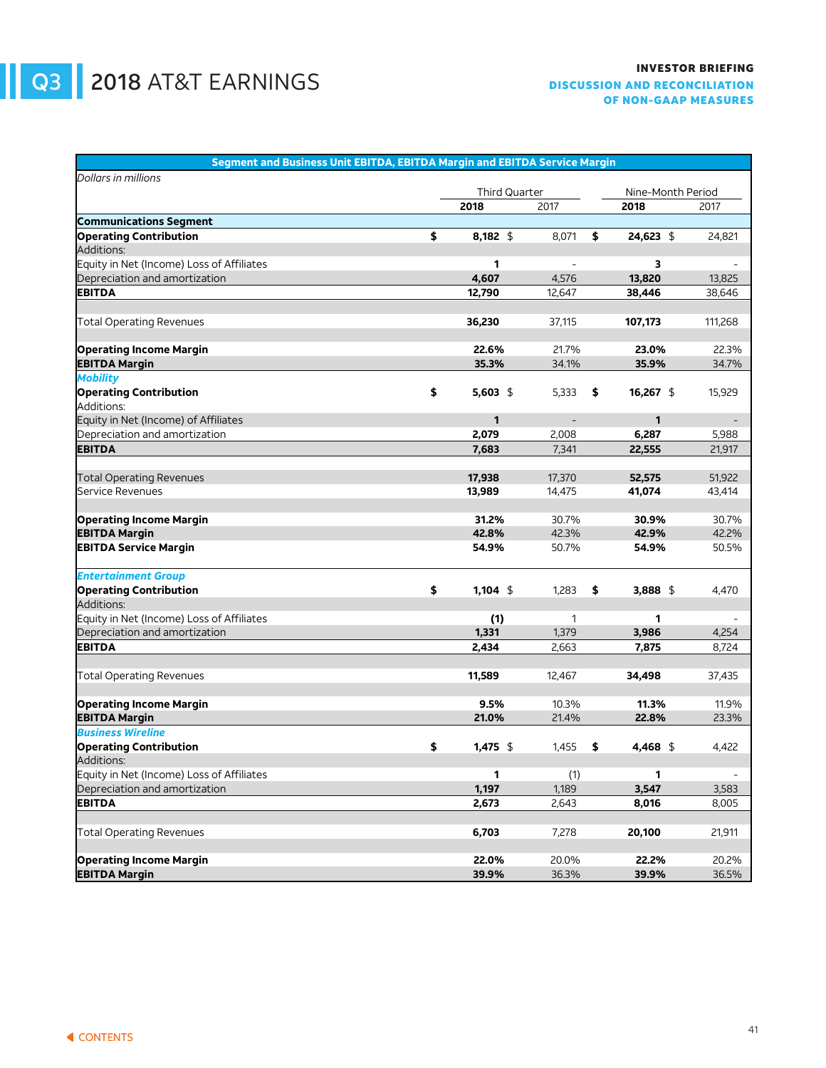# Q3 2018 AT&T EARNINGS

**INVESTOR BRIEFING**
**DISCUSSION AND RECONCILIATION OF NON-GAAP MEASURES**

| Segment and Business Unit EBITDA, EBITDA Margin and EBITDA Service Margin | | | | |
|---|---|---|---|---|
| *Dollars in millions* | | | | |
| | Third Quarter | | Nine-Month Period | |
| | **2018** | 2017 | **2018** | 2017 |
| **Communications Segment** | | | | |
| **Operating Contribution** | **$ 8,182** | $ 8,071 | **$ 24,623** | $ 24,821 |
| Additions: | | | | |
| Equity in Net (Income) Loss of Affiliates | **1** | - | **3** | - |
| Depreciation and amortization | **4,607** | 4,576 | **13,820** | 13,825 |
| **EBITDA** | **12,790** | 12,647 | **38,446** | 38,646 |
| | | | | |
| Total Operating Revenues | **36,230** | 37,115 | **107,173** | 111,268 |
| | | | | |
| **Operating Income Margin** | **22.6%** | 21.7% | **23.0%** | 22.3% |
| **EBITDA Margin** | **35.3%** | 34.1% | **35.9%** | 34.7% |
| ***Mobility*** | | | | |
| **Operating Contribution** | **$ 5,603** | $ 5,333 | **$ 16,267** | $ 15,929 |
| Additions: | | | | |
| Equity in Net (Income) of Affiliates | **1** | - | **1** | - |
| Depreciation and amortization | **2,079** | 2,008 | **6,287** | 5,988 |
| **EBITDA** | **7,683** | 7,341 | **22,555** | 21,917 |
| | | | | |
| Total Operating Revenues | **17,938** | 17,370 | **52,575** | 51,922 |
| Service Revenues | **13,989** | 14,475 | **41,074** | 43,414 |
| | | | | |
| **Operating Income Margin** | **31.2%** | 30.7% | **30.9%** | 30.7% |
| **EBITDA Margin** | **42.8%** | 42.3% | **42.9%** | 42.2% |
| **EBITDA Service Margin** | **54.9%** | 50.7% | **54.9%** | 50.5% |
| | | | | |
| ***Entertainment Group*** | | | | |
| **Operating Contribution** | **$ 1,104** | $ 1,283 | **$ 3,888** | $ 4,470 |
| Additions: | | | | |
| Equity in Net (Income) Loss of Affiliates | **(1)** | 1 | **1** | - |
| Depreciation and amortization | **1,331** | 1,379 | **3,986** | 4,254 |
| **EBITDA** | **2,434** | 2,663 | **7,875** | 8,724 |
| | | | | |
| Total Operating Revenues | **11,589** | 12,467 | **34,498** | 37,435 |
| | | | | |
| **Operating Income Margin** | **9.5%** | 10.3% | **11.3%** | 11.9% |
| **EBITDA Margin** | **21.0%** | 21.4% | **22.8%** | 23.3% |
| ***Business Wireline*** | | | | |
| **Operating Contribution** | **$ 1,475** | $ 1,455 | **$ 4,468** | $ 4,422 |
| Additions: | | | | |
| Equity in Net (Income) Loss of Affiliates | **1** | (1) | **1** | - |
| Depreciation and amortization | **1,197** | 1,189 | **3,547** | 3,583 |
| **EBITDA** | **2,673** | 2,643 | **8,016** | 8,005 |
| | | | | |
| Total Operating Revenues | **6,703** | 7,278 | **20,100** | 21,911 |
| | | | | |
| **Operating Income Margin** | **22.0%** | 20.0% | **22.2%** | 20.2% |
| **EBITDA Margin** | **39.9%** | 36.3% | **39.9%** | 36.5% |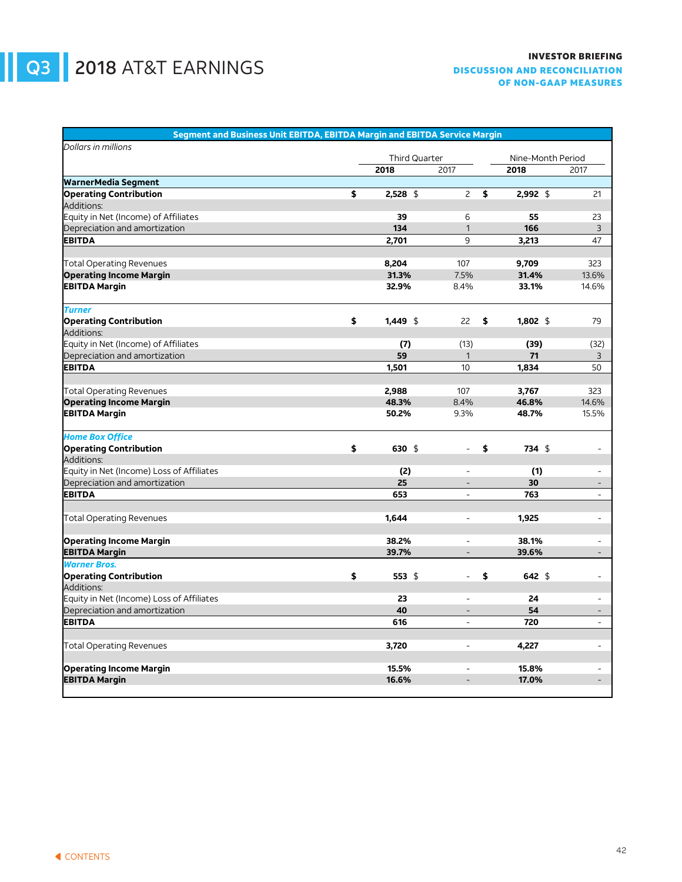# Q3 2018 AT&T EARNINGS

**INVESTOR BRIEFING**
**DISCUSSION AND RECONCILIATION OF NON-GAAP MEASURES**

| Segment and Business Unit EBITDA, EBITDA Margin and EBITDA Service Margin | | | | |
|---|---|---|---|---|
| *Dollars in millions* | | | | |
| | Third Quarter | | Nine-Month Period | |
| | **2018** | 2017 | **2018** | 2017 |
| **WarnerMedia Segment** | | | | |
| **Operating Contribution** | **$ 2,528** | $ 2 | **$ 2,992** | $ 21 |
| Additions: | | | | |
| Equity in Net (Income) of Affiliates | **39** | 6 | **55** | 23 |
| Depreciation and amortization | **134** | 1 | **166** | 3 |
| **EBITDA** | **2,701** | 9 | **3,213** | 47 |
| | | | | |
| Total Operating Revenues | **8,204** | 107 | **9,709** | 323 |
| **Operating Income Margin** | **31.3%** | 7.5% | **31.4%** | 13.6% |
| **EBITDA Margin** | **32.9%** | 8.4% | **33.1%** | 14.6% |
| | | | | |
| ***Turner*** | | | | |
| **Operating Contribution** | **$ 1,449** | $ 22 | **$ 1,802** | $ 79 |
| Additions: | | | | |
| Equity in Net (Income) of Affiliates | **(7)** | (13) | **(39)** | (32) |
| Depreciation and amortization | **59** | 1 | **71** | 3 |
| **EBITDA** | **1,501** | 10 | **1,834** | 50 |
| | | | | |
| Total Operating Revenues | **2,988** | 107 | **3,767** | 323 |
| **Operating Income Margin** | **48.3%** | 8.4% | **46.8%** | 14.6% |
| **EBITDA Margin** | **50.2%** | 9.3% | **48.7%** | 15.5% |
| | | | | |
| ***Home Box Office*** | | | | |
| **Operating Contribution** | **$ 630** | $ - | **$ 734** | $ - |
| Additions: | | | | |
| Equity in Net (Income) Loss of Affiliates | **(2)** | - | **(1)** | - |
| Depreciation and amortization | **25** | - | **30** | - |
| **EBITDA** | **653** | - | **763** | - |
| | | | | |
| Total Operating Revenues | **1,644** | - | **1,925** | - |
| | | | | |
| **Operating Income Margin** | **38.2%** | - | **38.1%** | - |
| **EBITDA Margin** | **39.7%** | - | **39.6%** | - |
| ***Warner Bros.*** | | | | |
| **Operating Contribution** | **$ 553** | $ - | **$ 642** | $ - |
| Additions: | | | | |
| Equity in Net (Income) Loss of Affiliates | **23** | - | **24** | - |
| Depreciation and amortization | **40** | - | **54** | - |
| **EBITDA** | **616** | - | **720** | - |
| | | | | |
| Total Operating Revenues | **3,720** | - | **4,227** | - |
| | | | | |
| **Operating Income Margin** | **15.5%** | - | **15.8%** | - |
| **EBITDA Margin** | **16.6%** | - | **17.0%** | - |

CONTENTS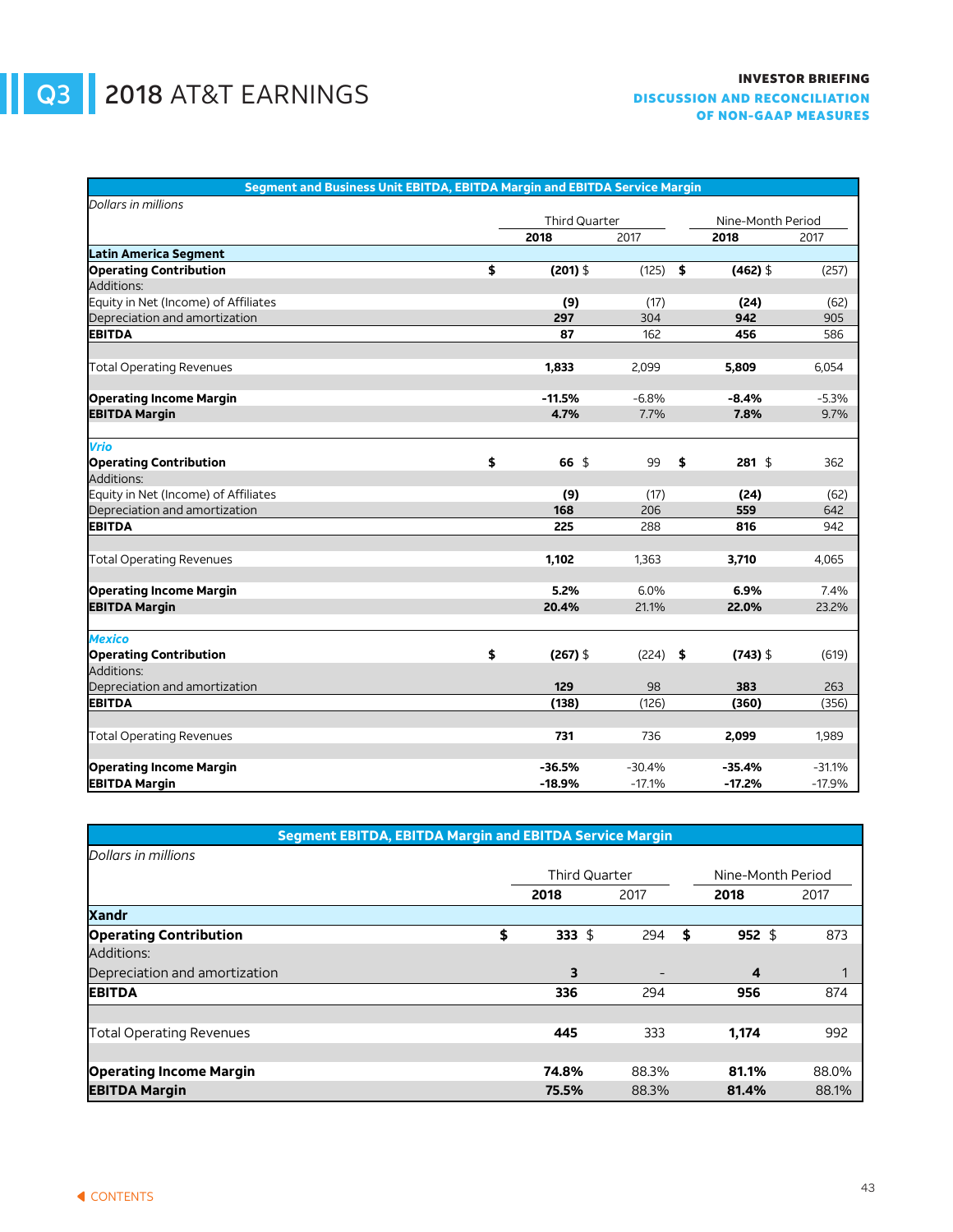# Q3 2018 AT&T EARNINGS

**INVESTOR BRIEFING**
**DISCUSSION AND RECONCILIATION OF NON-GAAP MEASURES**

| Segment and Business Unit EBITDA, EBITDA Margin and EBITDA Service Margin | | | | |
|---|---|---|---|---|
| *Dollars in millions* | | | | |
| | Third Quarter | | Nine-Month Period | |
| | **2018** | 2017 | **2018** | 2017 |
| **Latin America Segment** | | | | |
| **Operating Contribution** | **$ (201)** | $ (125) | **$ (462)** | $ (257) |
| Additions: | | | | |
| Equity in Net (Income) of Affiliates | **(9)** | (17) | **(24)** | (62) |
| Depreciation and amortization | **297** | 304 | **942** | 905 |
| **EBITDA** | **87** | 162 | **456** | 586 |
| | | | | |
| Total Operating Revenues | **1,833** | 2,099 | **5,809** | 6,054 |
| | | | | |
| **Operating Income Margin** | **-11.5%** | -6.8% | **-8.4%** | -5.3% |
| **EBITDA Margin** | **4.7%** | 7.7% | **7.8%** | 9.7% |
| | | | | |
| ***Vrio*** | | | | |
| **Operating Contribution** | **$ 66** | $ 99 | **$ 281** | $ 362 |
| Additions: | | | | |
| Equity in Net (Income) of Affiliates | **(9)** | (17) | **(24)** | (62) |
| Depreciation and amortization | **168** | 206 | **559** | 642 |
| **EBITDA** | **225** | 288 | **816** | 942 |
| | | | | |
| Total Operating Revenues | **1,102** | 1,363 | **3,710** | 4,065 |
| | | | | |
| **Operating Income Margin** | **5.2%** | 6.0% | **6.9%** | 7.4% |
| **EBITDA Margin** | **20.4%** | 21.1% | **22.0%** | 23.2% |
| | | | | |
| ***Mexico*** | | | | |
| **Operating Contribution** | **$ (267)** | $ (224) | **$ (743)** | $ (619) |
| Additions: | | | | |
| Depreciation and amortization | **129** | 98 | **383** | 263 |
| **EBITDA** | **(138)** | (126) | **(360)** | (356) |
| | | | | |
| Total Operating Revenues | **731** | 736 | **2,099** | 1,989 |
| | | | | |
| **Operating Income Margin** | **-36.5%** | -30.4% | **-35.4%** | -31.1% |
| **EBITDA Margin** | **-18.9%** | -17.1% | **-17.2%** | -17.9% |

| Segment EBITDA, EBITDA Margin and EBITDA Service Margin | | | | |
|---|---|---|---|---|
| *Dollars in millions* | | | | |
| | Third Quarter | | Nine-Month Period | |
| | **2018** | 2017 | **2018** | 2017 |
| **Xandr** | | | | |
| **Operating Contribution** | **$ 333** | $ 294 | **$ 952** | $ 873 |
| Additions: | | | | |
| Depreciation and amortization | **3** | - | **4** | 1 |
| **EBITDA** | **336** | 294 | **956** | 874 |
| | | | | |
| Total Operating Revenues | **445** | 333 | **1,174** | 992 |
| | | | | |
| **Operating Income Margin** | **74.8%** | 88.3% | **81.1%** | 88.0% |
| **EBITDA Margin** | **75.5%** | 88.3% | **81.4%** | 88.1% |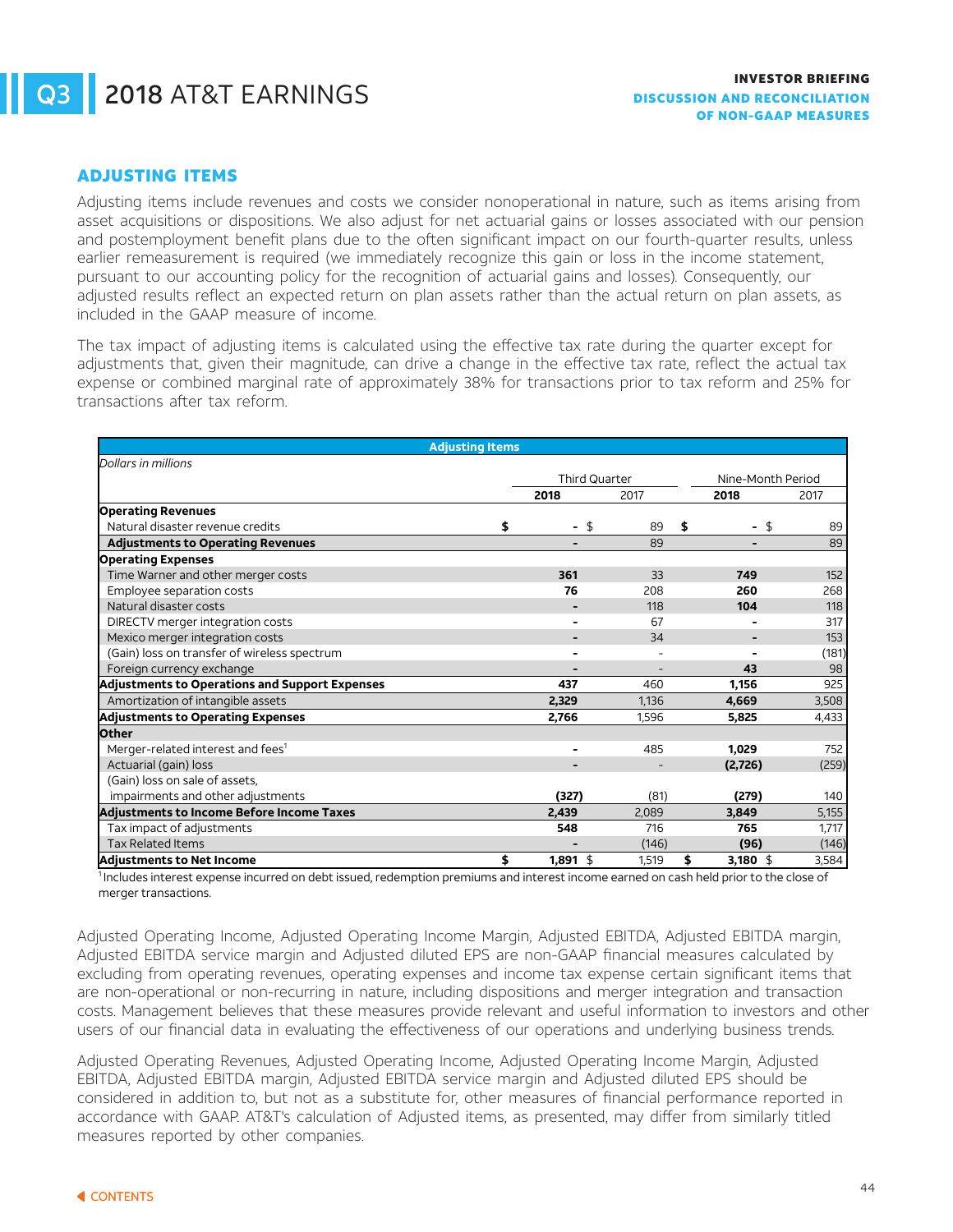## ADJUSTING ITEMS

Adjusting items include revenues and costs we consider nonoperational in nature, such as items arising from asset acquisitions or dispositions. We also adjust for net actuarial gains or losses associated with our pension and postemployment benefit plans due to the often significant impact on our fourth-quarter results, unless earlier remeasurement is required (we immediately recognize this gain or loss in the income statement, pursuant to our accounting policy for the recognition of actuarial gains and losses). Consequently, our adjusted results reflect an expected return on plan assets rather than the actual return on plan assets, as included in the GAAP measure of income.

The tax impact of adjusting items is calculated using the effective tax rate during the quarter except for adjustments that, given their magnitude, can drive a change in the effective tax rate, reflect the actual tax expense or combined marginal rate of approximately 38% for transactions prior to tax reform and 25% for transactions after tax reform.

**Adjusting Items**

*Dollars in millions*

| | Third Quarter | | Nine-Month Period | |
|---|---|---|---|---|
| | **2018** | 2017 | **2018** | 2017 |
| **Operating Revenues** | | | | |
| Natural disaster revenue credits | **$ -** | $ 89 | **$ -** | $ 89 |
| **Adjustments to Operating Revenues** | **-** | 89 | **-** | 89 |
| **Operating Expenses** | | | | |
| Time Warner and other merger costs | **361** | 33 | **749** | 152 |
| Employee separation costs | **76** | 208 | **260** | 268 |
| Natural disaster costs | **-** | 118 | **104** | 118 |
| DIRECTV merger integration costs | **-** | 67 | **-** | 317 |
| Mexico merger integration costs | **-** | 34 | **-** | 153 |
| (Gain) loss on transfer of wireless spectrum | **-** | - | **-** | (181) |
| Foreign currency exchange | **-** | - | **43** | 98 |
| **Adjustments to Operations and Support Expenses** | **437** | 460 | **1,156** | 925 |
| Amortization of intangible assets | **2,329** | 1,136 | **4,669** | 3,508 |
| **Adjustments to Operating Expenses** | **2,766** | 1,596 | **5,825** | 4,433 |
| **Other** | | | | |
| Merger-related interest and fees[1] | **-** | 485 | **1,029** | 752 |
| Actuarial (gain) loss | **-** | - | **(2,726)** | (259) |
| (Gain) loss on sale of assets, impairments and other adjustments | **(327)** | (81) | **(279)** | 140 |
| **Adjustments to Income Before Income Taxes** | **2,439** | 2,089 | **3,849** | 5,155 |
| Tax impact of adjustments | **548** | 716 | **765** | 1,717 |
| Tax Related Items | **-** | (146) | **(96)** | (146) |
| **Adjustments to Net Income** | **$ 1,891** | $ 1,519 | **$ 3,180** | $ 3,584 |

[1]Includes interest expense incurred on debt issued, redemption premiums and interest income earned on cash held prior to the close of merger transactions.

Adjusted Operating Income, Adjusted Operating Income Margin, Adjusted EBITDA, Adjusted EBITDA margin, Adjusted EBITDA service margin and Adjusted diluted EPS are non-GAAP financial measures calculated by excluding from operating revenues, operating expenses and income tax expense certain significant items that are non-operational or non-recurring in nature, including dispositions and merger integration and transaction costs. Management believes that these measures provide relevant and useful information to investors and other users of our financial data in evaluating the effectiveness of our operations and underlying business trends.

Adjusted Operating Revenues, Adjusted Operating Income, Adjusted Operating Income Margin, Adjusted EBITDA, Adjusted EBITDA margin, Adjusted EBITDA service margin and Adjusted diluted EPS should be considered in addition to, but not as a substitute for, other measures of financial performance reported in accordance with GAAP. AT&T's calculation of Adjusted items, as presented, may differ from similarly titled measures reported by other companies.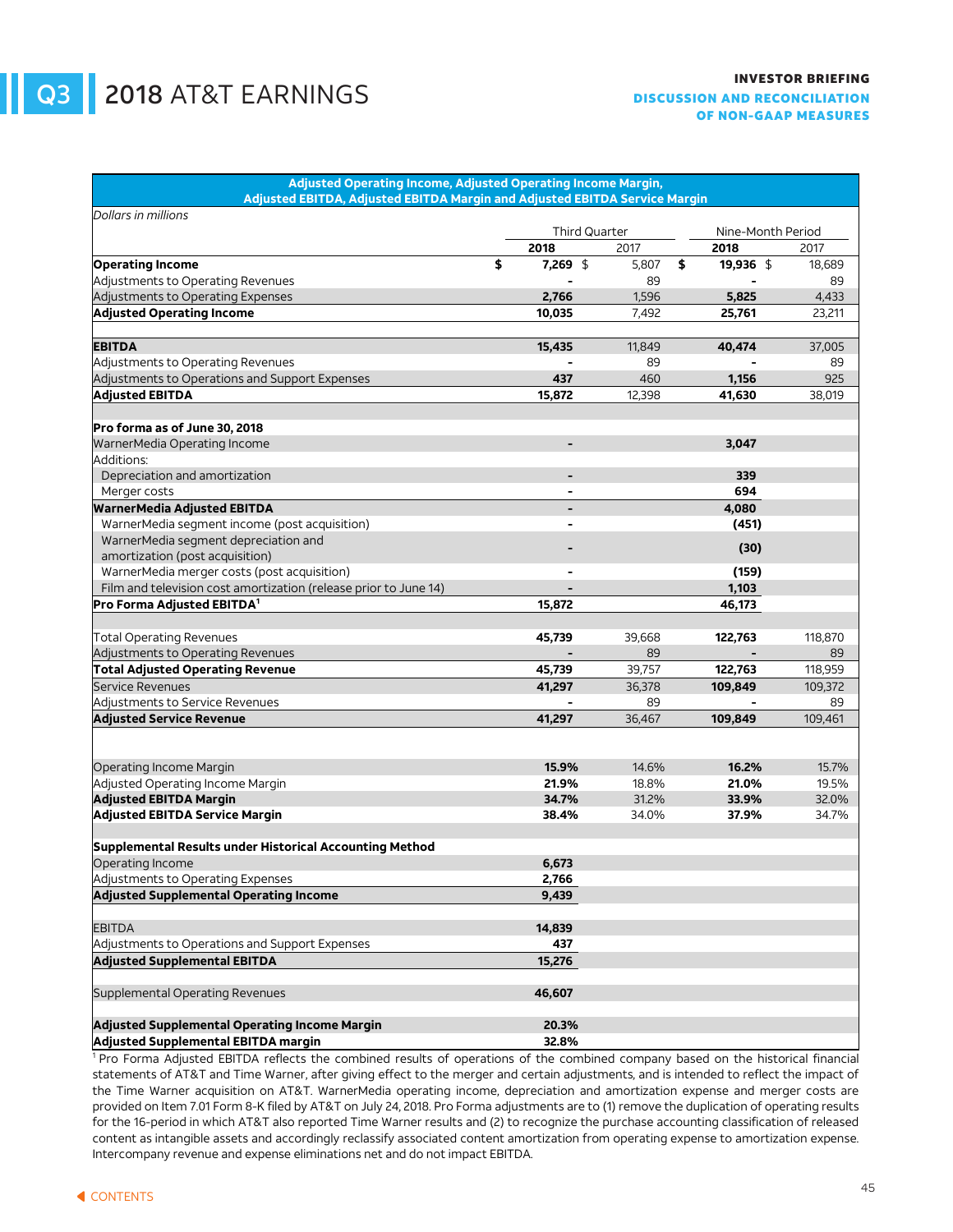# Q3 2018 AT&T EARNINGS

**INVESTOR BRIEFING**
**DISCUSSION AND RECONCILIATION OF NON-GAAP MEASURES**

**Adjusted Operating Income, Adjusted Operating Income Margin, Adjusted EBITDA, Adjusted EBITDA Margin and Adjusted EBITDA Service Margin**

*Dollars in millions*

| | Third Quarter | | Nine-Month Period | |
|---|---|---|---|---|
| | **2018** | 2017 | **2018** | 2017 |
| **Operating Income** | **$ 7,269** | $ 5,807 | **$ 19,936** | $ 18,689 |
| Adjustments to Operating Revenues | **-** | 89 | **-** | 89 |
| Adjustments to Operating Expenses | **2,766** | 1,596 | **5,825** | 4,433 |
| **Adjusted Operating Income** | **10,035** | 7,492 | **25,761** | 23,211 |
| | | | | |
| **EBITDA** | **15,435** | 11,849 | **40,474** | 37,005 |
| Adjustments to Operating Revenues | **-** | 89 | **-** | 89 |
| Adjustments to Operations and Support Expenses | **437** | 460 | **1,156** | 925 |
| **Adjusted EBITDA** | **15,872** | 12,398 | **41,630** | 38,019 |
| | | | | |
| **Pro forma as of June 30, 2018** | | | | |
| WarnerMedia Operating Income | **-** | | **3,047** | |
| Additions: | | | | |
| Depreciation and amortization | **-** | | **339** | |
| Merger costs | **-** | | **694** | |
| **WarnerMedia Adjusted EBITDA** | **-** | | **4,080** | |
| WarnerMedia segment income (post acquisition) | **-** | | **(451)** | |
| WarnerMedia segment depreciation and amortization (post acquisition) | **-** | | **(30)** | |
| WarnerMedia merger costs (post acquisition) | **-** | | **(159)** | |
| Film and television cost amortization (release prior to June 14) | **-** | | **1,103** | |
| **Pro Forma Adjusted EBITDA**[1] | **15,872** | | **46,173** | |
| | | | | |
| Total Operating Revenues | **45,739** | 39,668 | **122,763** | 118,870 |
| Adjustments to Operating Revenues | **-** | 89 | **-** | 89 |
| **Total Adjusted Operating Revenue** | **45,739** | 39,757 | **122,763** | 118,959 |
| Service Revenues | **41,297** | 36,378 | **109,849** | 109,372 |
| Adjustments to Service Revenues | **-** | 89 | **-** | 89 |
| **Adjusted Service Revenue** | **41,297** | 36,467 | **109,849** | 109,461 |
| | | | | |
| Operating Income Margin | **15.9%** | 14.6% | **16.2%** | 15.7% |
| Adjusted Operating Income Margin | **21.9%** | 18.8% | **21.0%** | 19.5% |
| **Adjusted EBITDA Margin** | **34.7%** | 31.2% | **33.9%** | 32.0% |
| **Adjusted EBITDA Service Margin** | **38.4%** | 34.0% | **37.9%** | 34.7% |
| | | | | |
| **Supplemental Results under Historical Accounting Method** | | | | |
| Operating Income | **6,673** | | | |
| Adjustments to Operating Expenses | **2,766** | | | |
| **Adjusted Supplemental Operating Income** | **9,439** | | | |
| | | | | |
| EBITDA | **14,839** | | | |
| Adjustments to Operations and Support Expenses | **437** | | | |
| **Adjusted Supplemental EBITDA** | **15,276** | | | |
| | | | | |
| Supplemental Operating Revenues | **46,607** | | | |
| | | | | |
| **Adjusted Supplemental Operating Income Margin** | **20.3%** | | | |
| **Adjusted Supplemental EBITDA margin** | **32.8%** | | | |

[1] Pro Forma Adjusted EBITDA reflects the combined results of operations of the combined company based on the historical financial statements of AT&T and Time Warner, after giving effect to the merger and certain adjustments, and is intended to reflect the impact of the Time Warner acquisition on AT&T. WarnerMedia operating income, depreciation and amortization expense and merger costs are provided on Item 7.01 Form 8-K filed by AT&T on July 24, 2018. Pro Forma adjustments are to (1) remove the duplication of operating results for the 16-period in which AT&T also reported Time Warner results and (2) to recognize the purchase accounting classification of released content as intangible assets and accordingly reclassify associated content amortization from operating expense to amortization expense. Intercompany revenue and expense eliminations net and do not impact EBITDA.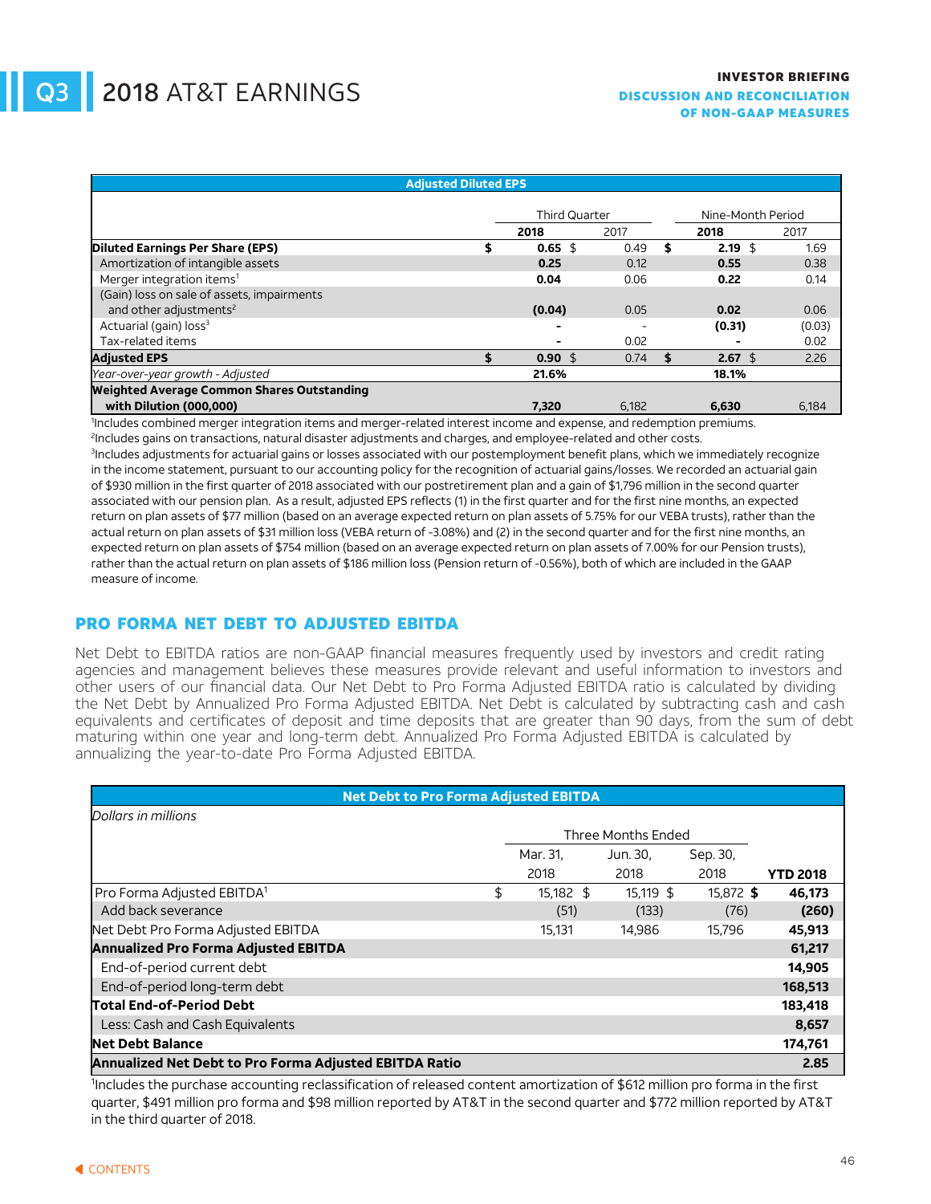# Q3 2018 AT&T EARNINGS

**INVESTOR BRIEFING**
**DISCUSSION AND RECONCILIATION OF NON-GAAP MEASURES**

| Adjusted Diluted EPS | | | | |
|---|---|---|---|---|
| | Third Quarter | | Nine-Month Period | |
| | **2018** | 2017 | **2018** | 2017 |
| **Diluted Earnings Per Share (EPS)** | **$ 0.65** | $ 0.49 | **$ 2.19** | $ 1.69 |
| Amortization of intangible assets | **0.25** | 0.12 | **0.55** | 0.38 |
| Merger integration items[1] | **0.04** | 0.06 | **0.22** | 0.14 |
| (Gain) loss on sale of assets, impairments and other adjustments[2] | **(0.04)** | 0.05 | **0.02** | 0.06 |
| Actuarial (gain) loss[3] | **-** | - | **(0.31)** | (0.03) |
| Tax-related items | **-** | 0.02 | **-** | 0.02 |
| **Adjusted EPS** | **$ 0.90** | $ 0.74 | **$ 2.67** | $ 2.26 |
| *Year-over-year growth - Adjusted* | **21.6%** | | **18.1%** | |
| **Weighted Average Common Shares Outstanding with Dilution (000,000)** | **7,320** | 6,182 | **6,630** | 6,184 |

[1]Includes combined merger integration items and merger-related interest income and expense, and redemption premiums.
[2]Includes gains on transactions, natural disaster adjustments and charges, and employee-related and other costs.
[3]Includes adjustments for actuarial gains or losses associated with our postemployment benefit plans, which we immediately recognize in the income statement, pursuant to our accounting policy for the recognition of actuarial gains/losses. We recorded an actuarial gain of $930 million in the first quarter of 2018 associated with our postretirement plan and a gain of $1,796 million in the second quarter associated with our pension plan. As a result, adjusted EPS reflects (1) in the first quarter and for the first nine months, an expected return on plan assets of $77 million (based on an average expected return on plan assets of 5.75% for our VEBA trusts), rather than the actual return on plan assets of $31 million loss (VEBA return of -3.08%) and (2) in the second quarter and for the first nine months, an expected return on plan assets of $754 million (based on an average expected return on plan assets of 7.00% for our Pension trusts), rather than the actual return on plan assets of $186 million loss (Pension return of -0.56%), both of which are included in the GAAP measure of income.

## PRO FORMA NET DEBT TO ADJUSTED EBITDA

Net Debt to EBITDA ratios are non-GAAP financial measures frequently used by investors and credit rating agencies and management believes these measures provide relevant and useful information to investors and other users of our financial data. Our Net Debt to Pro Forma Adjusted EBITDA ratio is calculated by dividing the Net Debt by Annualized Pro Forma Adjusted EBITDA. Net Debt is calculated by subtracting cash and cash equivalents and certificates of deposit and time deposits that are greater than 90 days, from the sum of debt maturing within one year and long-term debt. Annualized Pro Forma Adjusted EBITDA is calculated by annualizing the year-to-date Pro Forma Adjusted EBITDA.

| Net Debt to Pro Forma Adjusted EBITDA | | | | |
|---|---|---|---|---|
| *Dollars in millions* | | | | |
| | Three Months Ended | | | |
| | Mar. 31, 2018 | Jun. 30, 2018 | Sep. 30, 2018 | **YTD 2018** |
| Pro Forma Adjusted EBITDA[1] | $ 15,182 | $ 15,119 | $ 15,872 | **$ 46,173** |
| Add back severance | (51) | (133) | (76) | **(260)** |
| Net Debt Pro Forma Adjusted EBITDA | 15,131 | 14,986 | 15,796 | **45,913** |
| **Annualized Pro Forma Adjusted EBITDA** | | | | **61,217** |
| End-of-period current debt | | | | **14,905** |
| End-of-period long-term debt | | | | **168,513** |
| **Total End-of-Period Debt** | | | | **183,418** |
| Less: Cash and Cash Equivalents | | | | **8,657** |
| **Net Debt Balance** | | | | **174,761** |
| **Annualized Net Debt to Pro Forma Adjusted EBITDA Ratio** | | | | **2.85** |

[1]Includes the purchase accounting reclassification of released content amortization of $612 million pro forma in the first quarter, $491 million pro forma and $98 million reported by AT&T in the second quarter and $772 million reported by AT&T in the third quarter of 2018.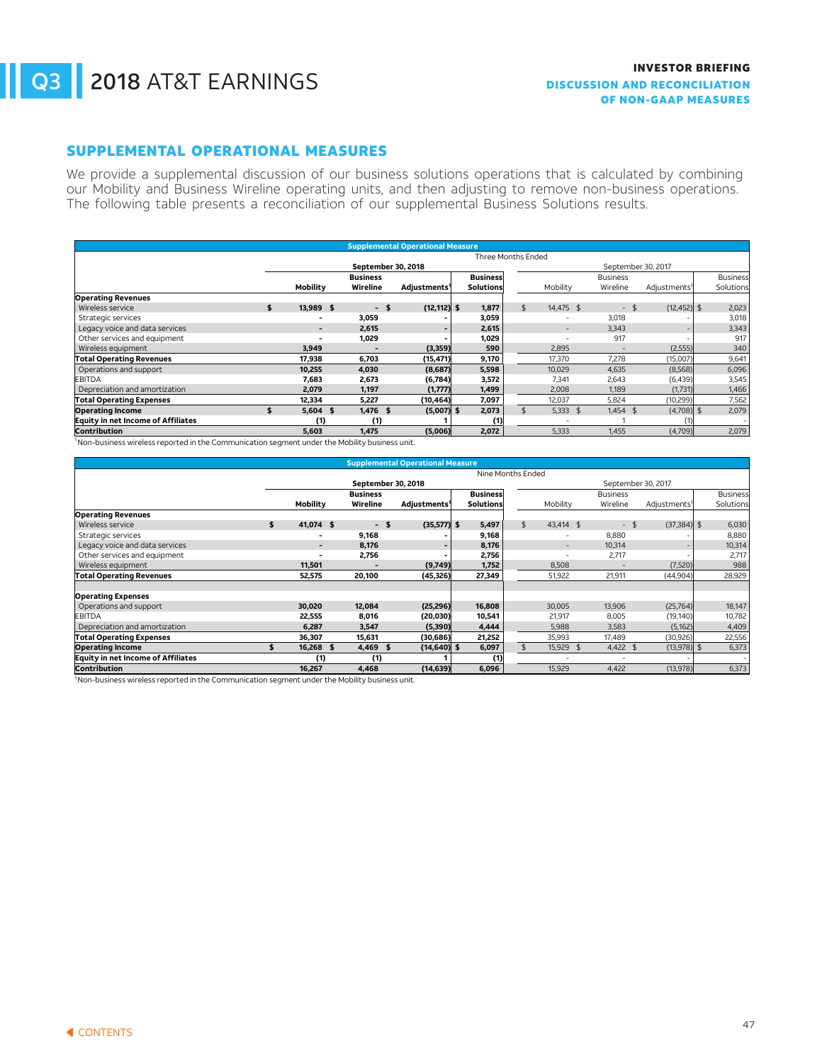## SUPPLEMENTAL OPERATIONAL MEASURES

We provide a supplemental discussion of our business solutions operations that is calculated by combining our Mobility and Business Wireline operating units, and then adjusting to remove non-business operations. The following table presents a reconciliation of our supplemental Business Solutions results.

| Supplemental Operational Measure | | | | | | | | |
|---|---|---|---|---|---|---|---|---|
| | Three Months Ended | | | | | | | |
| | September 30, 2018 | | | | September 30, 2017 | | | |
| | Mobility | Business Wireline | Adjustments[1] | Business Solutions | Mobility | Business Wireline | Adjustments[1] | Business Solutions |
| **Operating Revenues** | | | | | | | | |
| Wireless service | $ 13,989 | $ - | $ (12,112) | $ 1,877 | $ 14,475 | $ - | $ (12,452) | $ 2,023 |
| Strategic services | - | 3,059 | - | 3,059 | - | 3,018 | - | 3,018 |
| Legacy voice and data services | - | 2,615 | - | 2,615 | - | 3,343 | - | 3,343 |
| Other services and equipment | - | 1,029 | - | 1,029 | - | 917 | - | 917 |
| Wireless equipment | 3,949 | - | (3,359) | 590 | 2,895 | - | (2,555) | 340 |
| **Total Operating Revenues** | 17,938 | 6,703 | (15,471) | 9,170 | 17,370 | 7,278 | (15,007) | 9,641 |
| Operations and support | 10,255 | 4,030 | (8,687) | 5,598 | 10,029 | 4,635 | (8,568) | 6,096 |
| EBITDA | 7,683 | 2,673 | (6,784) | 3,572 | 7,341 | 2,643 | (6,439) | 3,545 |
| Depreciation and amortization | 2,079 | 1,197 | (1,777) | 1,499 | 2,008 | 1,189 | (1,731) | 1,466 |
| **Total Operating Expenses** | 12,334 | 5,227 | (10,464) | 7,097 | 12,037 | 5,824 | (10,299) | 7,562 |
| **Operating Income** | $ 5,604 | $ 1,476 | $ (5,007) | $ 2,073 | $ 5,333 | $ 1,454 | $ (4,708) | $ 2,079 |
| **Equity in net Income of Affiliates** | (1) | (1) | 1 | (1) | - | 1 | (1) | - |
| **Contribution** | 5,603 | 1,475 | (5,006) | 2,072 | 5,333 | 1,455 | (4,709) | 2,079 |

[1]Non-business wireless reported in the Communication segment under the Mobility business unit.

| Supplemental Operational Measure | | | | | | | | |
|---|---|---|---|---|---|---|---|---|
| | Nine Months Ended | | | | | | | |
| | September 30, 2018 | | | | September 30, 2017 | | | |
| | Mobility | Business Wireline | Adjustments[1] | Business Solutions | Mobility | Business Wireline | Adjustments[1] | Business Solutions |
| **Operating Revenues** | | | | | | | | |
| Wireless service | $ 41,074 | $ - | $ (35,577) | $ 5,497 | $ 43,414 | $ - | $ (37,384) | $ 6,030 |
| Strategic services | - | 9,168 | - | 9,168 | - | 8,880 | - | 8,880 |
| Legacy voice and data services | - | 8,176 | - | 8,176 | - | 10,314 | - | 10,314 |
| Other services and equipment | - | 2,756 | - | 2,756 | - | 2,717 | - | 2,717 |
| Wireless equipment | 11,501 | - | (9,749) | 1,752 | 8,508 | - | (7,520) | 988 |
| **Total Operating Revenues** | 52,575 | 20,100 | (45,326) | 27,349 | 51,922 | 21,911 | (44,904) | 28,929 |
| | | | | | | | | |
| **Operating Expenses** | | | | | | | | |
| Operations and support | 30,020 | 12,084 | (25,296) | 16,808 | 30,005 | 13,906 | (25,764) | 18,147 |
| EBITDA | 22,555 | 8,016 | (20,030) | 10,541 | 21,917 | 8,005 | (19,140) | 10,782 |
| Depreciation and amortization | 6,287 | 3,547 | (5,390) | 4,444 | 5,988 | 3,583 | (5,162) | 4,409 |
| **Total Operating Expenses** | 36,307 | 15,631 | (30,686) | 21,252 | 35,993 | 17,489 | (30,926) | 22,556 |
| **Operating Income** | $ 16,268 | $ 4,469 | $ (14,640) | $ 6,097 | $ 15,929 | $ 4,422 | $ (13,978) | $ 6,373 |
| **Equity in net Income of Affiliates** | (1) | (1) | 1 | (1) | - | - | - | - |
| **Contribution** | 16,267 | 4,468 | (14,639) | 6,096 | 15,929 | 4,422 | (13,978) | 6,373 |

[1]Non-business wireless reported in the Communication segment under the Mobility business unit.